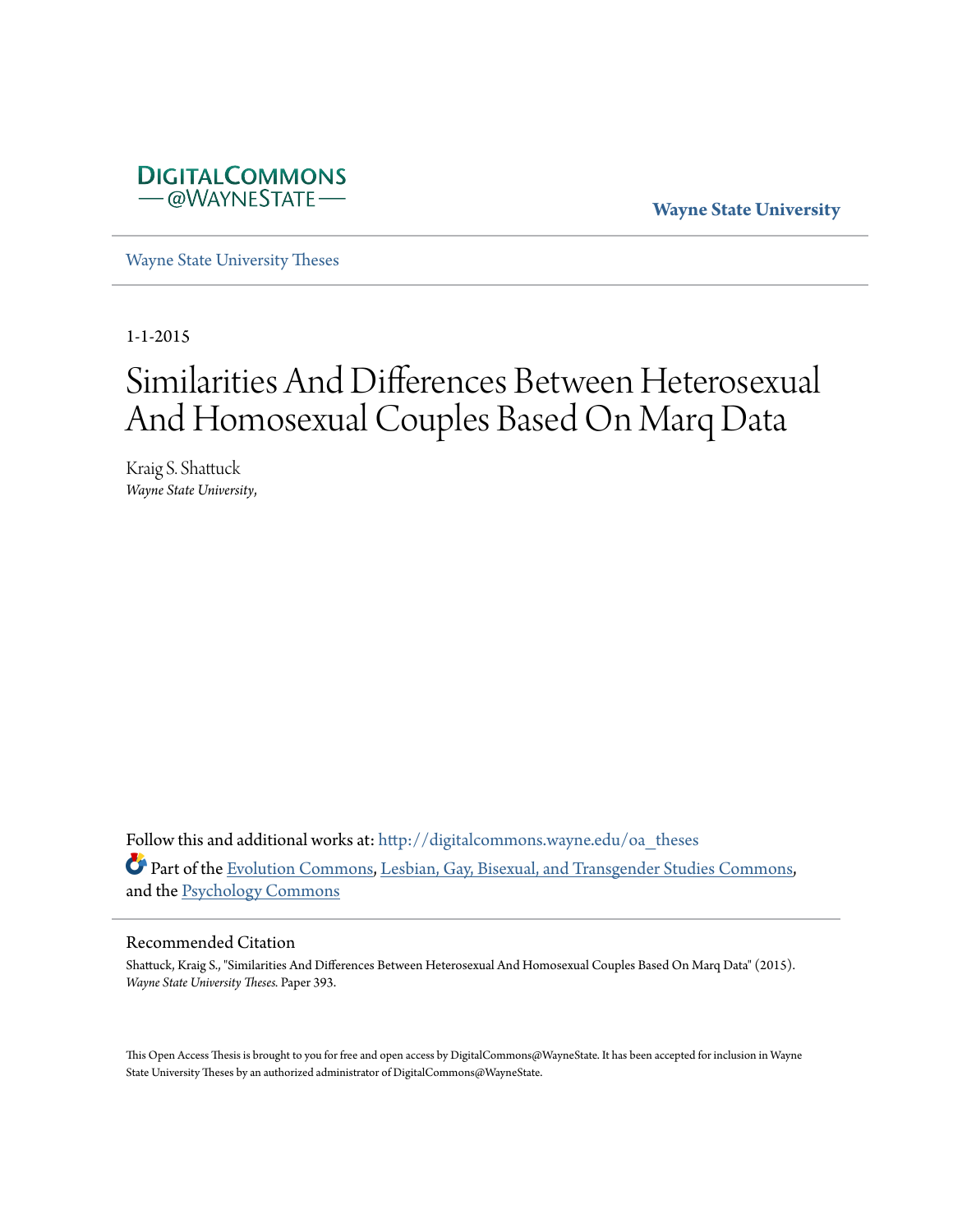DIGITALCOMMONS
— @WAYNESTATE —

Wayne State University

Wayne State University Theses

1-1-2015

# Similarities And Differences Between Heterosexual And Homosexual Couples Based On Marq Data

Kraig S. Shattuck
*Wayne State University,*

Follow this and additional works at: http://digitalcommons.wayne.edu/oa_theses

Part of the Evolution Commons, Lesbian, Gay, Bisexual, and Transgender Studies Commons, and the Psychology Commons

## Recommended Citation

Shattuck, Kraig S., "Similarities And Differences Between Heterosexual And Homosexual Couples Based On Marq Data" (2015). *Wayne State University Theses.* Paper 393.

This Open Access Thesis is brought to you for free and open access by DigitalCommons@WayneState. It has been accepted for inclusion in Wayne State University Theses by an authorized administrator of DigitalCommons@WayneState.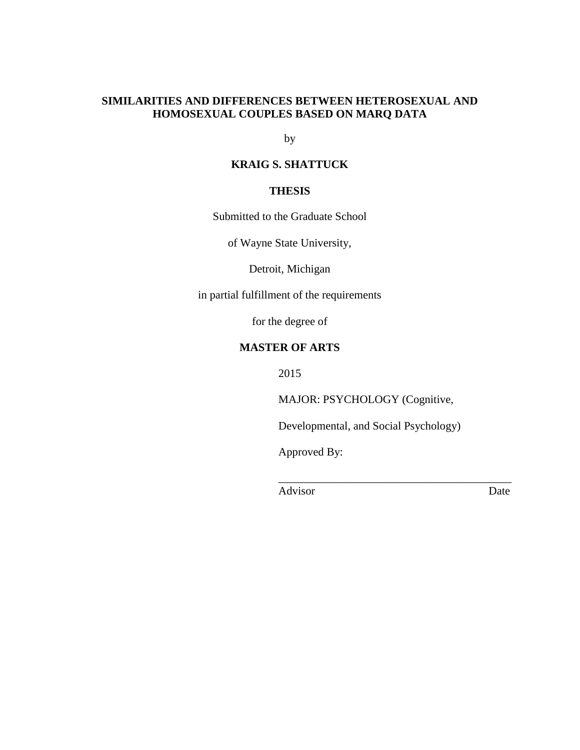**SIMILARITIES AND DIFFERENCES BETWEEN HETEROSEXUAL AND HOMOSEXUAL COUPLES BASED ON MARQ DATA**

by

**KRAIG S. SHATTUCK**

**THESIS**

Submitted to the Graduate School

of Wayne State University,

Detroit, Michigan

in partial fulfillment of the requirements

for the degree of

**MASTER OF ARTS**

2015

MAJOR: PSYCHOLOGY (Cognitive,

Developmental, and Social Psychology)

Approved By:

_________________________________________

Advisor Date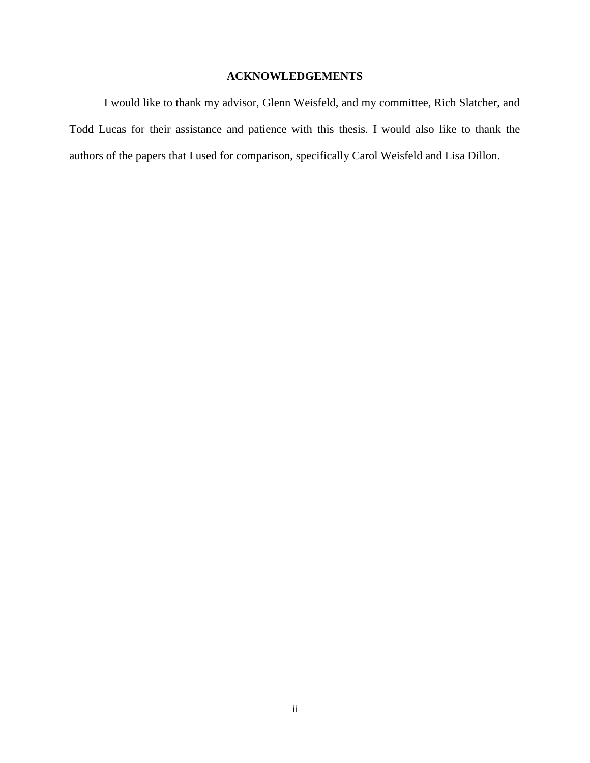## ACKNOWLEDGEMENTS

I would like to thank my advisor, Glenn Weisfeld, and my committee, Rich Slatcher, and Todd Lucas for their assistance and patience with this thesis. I would also like to thank the authors of the papers that I used for comparison, specifically Carol Weisfeld and Lisa Dillon.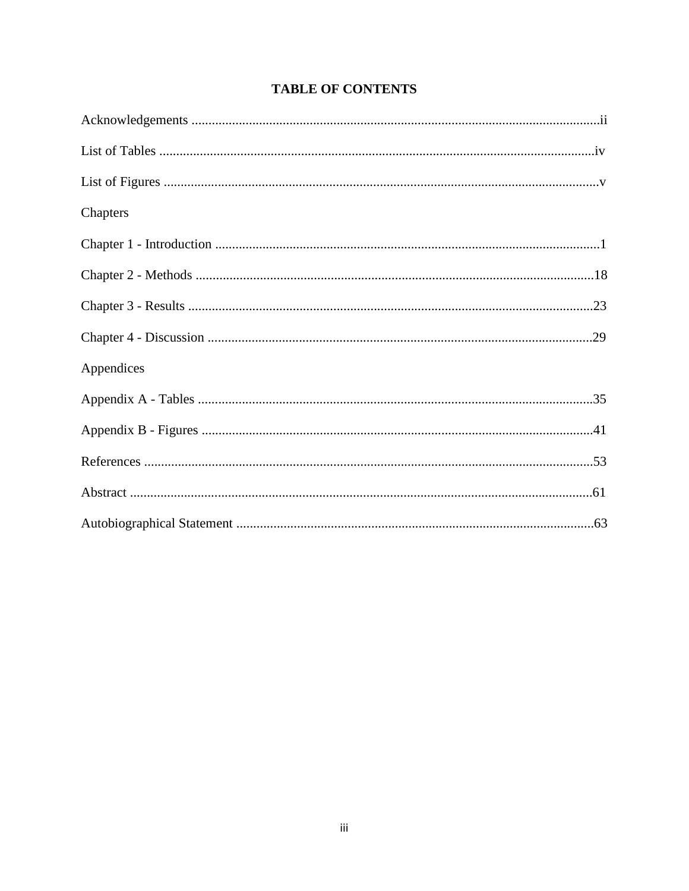# TABLE OF CONTENTS

Acknowledgements ........................................................................................................................ii

List of Tables ................................................................................................................................iv

List of Figures ................................................................................................................................v

Chapters

Chapter 1 - Introduction .................................................................................................................1

Chapter 2 - Methods .....................................................................................................................18

Chapter 3 - Results .......................................................................................................................23

Chapter 4 - Discussion ..................................................................................................................29

Appendices

Appendix A - Tables ....................................................................................................................35

Appendix B - Figures ...................................................................................................................41

References ....................................................................................................................................53

Abstract ........................................................................................................................................61

Autobiographical Statement .........................................................................................................63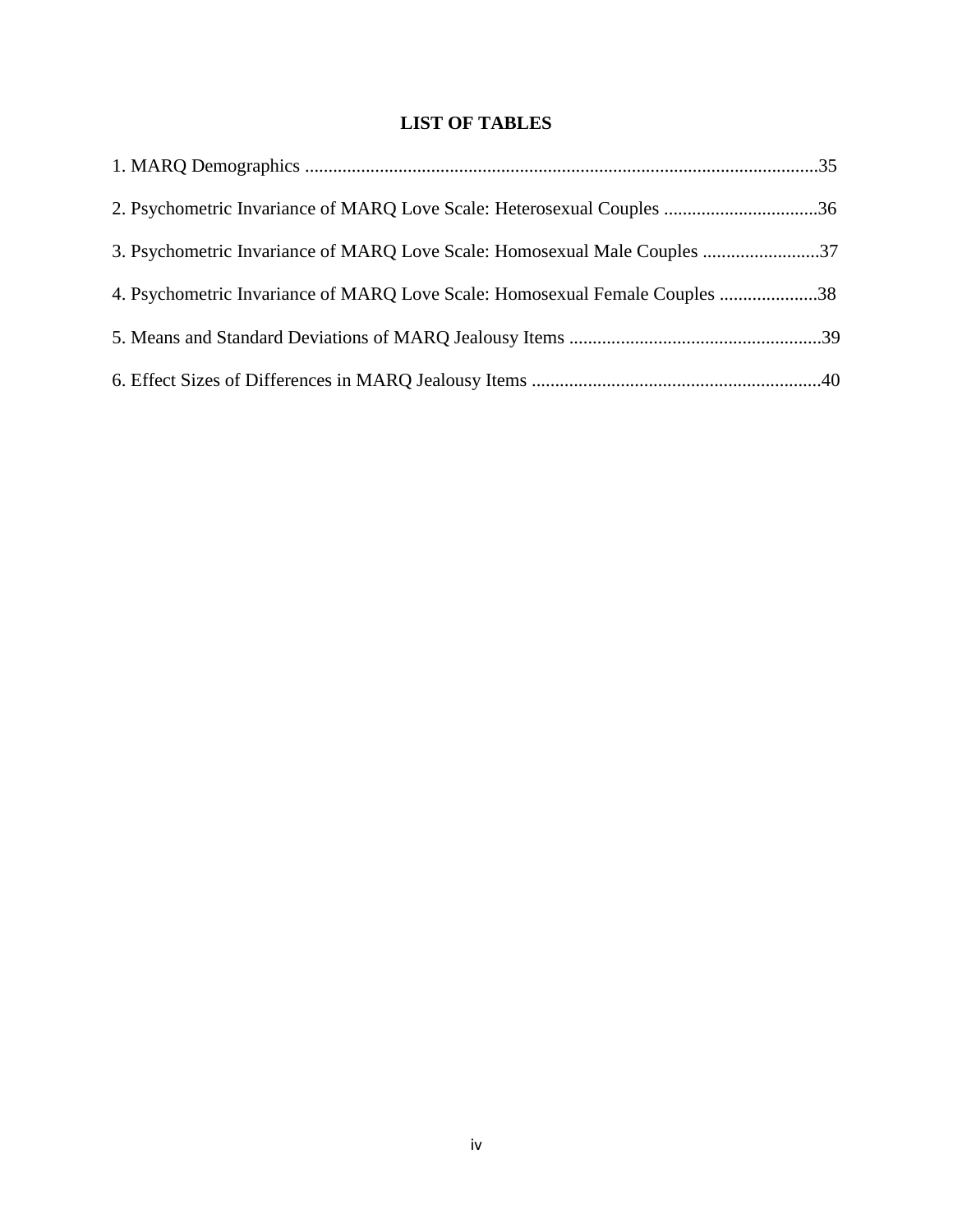# LIST OF TABLES

1. MARQ Demographics ............................................................................................................35

2. Psychometric Invariance of MARQ Love Scale: Heterosexual Couples .................................36

3. Psychometric Invariance of MARQ Love Scale: Homosexual Male Couples .........................37

4. Psychometric Invariance of MARQ Love Scale: Homosexual Female Couples .....................38

5. Means and Standard Deviations of MARQ Jealousy Items ......................................................39

6. Effect Sizes of Differences in MARQ Jealousy Items .............................................................40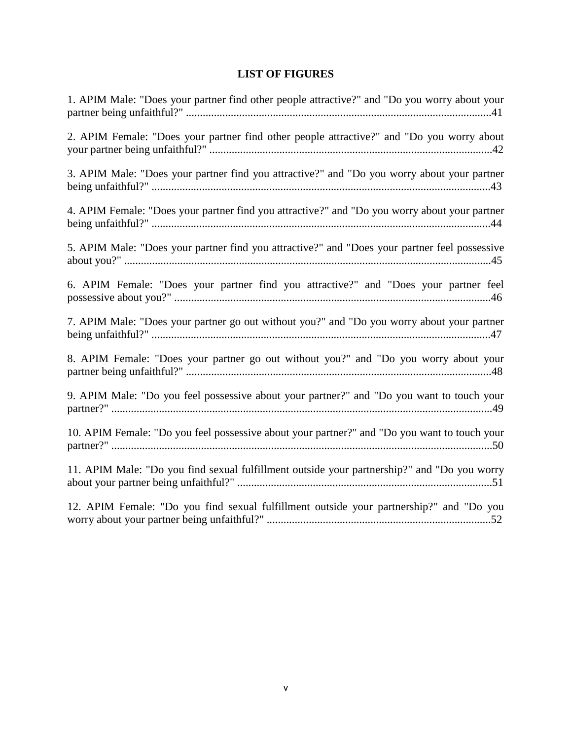## LIST OF FIGURES

1. APIM Male: "Does your partner find other people attractive?" and "Do you worry about your partner being unfaithful?" ............................................................................................................41

2. APIM Female: "Does your partner find other people attractive?" and "Do you worry about your partner being unfaithful?" ....................................................................................................42

3. APIM Male: "Does your partner find you attractive?" and "Do you worry about your partner being unfaithful?" ........................................................................................................................43

4. APIM Female: "Does your partner find you attractive?" and "Do you worry about your partner being unfaithful?" ........................................................................................................................44

5. APIM Male: "Does your partner find you attractive?" and "Does your partner feel possessive about you?" ..................................................................................................................................45

6. APIM Female: "Does your partner find you attractive?" and "Does your partner feel possessive about you?" ................................................................................................................46

7. APIM Male: "Does your partner go out without you?" and "Do you worry about your partner being unfaithful?" ........................................................................................................................47

8. APIM Female: "Does your partner go out without you?" and "Do you worry about your partner being unfaithful?" ............................................................................................................48

9. APIM Male: "Do you feel possessive about your partner?" and "Do you want to touch your partner?" .......................................................................................................................................49

10. APIM Female: "Do you feel possessive about your partner?" and "Do you want to touch your partner?" .......................................................................................................................................50

11. APIM Male: "Do you find sexual fulfillment outside your partnership?" and "Do you worry about your partner being unfaithful?" ..........................................................................................51

12. APIM Female: "Do you find sexual fulfillment outside your partnership?" and "Do you worry about your partner being unfaithful?" ...............................................................................52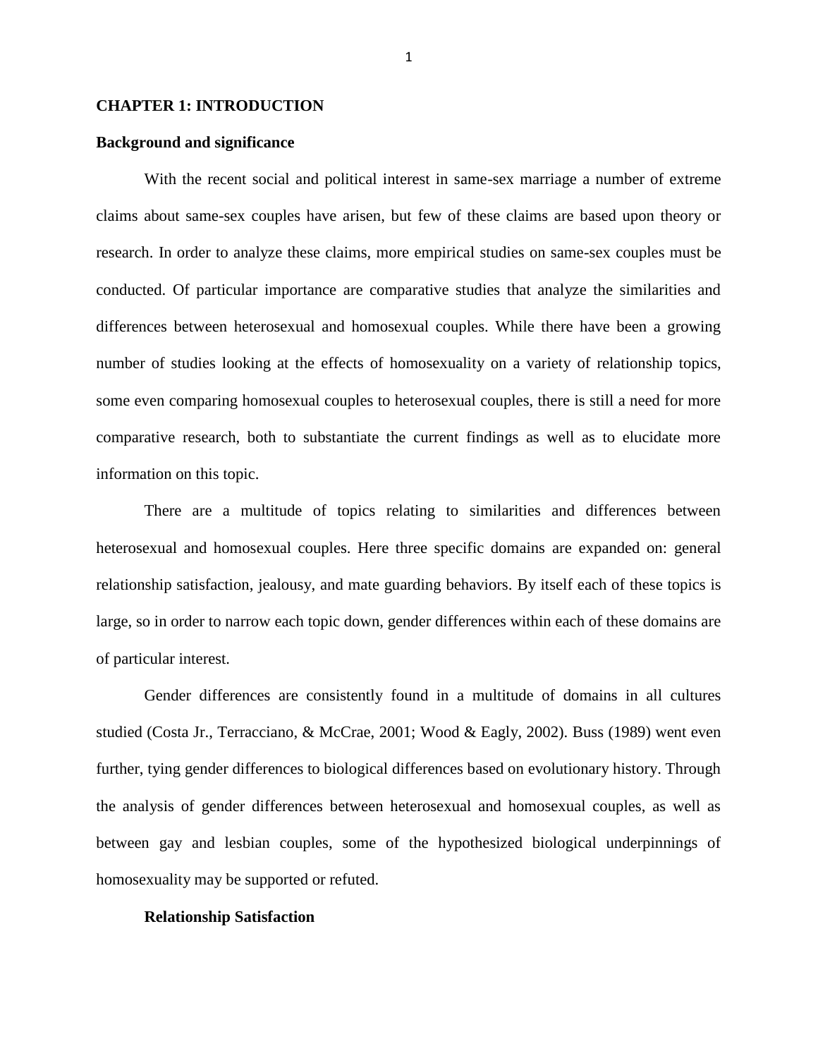# CHAPTER 1: INTRODUCTION

## Background and significance

With the recent social and political interest in same-sex marriage a number of extreme claims about same-sex couples have arisen, but few of these claims are based upon theory or research. In order to analyze these claims, more empirical studies on same-sex couples must be conducted. Of particular importance are comparative studies that analyze the similarities and differences between heterosexual and homosexual couples. While there have been a growing number of studies looking at the effects of homosexuality on a variety of relationship topics, some even comparing homosexual couples to heterosexual couples, there is still a need for more comparative research, both to substantiate the current findings as well as to elucidate more information on this topic.

There are a multitude of topics relating to similarities and differences between heterosexual and homosexual couples. Here three specific domains are expanded on: general relationship satisfaction, jealousy, and mate guarding behaviors. By itself each of these topics is large, so in order to narrow each topic down, gender differences within each of these domains are of particular interest.

Gender differences are consistently found in a multitude of domains in all cultures studied (Costa Jr., Terracciano, & McCrae, 2001; Wood & Eagly, 2002). Buss (1989) went even further, tying gender differences to biological differences based on evolutionary history. Through the analysis of gender differences between heterosexual and homosexual couples, as well as between gay and lesbian couples, some of the hypothesized biological underpinnings of homosexuality may be supported or refuted.

### Relationship Satisfaction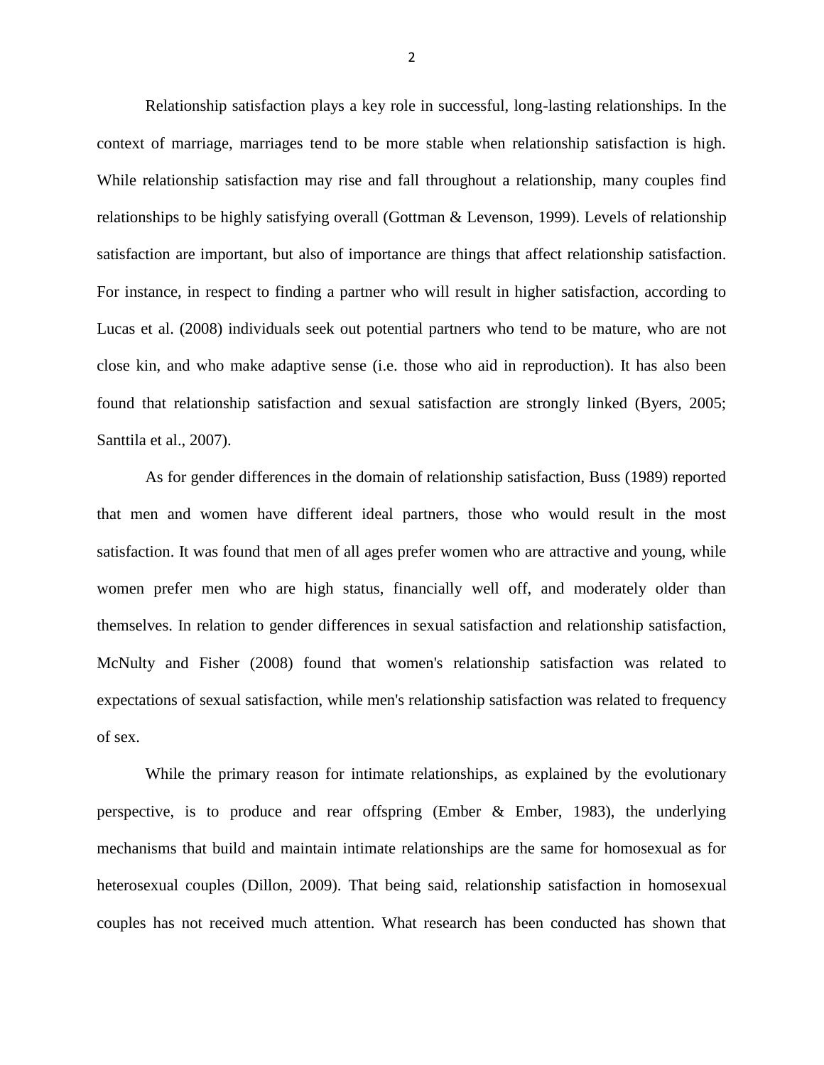Relationship satisfaction plays a key role in successful, long-lasting relationships. In the context of marriage, marriages tend to be more stable when relationship satisfaction is high. While relationship satisfaction may rise and fall throughout a relationship, many couples find relationships to be highly satisfying overall (Gottman & Levenson, 1999). Levels of relationship satisfaction are important, but also of importance are things that affect relationship satisfaction. For instance, in respect to finding a partner who will result in higher satisfaction, according to Lucas et al. (2008) individuals seek out potential partners who tend to be mature, who are not close kin, and who make adaptive sense (i.e. those who aid in reproduction). It has also been found that relationship satisfaction and sexual satisfaction are strongly linked (Byers, 2005; Santtila et al., 2007).

As for gender differences in the domain of relationship satisfaction, Buss (1989) reported that men and women have different ideal partners, those who would result in the most satisfaction. It was found that men of all ages prefer women who are attractive and young, while women prefer men who are high status, financially well off, and moderately older than themselves. In relation to gender differences in sexual satisfaction and relationship satisfaction, McNulty and Fisher (2008) found that women's relationship satisfaction was related to expectations of sexual satisfaction, while men's relationship satisfaction was related to frequency of sex.

While the primary reason for intimate relationships, as explained by the evolutionary perspective, is to produce and rear offspring (Ember & Ember, 1983), the underlying mechanisms that build and maintain intimate relationships are the same for homosexual as for heterosexual couples (Dillon, 2009). That being said, relationship satisfaction in homosexual couples has not received much attention. What research has been conducted has shown that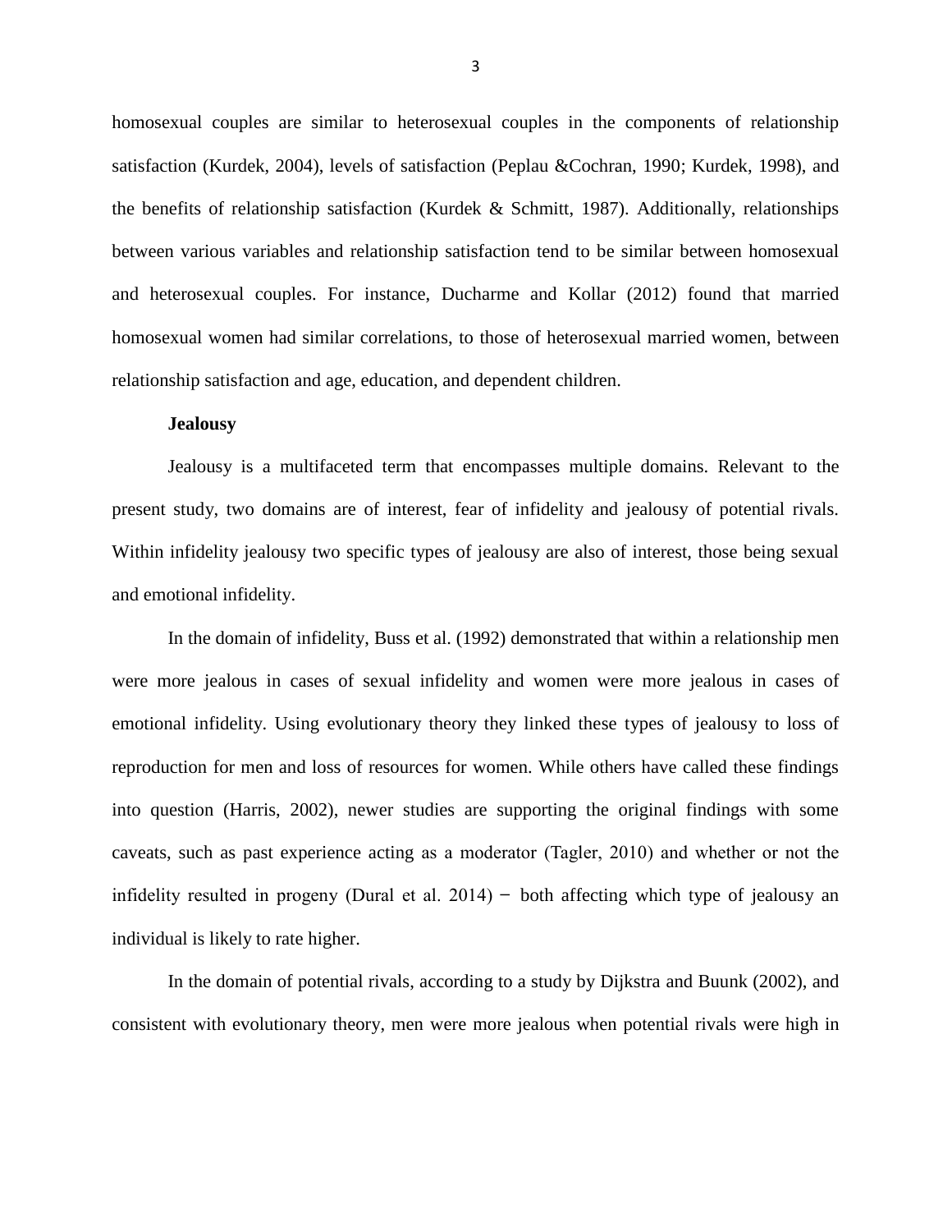homosexual couples are similar to heterosexual couples in the components of relationship satisfaction (Kurdek, 2004), levels of satisfaction (Peplau &Cochran, 1990; Kurdek, 1998), and the benefits of relationship satisfaction (Kurdek & Schmitt, 1987). Additionally, relationships between various variables and relationship satisfaction tend to be similar between homosexual and heterosexual couples. For instance, Ducharme and Kollar (2012) found that married homosexual women had similar correlations, to those of heterosexual married women, between relationship satisfaction and age, education, and dependent children.

**Jealousy**

Jealousy is a multifaceted term that encompasses multiple domains. Relevant to the present study, two domains are of interest, fear of infidelity and jealousy of potential rivals. Within infidelity jealousy two specific types of jealousy are also of interest, those being sexual and emotional infidelity.

In the domain of infidelity, Buss et al. (1992) demonstrated that within a relationship men were more jealous in cases of sexual infidelity and women were more jealous in cases of emotional infidelity. Using evolutionary theory they linked these types of jealousy to loss of reproduction for men and loss of resources for women. While others have called these findings into question (Harris, 2002), newer studies are supporting the original findings with some caveats, such as past experience acting as a moderator (Tagler, 2010) and whether or not the infidelity resulted in progeny (Dural et al. 2014) − both affecting which type of jealousy an individual is likely to rate higher.

In the domain of potential rivals, according to a study by Dijkstra and Buunk (2002), and consistent with evolutionary theory, men were more jealous when potential rivals were high in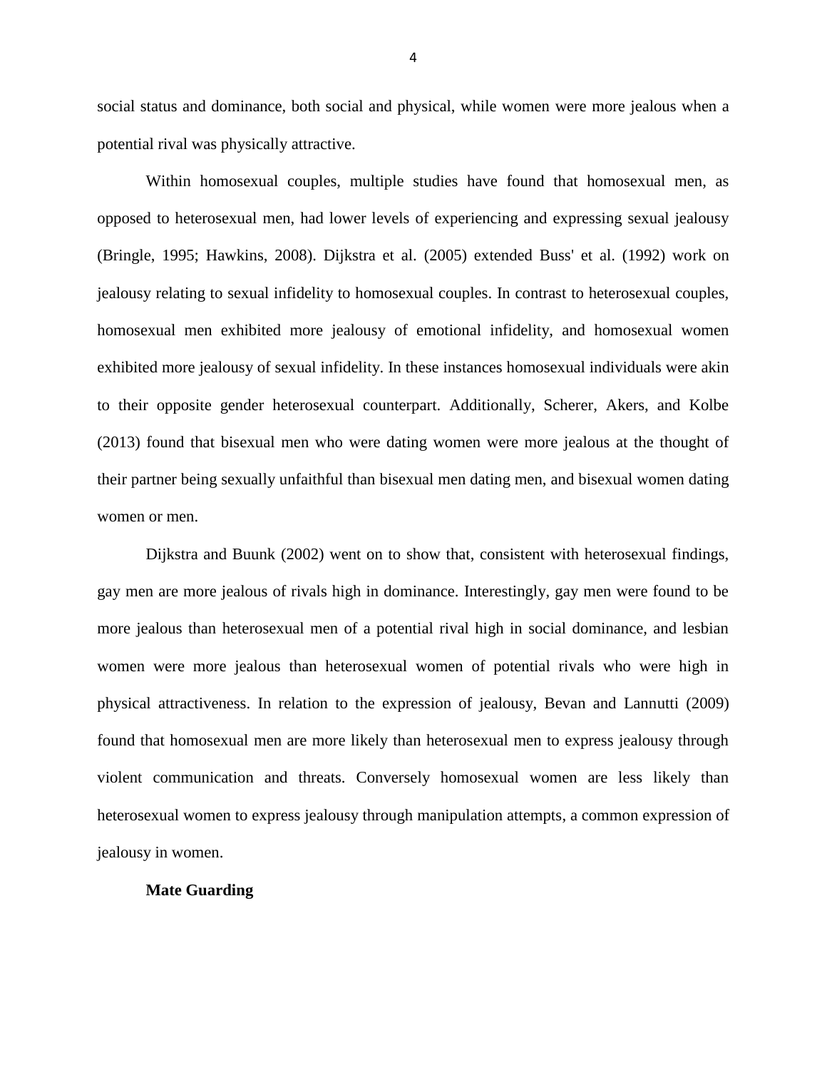social status and dominance, both social and physical, while women were more jealous when a potential rival was physically attractive.

Within homosexual couples, multiple studies have found that homosexual men, as opposed to heterosexual men, had lower levels of experiencing and expressing sexual jealousy (Bringle, 1995; Hawkins, 2008). Dijkstra et al. (2005) extended Buss' et al. (1992) work on jealousy relating to sexual infidelity to homosexual couples. In contrast to heterosexual couples, homosexual men exhibited more jealousy of emotional infidelity, and homosexual women exhibited more jealousy of sexual infidelity. In these instances homosexual individuals were akin to their opposite gender heterosexual counterpart. Additionally, Scherer, Akers, and Kolbe (2013) found that bisexual men who were dating women were more jealous at the thought of their partner being sexually unfaithful than bisexual men dating men, and bisexual women dating women or men.

Dijkstra and Buunk (2002) went on to show that, consistent with heterosexual findings, gay men are more jealous of rivals high in dominance. Interestingly, gay men were found to be more jealous than heterosexual men of a potential rival high in social dominance, and lesbian women were more jealous than heterosexual women of potential rivals who were high in physical attractiveness. In relation to the expression of jealousy, Bevan and Lannutti (2009) found that homosexual men are more likely than heterosexual men to express jealousy through violent communication and threats. Conversely homosexual women are less likely than heterosexual women to express jealousy through manipulation attempts, a common expression of jealousy in women.

**Mate Guarding**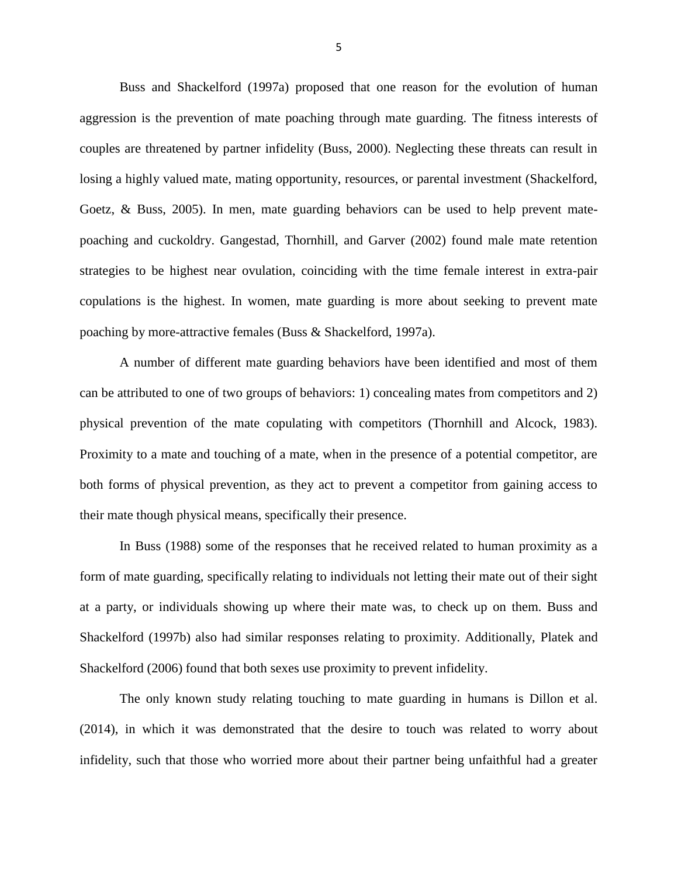Buss and Shackelford (1997a) proposed that one reason for the evolution of human aggression is the prevention of mate poaching through mate guarding. The fitness interests of couples are threatened by partner infidelity (Buss, 2000). Neglecting these threats can result in losing a highly valued mate, mating opportunity, resources, or parental investment (Shackelford, Goetz, & Buss, 2005). In men, mate guarding behaviors can be used to help prevent mate-poaching and cuckoldry. Gangestad, Thornhill, and Garver (2002) found male mate retention strategies to be highest near ovulation, coinciding with the time female interest in extra-pair copulations is the highest. In women, mate guarding is more about seeking to prevent mate poaching by more-attractive females (Buss & Shackelford, 1997a).

A number of different mate guarding behaviors have been identified and most of them can be attributed to one of two groups of behaviors: 1) concealing mates from competitors and 2) physical prevention of the mate copulating with competitors (Thornhill and Alcock, 1983). Proximity to a mate and touching of a mate, when in the presence of a potential competitor, are both forms of physical prevention, as they act to prevent a competitor from gaining access to their mate though physical means, specifically their presence.

In Buss (1988) some of the responses that he received related to human proximity as a form of mate guarding, specifically relating to individuals not letting their mate out of their sight at a party, or individuals showing up where their mate was, to check up on them. Buss and Shackelford (1997b) also had similar responses relating to proximity. Additionally, Platek and Shackelford (2006) found that both sexes use proximity to prevent infidelity.

The only known study relating touching to mate guarding in humans is Dillon et al. (2014), in which it was demonstrated that the desire to touch was related to worry about infidelity, such that those who worried more about their partner being unfaithful had a greater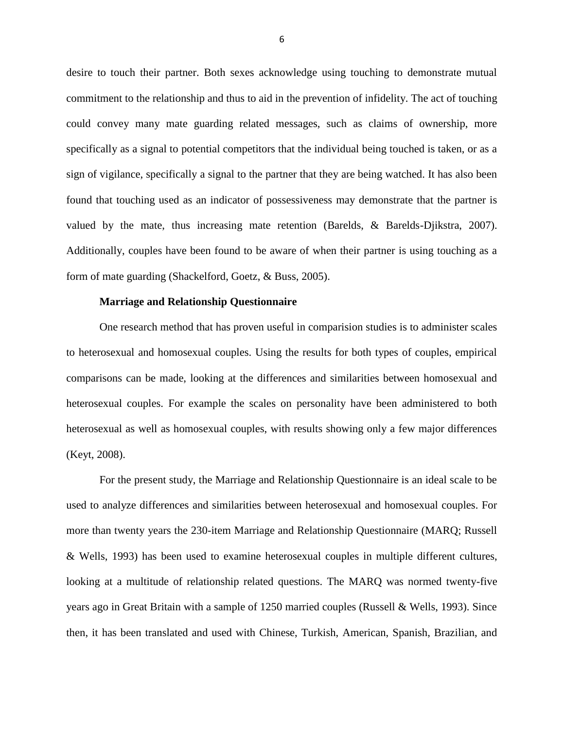desire to touch their partner. Both sexes acknowledge using touching to demonstrate mutual commitment to the relationship and thus to aid in the prevention of infidelity. The act of touching could convey many mate guarding related messages, such as claims of ownership, more specifically as a signal to potential competitors that the individual being touched is taken, or as a sign of vigilance, specifically a signal to the partner that they are being watched. It has also been found that touching used as an indicator of possessiveness may demonstrate that the partner is valued by the mate, thus increasing mate retention (Barelds, & Barelds-Djikstra, 2007). Additionally, couples have been found to be aware of when their partner is using touching as a form of mate guarding (Shackelford, Goetz, & Buss, 2005).

### Marriage and Relationship Questionnaire

One research method that has proven useful in comparision studies is to administer scales to heterosexual and homosexual couples. Using the results for both types of couples, empirical comparisons can be made, looking at the differences and similarities between homosexual and heterosexual couples. For example the scales on personality have been administered to both heterosexual as well as homosexual couples, with results showing only a few major differences (Keyt, 2008).

For the present study, the Marriage and Relationship Questionnaire is an ideal scale to be used to analyze differences and similarities between heterosexual and homosexual couples. For more than twenty years the 230-item Marriage and Relationship Questionnaire (MARQ; Russell & Wells, 1993) has been used to examine heterosexual couples in multiple different cultures, looking at a multitude of relationship related questions. The MARQ was normed twenty-five years ago in Great Britain with a sample of 1250 married couples (Russell & Wells, 1993). Since then, it has been translated and used with Chinese, Turkish, American, Spanish, Brazilian, and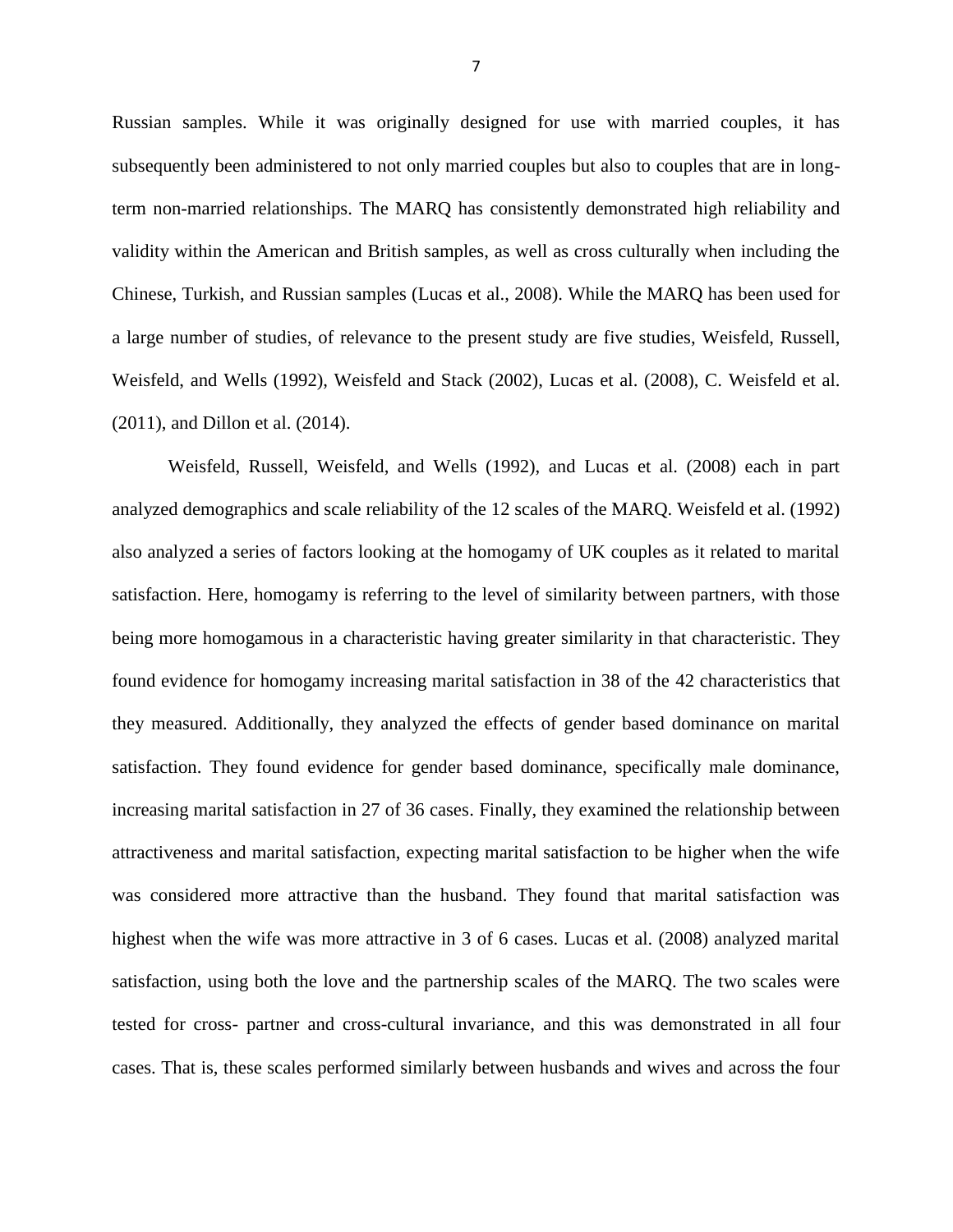Russian samples. While it was originally designed for use with married couples, it has subsequently been administered to not only married couples but also to couples that are in long-term non-married relationships. The MARQ has consistently demonstrated high reliability and validity within the American and British samples, as well as cross culturally when including the Chinese, Turkish, and Russian samples (Lucas et al., 2008). While the MARQ has been used for a large number of studies, of relevance to the present study are five studies, Weisfeld, Russell, Weisfeld, and Wells (1992), Weisfeld and Stack (2002), Lucas et al. (2008), C. Weisfeld et al. (2011), and Dillon et al. (2014).

Weisfeld, Russell, Weisfeld, and Wells (1992), and Lucas et al. (2008) each in part analyzed demographics and scale reliability of the 12 scales of the MARQ. Weisfeld et al. (1992) also analyzed a series of factors looking at the homogamy of UK couples as it related to marital satisfaction. Here, homogamy is referring to the level of similarity between partners, with those being more homogamous in a characteristic having greater similarity in that characteristic. They found evidence for homogamy increasing marital satisfaction in 38 of the 42 characteristics that they measured. Additionally, they analyzed the effects of gender based dominance on marital satisfaction. They found evidence for gender based dominance, specifically male dominance, increasing marital satisfaction in 27 of 36 cases. Finally, they examined the relationship between attractiveness and marital satisfaction, expecting marital satisfaction to be higher when the wife was considered more attractive than the husband. They found that marital satisfaction was highest when the wife was more attractive in 3 of 6 cases. Lucas et al. (2008) analyzed marital satisfaction, using both the love and the partnership scales of the MARQ. The two scales were tested for cross- partner and cross-cultural invariance, and this was demonstrated in all four cases. That is, these scales performed similarly between husbands and wives and across the four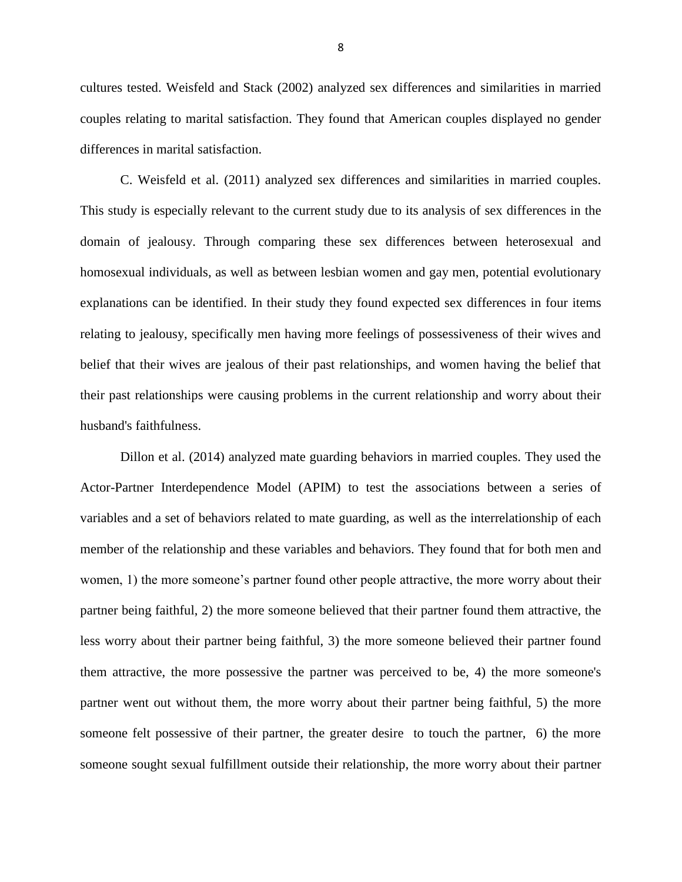cultures tested. Weisfeld and Stack (2002) analyzed sex differences and similarities in married couples relating to marital satisfaction. They found that American couples displayed no gender differences in marital satisfaction.

C. Weisfeld et al. (2011) analyzed sex differences and similarities in married couples. This study is especially relevant to the current study due to its analysis of sex differences in the domain of jealousy. Through comparing these sex differences between heterosexual and homosexual individuals, as well as between lesbian women and gay men, potential evolutionary explanations can be identified. In their study they found expected sex differences in four items relating to jealousy, specifically men having more feelings of possessiveness of their wives and belief that their wives are jealous of their past relationships, and women having the belief that their past relationships were causing problems in the current relationship and worry about their husband's faithfulness.

Dillon et al. (2014) analyzed mate guarding behaviors in married couples. They used the Actor-Partner Interdependence Model (APIM) to test the associations between a series of variables and a set of behaviors related to mate guarding, as well as the interrelationship of each member of the relationship and these variables and behaviors. They found that for both men and women, 1) the more someone's partner found other people attractive, the more worry about their partner being faithful, 2) the more someone believed that their partner found them attractive, the less worry about their partner being faithful, 3) the more someone believed their partner found them attractive, the more possessive the partner was perceived to be, 4) the more someone's partner went out without them, the more worry about their partner being faithful, 5) the more someone felt possessive of their partner, the greater desire to touch the partner, 6) the more someone sought sexual fulfillment outside their relationship, the more worry about their partner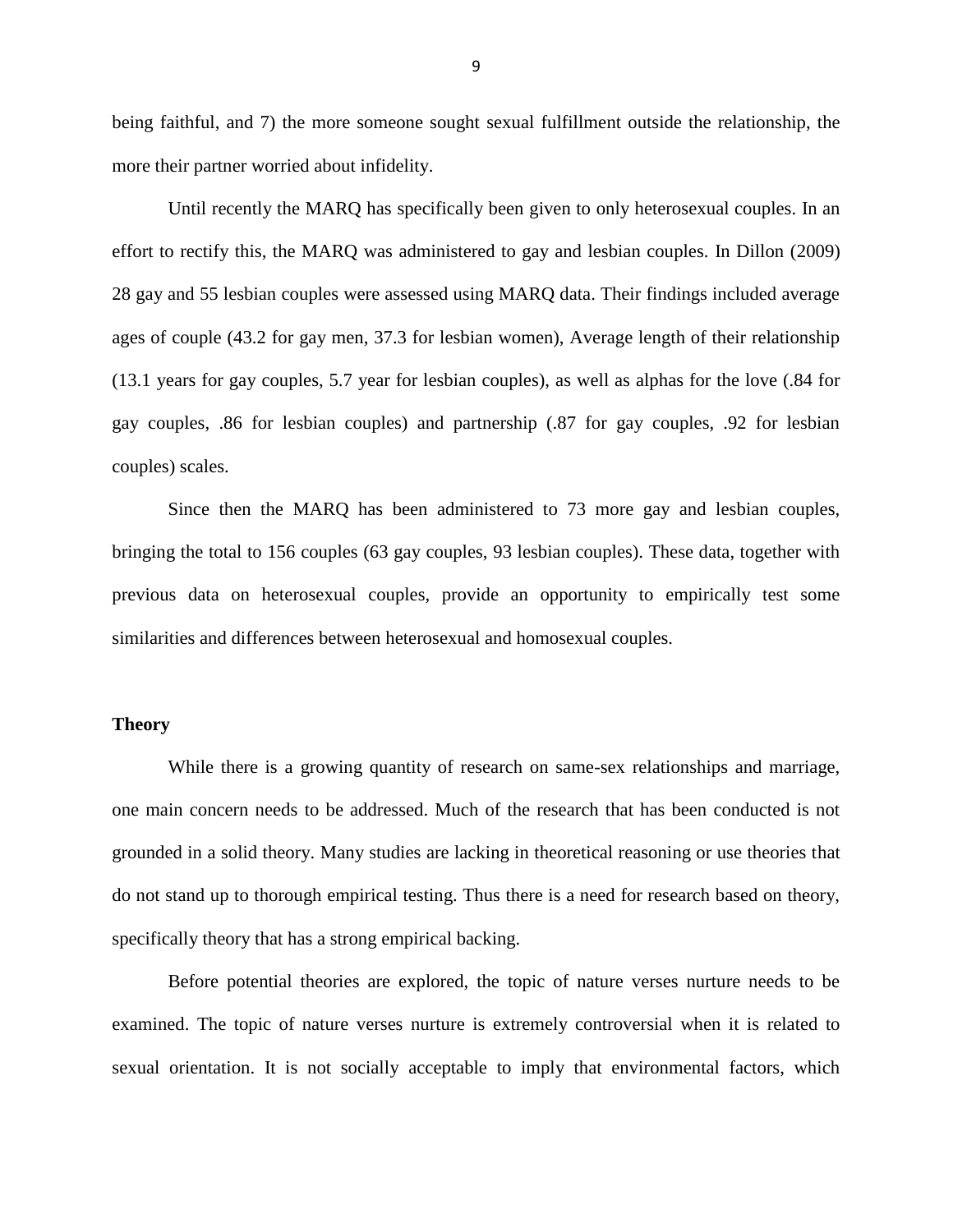being faithful, and 7) the more someone sought sexual fulfillment outside the relationship, the more their partner worried about infidelity.

Until recently the MARQ has specifically been given to only heterosexual couples. In an effort to rectify this, the MARQ was administered to gay and lesbian couples. In Dillon (2009) 28 gay and 55 lesbian couples were assessed using MARQ data. Their findings included average ages of couple (43.2 for gay men, 37.3 for lesbian women), Average length of their relationship (13.1 years for gay couples, 5.7 year for lesbian couples), as well as alphas for the love (.84 for gay couples, .86 for lesbian couples) and partnership (.87 for gay couples, .92 for lesbian couples) scales.

Since then the MARQ has been administered to 73 more gay and lesbian couples, bringing the total to 156 couples (63 gay couples, 93 lesbian couples). These data, together with previous data on heterosexual couples, provide an opportunity to empirically test some similarities and differences between heterosexual and homosexual couples.

**Theory**

While there is a growing quantity of research on same-sex relationships and marriage, one main concern needs to be addressed. Much of the research that has been conducted is not grounded in a solid theory. Many studies are lacking in theoretical reasoning or use theories that do not stand up to thorough empirical testing. Thus there is a need for research based on theory, specifically theory that has a strong empirical backing.

Before potential theories are explored, the topic of nature verses nurture needs to be examined. The topic of nature verses nurture is extremely controversial when it is related to sexual orientation. It is not socially acceptable to imply that environmental factors, which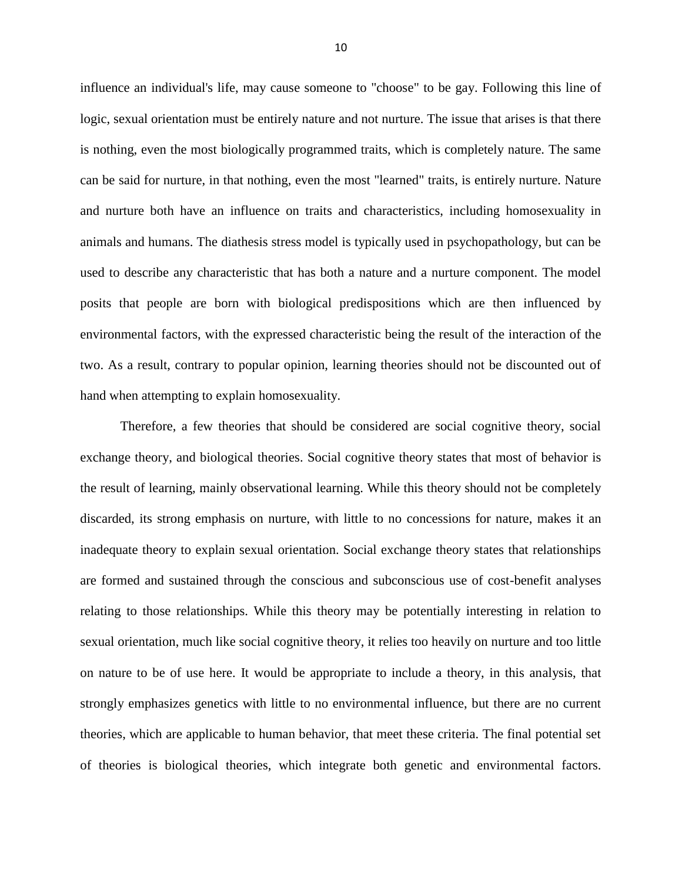influence an individual's life, may cause someone to "choose" to be gay. Following this line of logic, sexual orientation must be entirely nature and not nurture. The issue that arises is that there is nothing, even the most biologically programmed traits, which is completely nature. The same can be said for nurture, in that nothing, even the most "learned" traits, is entirely nurture. Nature and nurture both have an influence on traits and characteristics, including homosexuality in animals and humans. The diathesis stress model is typically used in psychopathology, but can be used to describe any characteristic that has both a nature and a nurture component. The model posits that people are born with biological predispositions which are then influenced by environmental factors, with the expressed characteristic being the result of the interaction of the two. As a result, contrary to popular opinion, learning theories should not be discounted out of hand when attempting to explain homosexuality.

Therefore, a few theories that should be considered are social cognitive theory, social exchange theory, and biological theories. Social cognitive theory states that most of behavior is the result of learning, mainly observational learning. While this theory should not be completely discarded, its strong emphasis on nurture, with little to no concessions for nature, makes it an inadequate theory to explain sexual orientation. Social exchange theory states that relationships are formed and sustained through the conscious and subconscious use of cost-benefit analyses relating to those relationships. While this theory may be potentially interesting in relation to sexual orientation, much like social cognitive theory, it relies too heavily on nurture and too little on nature to be of use here. It would be appropriate to include a theory, in this analysis, that strongly emphasizes genetics with little to no environmental influence, but there are no current theories, which are applicable to human behavior, that meet these criteria. The final potential set of theories is biological theories, which integrate both genetic and environmental factors.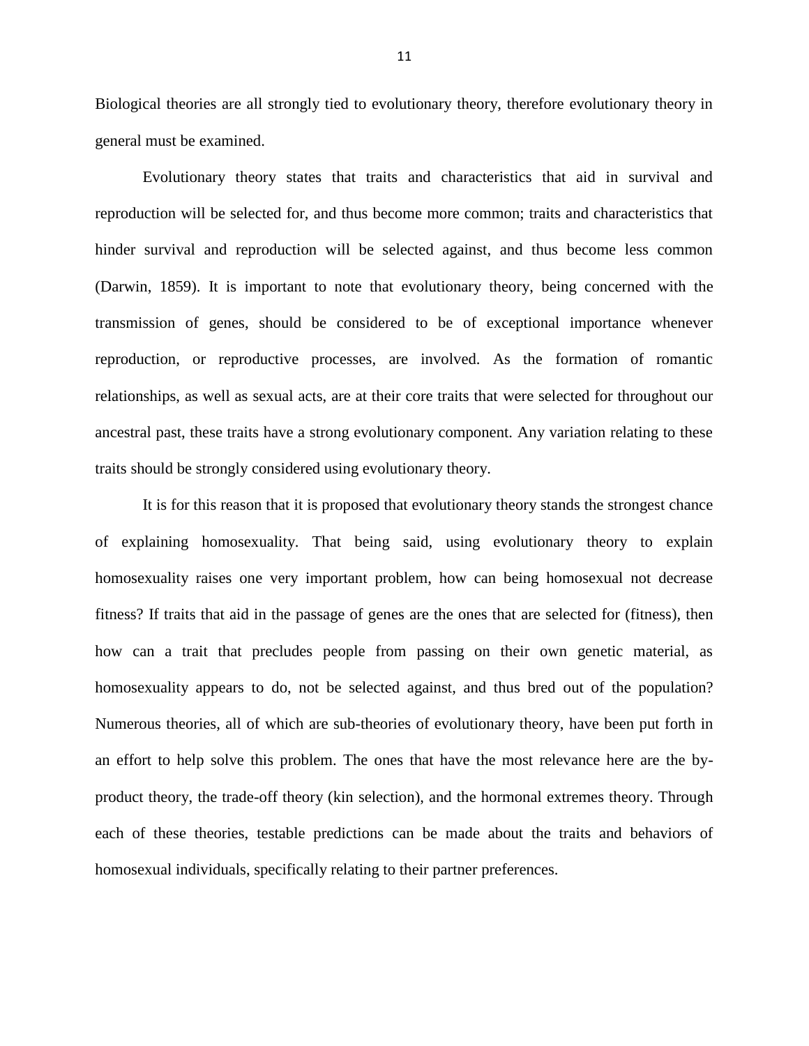Biological theories are all strongly tied to evolutionary theory, therefore evolutionary theory in general must be examined.

Evolutionary theory states that traits and characteristics that aid in survival and reproduction will be selected for, and thus become more common; traits and characteristics that hinder survival and reproduction will be selected against, and thus become less common (Darwin, 1859). It is important to note that evolutionary theory, being concerned with the transmission of genes, should be considered to be of exceptional importance whenever reproduction, or reproductive processes, are involved. As the formation of romantic relationships, as well as sexual acts, are at their core traits that were selected for throughout our ancestral past, these traits have a strong evolutionary component. Any variation relating to these traits should be strongly considered using evolutionary theory.

It is for this reason that it is proposed that evolutionary theory stands the strongest chance of explaining homosexuality. That being said, using evolutionary theory to explain homosexuality raises one very important problem, how can being homosexual not decrease fitness? If traits that aid in the passage of genes are the ones that are selected for (fitness), then how can a trait that precludes people from passing on their own genetic material, as homosexuality appears to do, not be selected against, and thus bred out of the population? Numerous theories, all of which are sub-theories of evolutionary theory, have been put forth in an effort to help solve this problem. The ones that have the most relevance here are the by-product theory, the trade-off theory (kin selection), and the hormonal extremes theory. Through each of these theories, testable predictions can be made about the traits and behaviors of homosexual individuals, specifically relating to their partner preferences.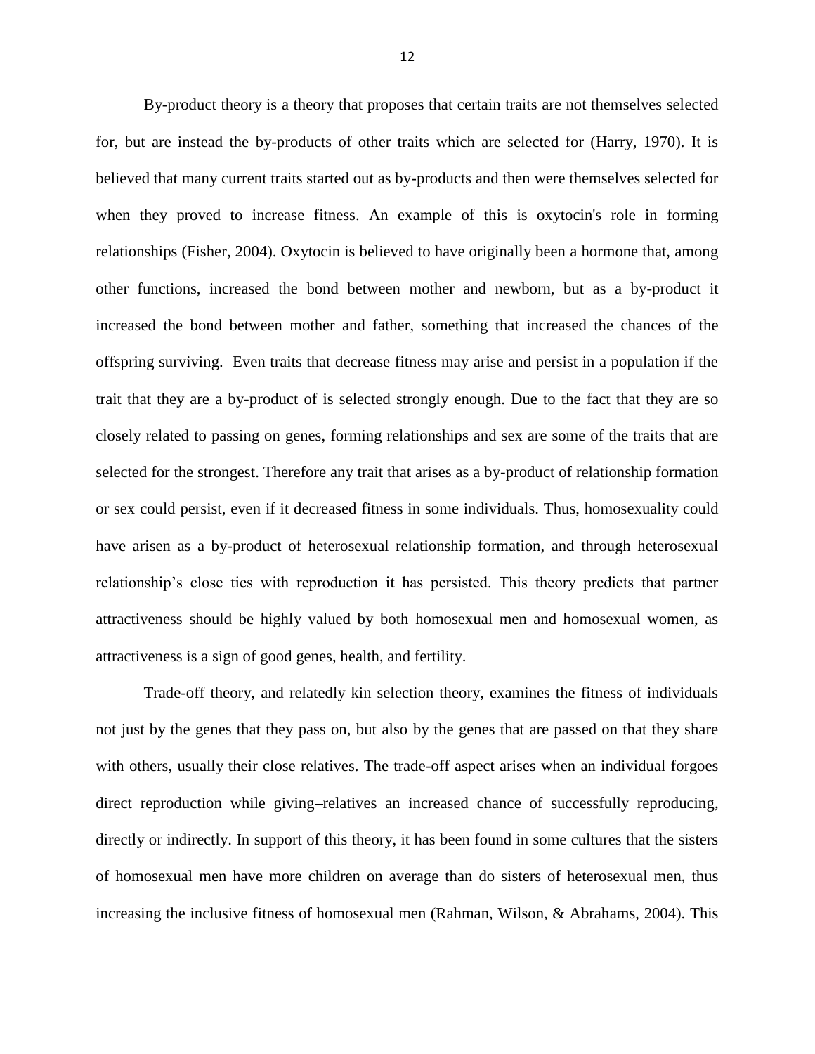By-product theory is a theory that proposes that certain traits are not themselves selected for, but are instead the by-products of other traits which are selected for (Harry, 1970). It is believed that many current traits started out as by-products and then were themselves selected for when they proved to increase fitness. An example of this is oxytocin's role in forming relationships (Fisher, 2004). Oxytocin is believed to have originally been a hormone that, among other functions, increased the bond between mother and newborn, but as a by-product it increased the bond between mother and father, something that increased the chances of the offspring surviving.  Even traits that decrease fitness may arise and persist in a population if the trait that they are a by-product of is selected strongly enough. Due to the fact that they are so closely related to passing on genes, forming relationships and sex are some of the traits that are selected for the strongest. Therefore any trait that arises as a by-product of relationship formation or sex could persist, even if it decreased fitness in some individuals. Thus, homosexuality could have arisen as a by-product of heterosexual relationship formation, and through heterosexual relationship's close ties with reproduction it has persisted. This theory predicts that partner attractiveness should be highly valued by both homosexual men and homosexual women, as attractiveness is a sign of good genes, health, and fertility.

Trade-off theory, and relatedly kin selection theory, examines the fitness of individuals not just by the genes that they pass on, but also by the genes that are passed on that they share with others, usually their close relatives. The trade-off aspect arises when an individual forgoes direct reproduction while giving–relatives an increased chance of successfully reproducing, directly or indirectly. In support of this theory, it has been found in some cultures that the sisters of homosexual men have more children on average than do sisters of heterosexual men, thus increasing the inclusive fitness of homosexual men (Rahman, Wilson, & Abrahams, 2004). This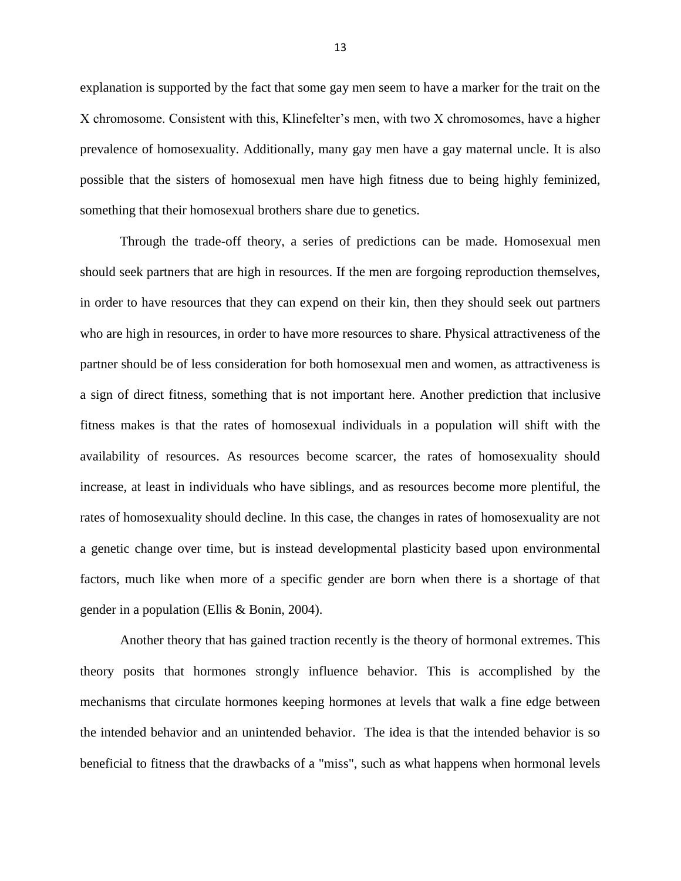explanation is supported by the fact that some gay men seem to have a marker for the trait on the X chromosome. Consistent with this, Klinefelter's men, with two X chromosomes, have a higher prevalence of homosexuality. Additionally, many gay men have a gay maternal uncle. It is also possible that the sisters of homosexual men have high fitness due to being highly feminized, something that their homosexual brothers share due to genetics.

Through the trade-off theory, a series of predictions can be made. Homosexual men should seek partners that are high in resources. If the men are forgoing reproduction themselves, in order to have resources that they can expend on their kin, then they should seek out partners who are high in resources, in order to have more resources to share. Physical attractiveness of the partner should be of less consideration for both homosexual men and women, as attractiveness is a sign of direct fitness, something that is not important here. Another prediction that inclusive fitness makes is that the rates of homosexual individuals in a population will shift with the availability of resources. As resources become scarcer, the rates of homosexuality should increase, at least in individuals who have siblings, and as resources become more plentiful, the rates of homosexuality should decline. In this case, the changes in rates of homosexuality are not a genetic change over time, but is instead developmental plasticity based upon environmental factors, much like when more of a specific gender are born when there is a shortage of that gender in a population (Ellis & Bonin, 2004).

Another theory that has gained traction recently is the theory of hormonal extremes. This theory posits that hormones strongly influence behavior. This is accomplished by the mechanisms that circulate hormones keeping hormones at levels that walk a fine edge between the intended behavior and an unintended behavior. The idea is that the intended behavior is so beneficial to fitness that the drawbacks of a "miss", such as what happens when hormonal levels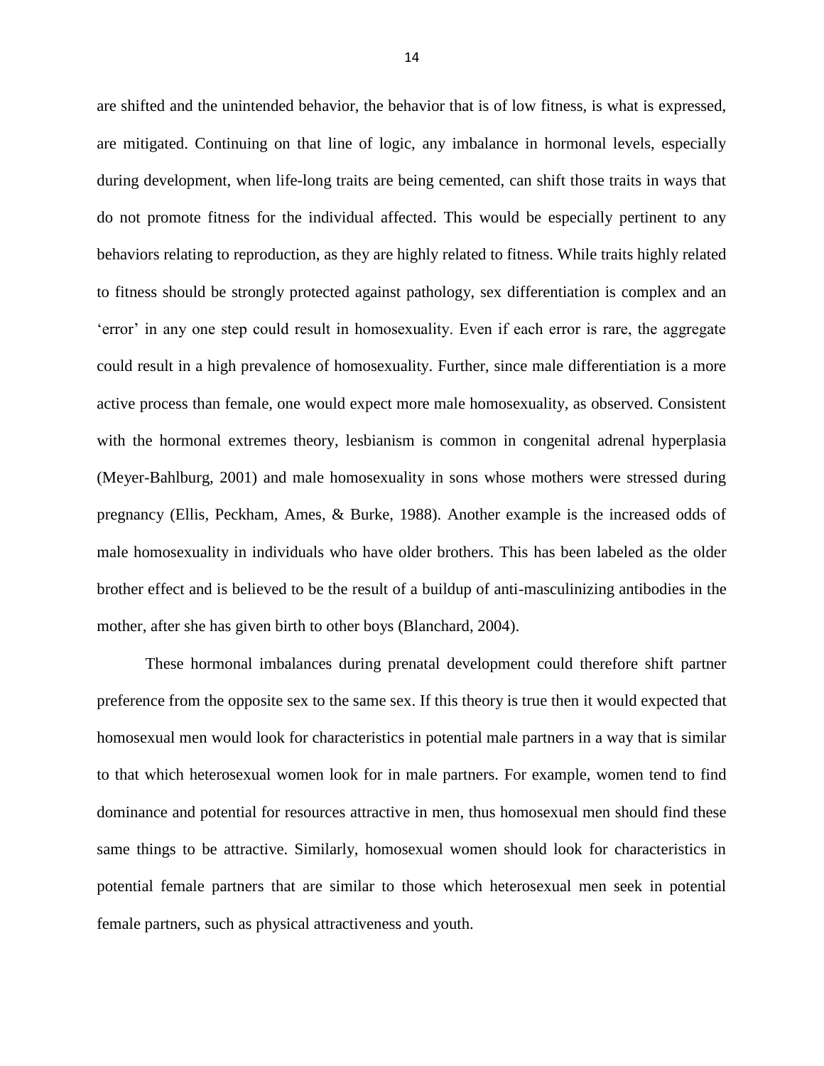are shifted and the unintended behavior, the behavior that is of low fitness, is what is expressed, are mitigated. Continuing on that line of logic, any imbalance in hormonal levels, especially during development, when life-long traits are being cemented, can shift those traits in ways that do not promote fitness for the individual affected. This would be especially pertinent to any behaviors relating to reproduction, as they are highly related to fitness. While traits highly related to fitness should be strongly protected against pathology, sex differentiation is complex and an 'error' in any one step could result in homosexuality. Even if each error is rare, the aggregate could result in a high prevalence of homosexuality. Further, since male differentiation is a more active process than female, one would expect more male homosexuality, as observed. Consistent with the hormonal extremes theory, lesbianism is common in congenital adrenal hyperplasia (Meyer-Bahlburg, 2001) and male homosexuality in sons whose mothers were stressed during pregnancy (Ellis, Peckham, Ames, & Burke, 1988). Another example is the increased odds of male homosexuality in individuals who have older brothers. This has been labeled as the older brother effect and is believed to be the result of a buildup of anti-masculinizing antibodies in the mother, after she has given birth to other boys (Blanchard, 2004).

These hormonal imbalances during prenatal development could therefore shift partner preference from the opposite sex to the same sex. If this theory is true then it would expected that homosexual men would look for characteristics in potential male partners in a way that is similar to that which heterosexual women look for in male partners. For example, women tend to find dominance and potential for resources attractive in men, thus homosexual men should find these same things to be attractive. Similarly, homosexual women should look for characteristics in potential female partners that are similar to those which heterosexual men seek in potential female partners, such as physical attractiveness and youth.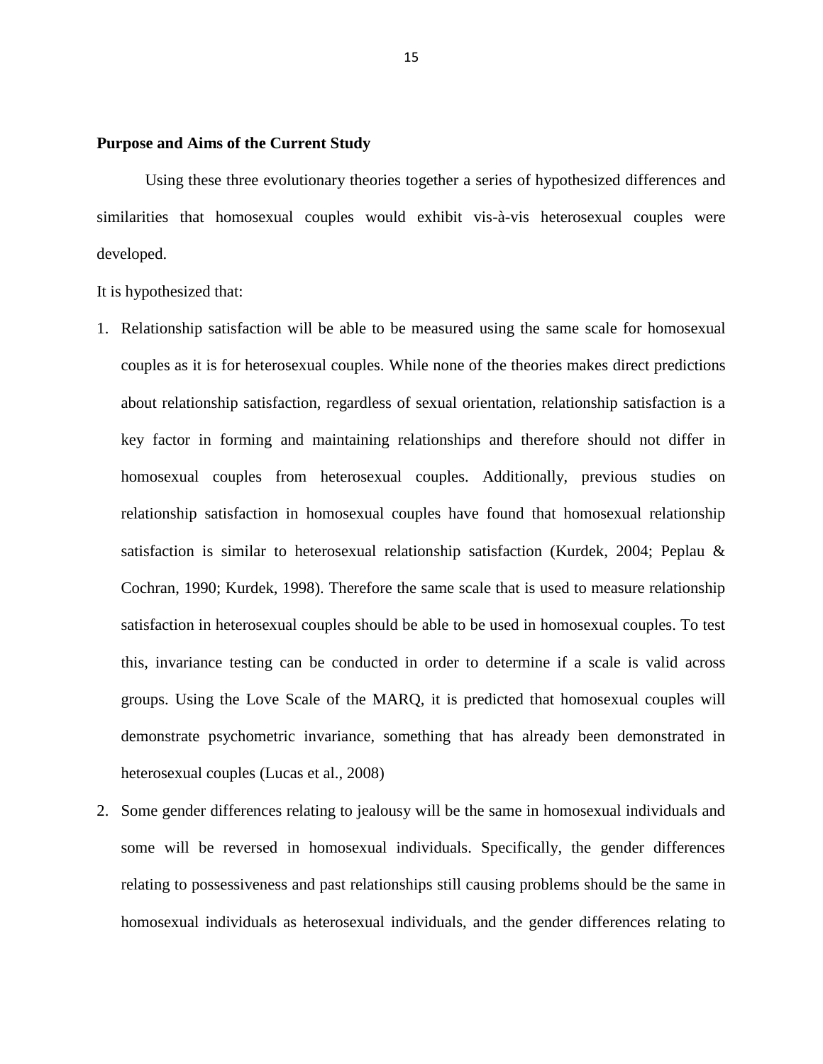**Purpose and Aims of the Current Study**

Using these three evolutionary theories together a series of hypothesized differences and similarities that homosexual couples would exhibit vis-à-vis heterosexual couples were developed.

It is hypothesized that:

1. Relationship satisfaction will be able to be measured using the same scale for homosexual couples as it is for heterosexual couples. While none of the theories makes direct predictions about relationship satisfaction, regardless of sexual orientation, relationship satisfaction is a key factor in forming and maintaining relationships and therefore should not differ in homosexual couples from heterosexual couples. Additionally, previous studies on relationship satisfaction in homosexual couples have found that homosexual relationship satisfaction is similar to heterosexual relationship satisfaction (Kurdek, 2004; Peplau & Cochran, 1990; Kurdek, 1998). Therefore the same scale that is used to measure relationship satisfaction in heterosexual couples should be able to be used in homosexual couples. To test this, invariance testing can be conducted in order to determine if a scale is valid across groups. Using the Love Scale of the MARQ, it is predicted that homosexual couples will demonstrate psychometric invariance, something that has already been demonstrated in heterosexual couples (Lucas et al., 2008)
2. Some gender differences relating to jealousy will be the same in homosexual individuals and some will be reversed in homosexual individuals. Specifically, the gender differences relating to possessiveness and past relationships still causing problems should be the same in homosexual individuals as heterosexual individuals, and the gender differences relating to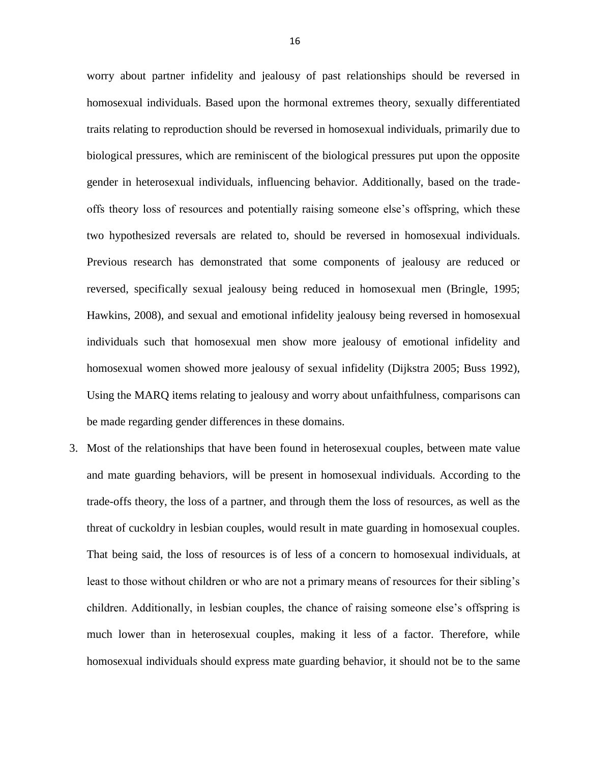worry about partner infidelity and jealousy of past relationships should be reversed in homosexual individuals. Based upon the hormonal extremes theory, sexually differentiated traits relating to reproduction should be reversed in homosexual individuals, primarily due to biological pressures, which are reminiscent of the biological pressures put upon the opposite gender in heterosexual individuals, influencing behavior. Additionally, based on the trade-offs theory loss of resources and potentially raising someone else's offspring, which these two hypothesized reversals are related to, should be reversed in homosexual individuals. Previous research has demonstrated that some components of jealousy are reduced or reversed, specifically sexual jealousy being reduced in homosexual men (Bringle, 1995; Hawkins, 2008), and sexual and emotional infidelity jealousy being reversed in homosexual individuals such that homosexual men show more jealousy of emotional infidelity and homosexual women showed more jealousy of sexual infidelity (Dijkstra 2005; Buss 1992), Using the MARQ items relating to jealousy and worry about unfaithfulness, comparisons can be made regarding gender differences in these domains.

3. Most of the relationships that have been found in heterosexual couples, between mate value and mate guarding behaviors, will be present in homosexual individuals. According to the trade-offs theory, the loss of a partner, and through them the loss of resources, as well as the threat of cuckoldry in lesbian couples, would result in mate guarding in homosexual couples. That being said, the loss of resources is of less of a concern to homosexual individuals, at least to those without children or who are not a primary means of resources for their sibling's children. Additionally, in lesbian couples, the chance of raising someone else's offspring is much lower than in heterosexual couples, making it less of a factor. Therefore, while homosexual individuals should express mate guarding behavior, it should not be to the same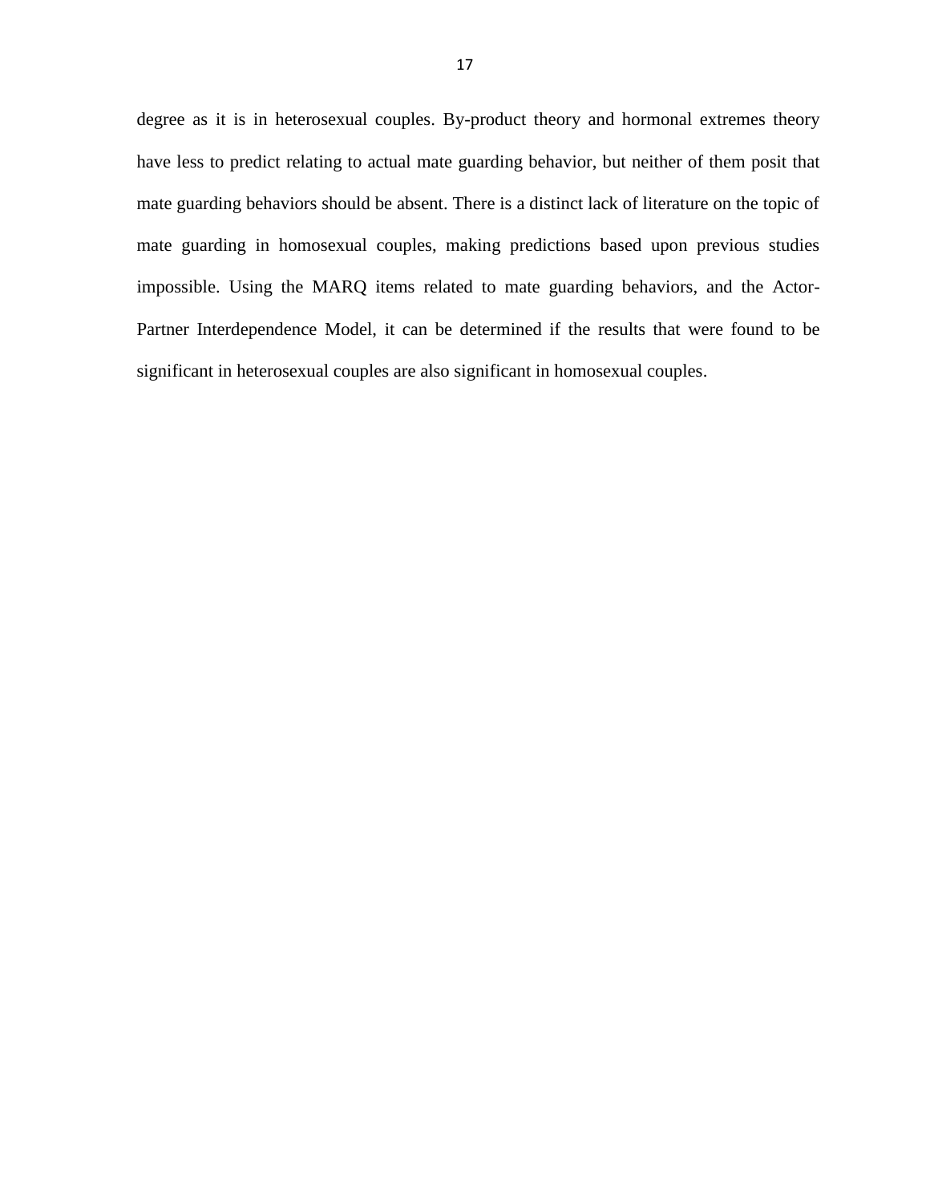degree as it is in heterosexual couples. By-product theory and hormonal extremes theory have less to predict relating to actual mate guarding behavior, but neither of them posit that mate guarding behaviors should be absent. There is a distinct lack of literature on the topic of mate guarding in homosexual couples, making predictions based upon previous studies impossible. Using the MARQ items related to mate guarding behaviors, and the Actor-Partner Interdependence Model, it can be determined if the results that were found to be significant in heterosexual couples are also significant in homosexual couples.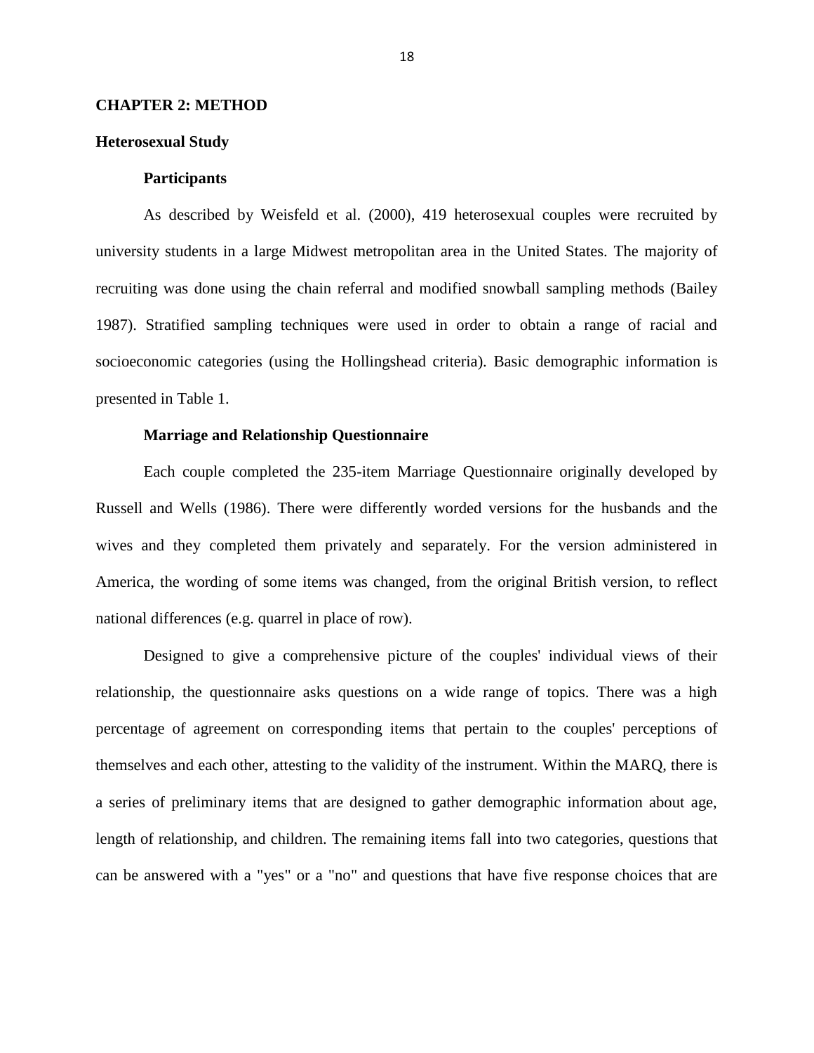## CHAPTER 2: METHOD

### Heterosexual Study

#### Participants

As described by Weisfeld et al. (2000), 419 heterosexual couples were recruited by university students in a large Midwest metropolitan area in the United States. The majority of recruiting was done using the chain referral and modified snowball sampling methods (Bailey 1987). Stratified sampling techniques were used in order to obtain a range of racial and socioeconomic categories (using the Hollingshead criteria). Basic demographic information is presented in Table 1.

#### Marriage and Relationship Questionnaire

Each couple completed the 235-item Marriage Questionnaire originally developed by Russell and Wells (1986). There were differently worded versions for the husbands and the wives and they completed them privately and separately. For the version administered in America, the wording of some items was changed, from the original British version, to reflect national differences (e.g. quarrel in place of row).

Designed to give a comprehensive picture of the couples' individual views of their relationship, the questionnaire asks questions on a wide range of topics. There was a high percentage of agreement on corresponding items that pertain to the couples' perceptions of themselves and each other, attesting to the validity of the instrument. Within the MARQ, there is a series of preliminary items that are designed to gather demographic information about age, length of relationship, and children. The remaining items fall into two categories, questions that can be answered with a "yes" or a "no" and questions that have five response choices that are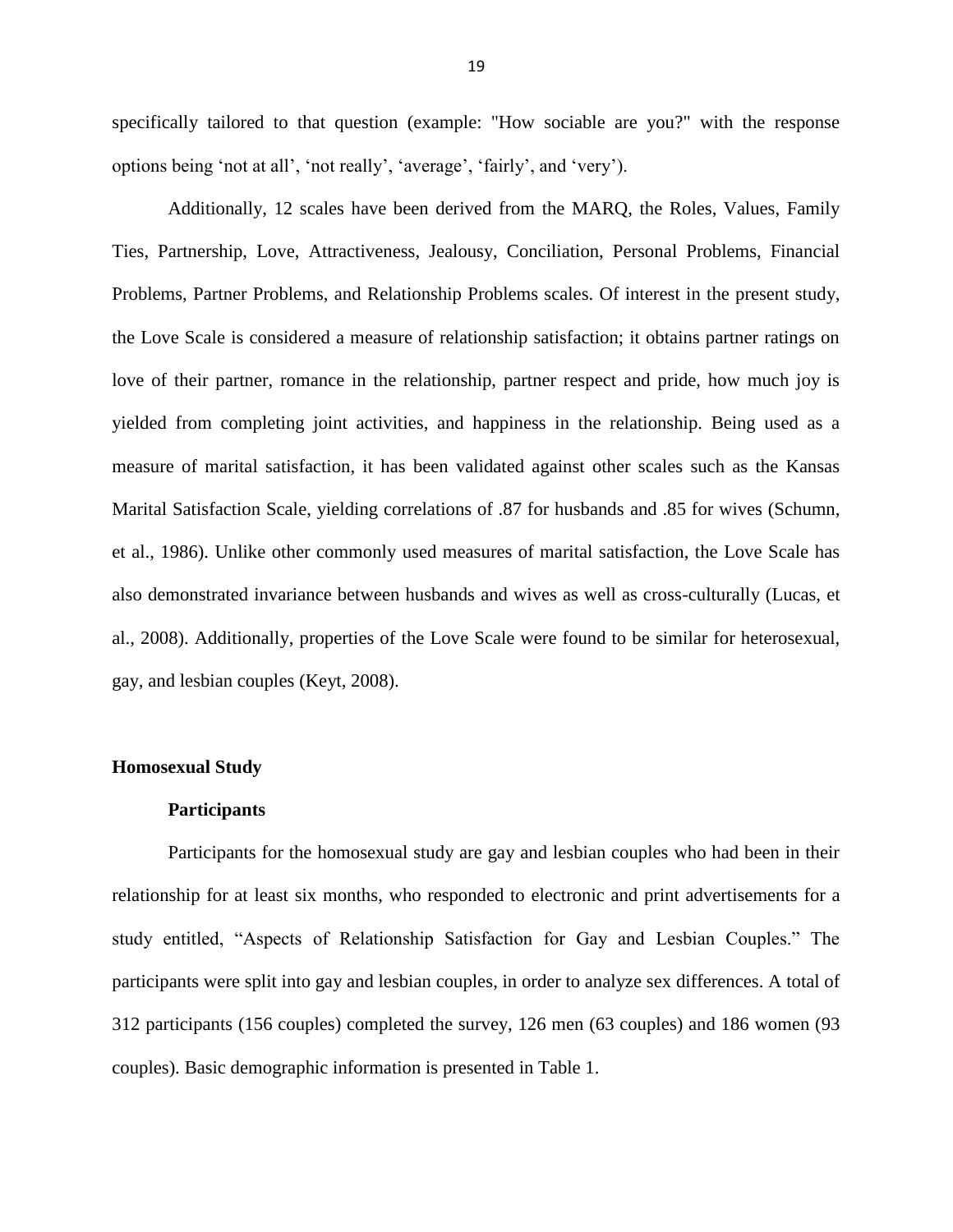specifically tailored to that question (example: "How sociable are you?" with the response options being ‘not at all’, ‘not really’, ‘average’, ‘fairly’, and ‘very’).

Additionally, 12 scales have been derived from the MARQ, the Roles, Values, Family Ties, Partnership, Love, Attractiveness, Jealousy, Conciliation, Personal Problems, Financial Problems, Partner Problems, and Relationship Problems scales. Of interest in the present study, the Love Scale is considered a measure of relationship satisfaction; it obtains partner ratings on love of their partner, romance in the relationship, partner respect and pride, how much joy is yielded from completing joint activities, and happiness in the relationship. Being used as a measure of marital satisfaction, it has been validated against other scales such as the Kansas Marital Satisfaction Scale, yielding correlations of .87 for husbands and .85 for wives (Schumn, et al., 1986). Unlike other commonly used measures of marital satisfaction, the Love Scale has also demonstrated invariance between husbands and wives as well as cross-culturally (Lucas, et al., 2008). Additionally, properties of the Love Scale were found to be similar for heterosexual, gay, and lesbian couples (Keyt, 2008).

## Homosexual Study

### Participants

Participants for the homosexual study are gay and lesbian couples who had been in their relationship for at least six months, who responded to electronic and print advertisements for a study entitled, “Aspects of Relationship Satisfaction for Gay and Lesbian Couples.” The participants were split into gay and lesbian couples, in order to analyze sex differences. A total of 312 participants (156 couples) completed the survey, 126 men (63 couples) and 186 women (93 couples). Basic demographic information is presented in Table 1.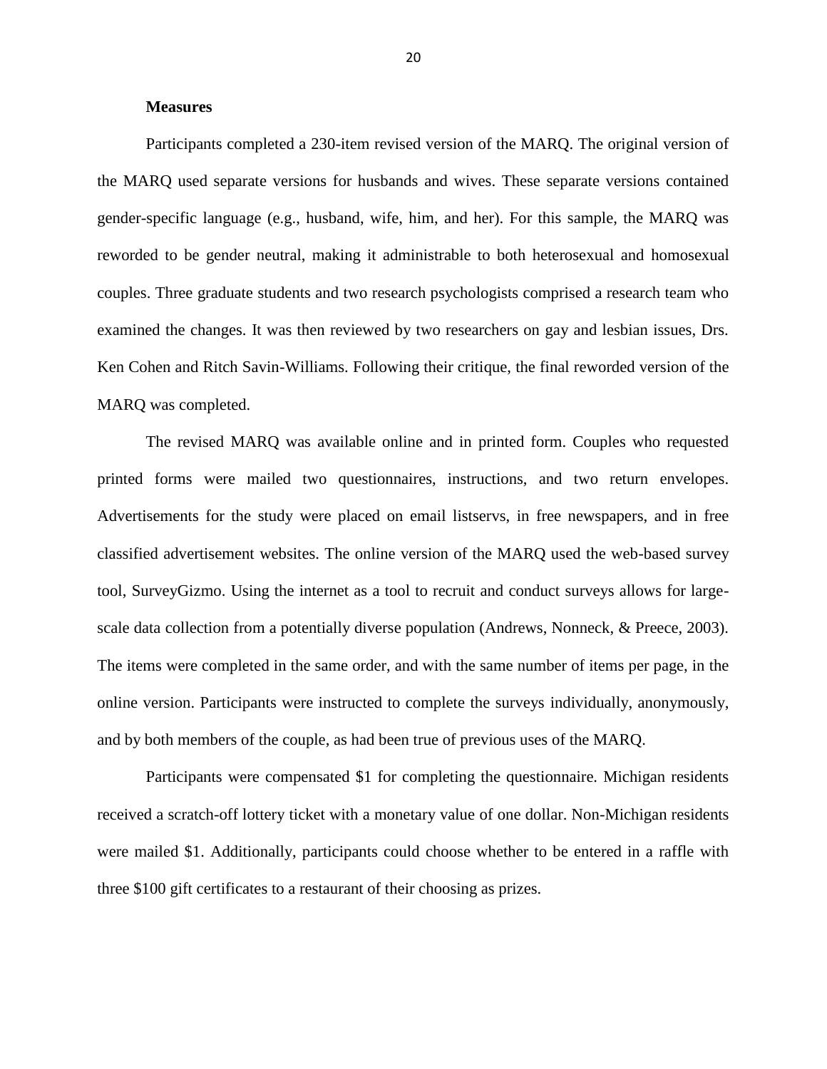**Measures**

Participants completed a 230-item revised version of the MARQ. The original version of the MARQ used separate versions for husbands and wives. These separate versions contained gender-specific language (e.g., husband, wife, him, and her). For this sample, the MARQ was reworded to be gender neutral, making it administrable to both heterosexual and homosexual couples. Three graduate students and two research psychologists comprised a research team who examined the changes. It was then reviewed by two researchers on gay and lesbian issues, Drs. Ken Cohen and Ritch Savin-Williams. Following their critique, the final reworded version of the MARQ was completed.

The revised MARQ was available online and in printed form. Couples who requested printed forms were mailed two questionnaires, instructions, and two return envelopes. Advertisements for the study were placed on email listservs, in free newspapers, and in free classified advertisement websites. The online version of the MARQ used the web-based survey tool, SurveyGizmo. Using the internet as a tool to recruit and conduct surveys allows for large-scale data collection from a potentially diverse population (Andrews, Nonneck, & Preece, 2003). The items were completed in the same order, and with the same number of items per page, in the online version. Participants were instructed to complete the surveys individually, anonymously, and by both members of the couple, as had been true of previous uses of the MARQ.

Participants were compensated $1 for completing the questionnaire. Michigan residents received a scratch-off lottery ticket with a monetary value of one dollar. Non-Michigan residents were mailed $1. Additionally, participants could choose whether to be entered in a raffle with three $100 gift certificates to a restaurant of their choosing as prizes.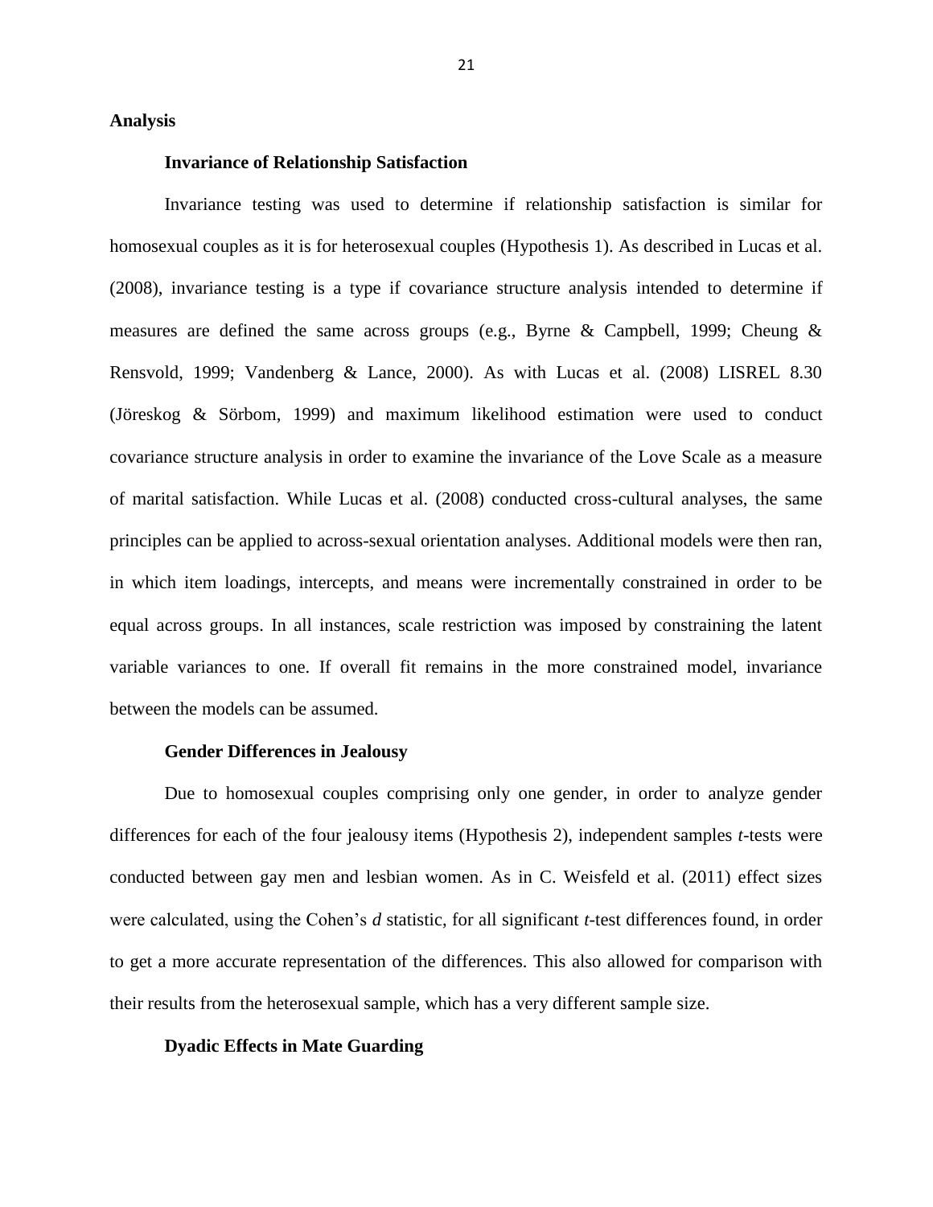## Analysis

### Invariance of Relationship Satisfaction

Invariance testing was used to determine if relationship satisfaction is similar for homosexual couples as it is for heterosexual couples (Hypothesis 1). As described in Lucas et al. (2008), invariance testing is a type if covariance structure analysis intended to determine if measures are defined the same across groups (e.g., Byrne & Campbell, 1999; Cheung & Rensvold, 1999; Vandenberg & Lance, 2000). As with Lucas et al. (2008) LISREL 8.30 (Jöreskog & Sörbom, 1999) and maximum likelihood estimation were used to conduct covariance structure analysis in order to examine the invariance of the Love Scale as a measure of marital satisfaction. While Lucas et al. (2008) conducted cross-cultural analyses, the same principles can be applied to across-sexual orientation analyses. Additional models were then ran, in which item loadings, intercepts, and means were incrementally constrained in order to be equal across groups. In all instances, scale restriction was imposed by constraining the latent variable variances to one. If overall fit remains in the more constrained model, invariance between the models can be assumed.

### Gender Differences in Jealousy

Due to homosexual couples comprising only one gender, in order to analyze gender differences for each of the four jealousy items (Hypothesis 2), independent samples *t*-tests were conducted between gay men and lesbian women. As in C. Weisfeld et al. (2011) effect sizes were calculated, using the Cohen's *d* statistic, for all significant *t*-test differences found, in order to get a more accurate representation of the differences. This also allowed for comparison with their results from the heterosexual sample, which has a very different sample size.

### Dyadic Effects in Mate Guarding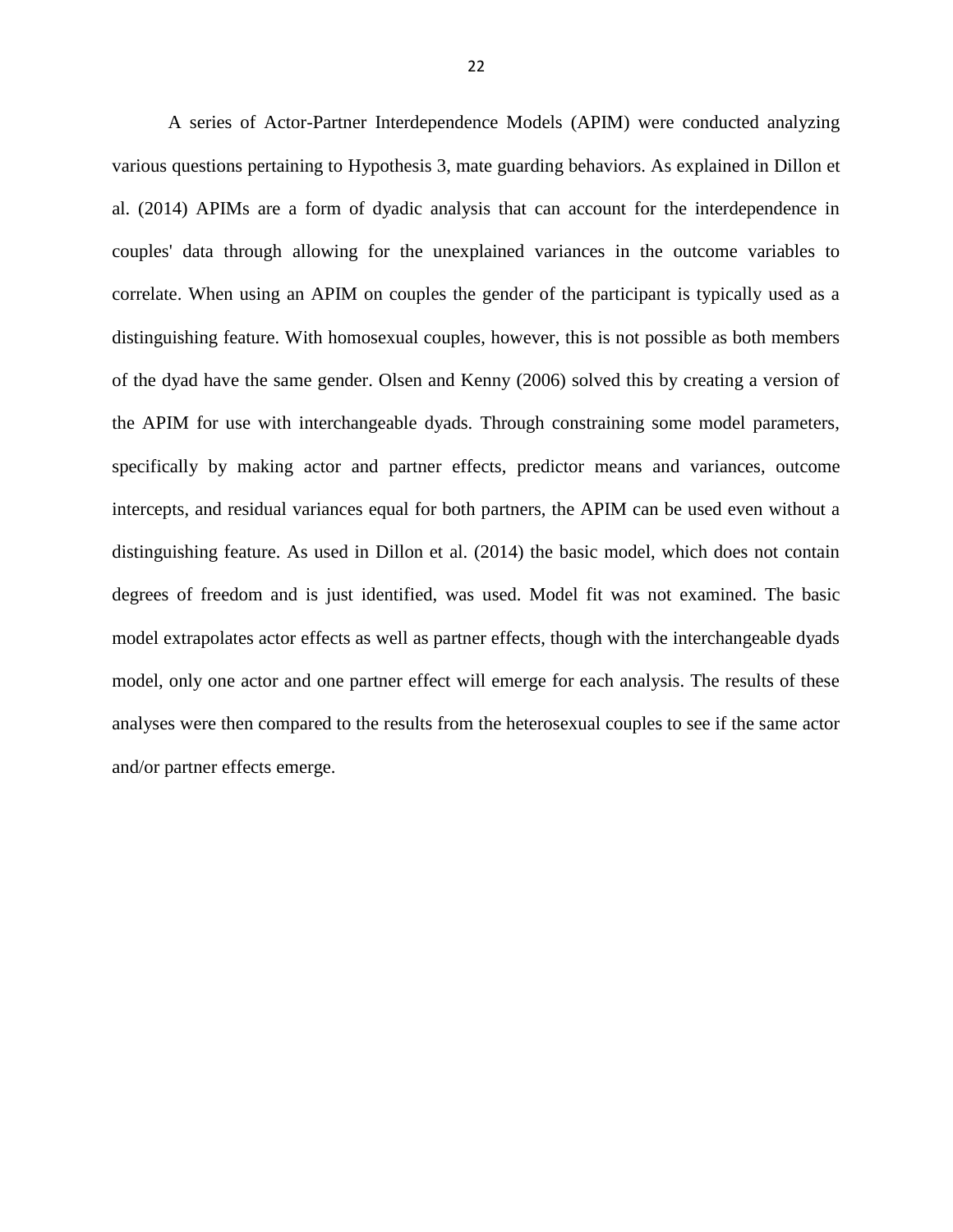A series of Actor-Partner Interdependence Models (APIM) were conducted analyzing various questions pertaining to Hypothesis 3, mate guarding behaviors. As explained in Dillon et al. (2014) APIMs are a form of dyadic analysis that can account for the interdependence in couples' data through allowing for the unexplained variances in the outcome variables to correlate. When using an APIM on couples the gender of the participant is typically used as a distinguishing feature. With homosexual couples, however, this is not possible as both members of the dyad have the same gender. Olsen and Kenny (2006) solved this by creating a version of the APIM for use with interchangeable dyads. Through constraining some model parameters, specifically by making actor and partner effects, predictor means and variances, outcome intercepts, and residual variances equal for both partners, the APIM can be used even without a distinguishing feature. As used in Dillon et al. (2014) the basic model, which does not contain degrees of freedom and is just identified, was used. Model fit was not examined. The basic model extrapolates actor effects as well as partner effects, though with the interchangeable dyads model, only one actor and one partner effect will emerge for each analysis. The results of these analyses were then compared to the results from the heterosexual couples to see if the same actor and/or partner effects emerge.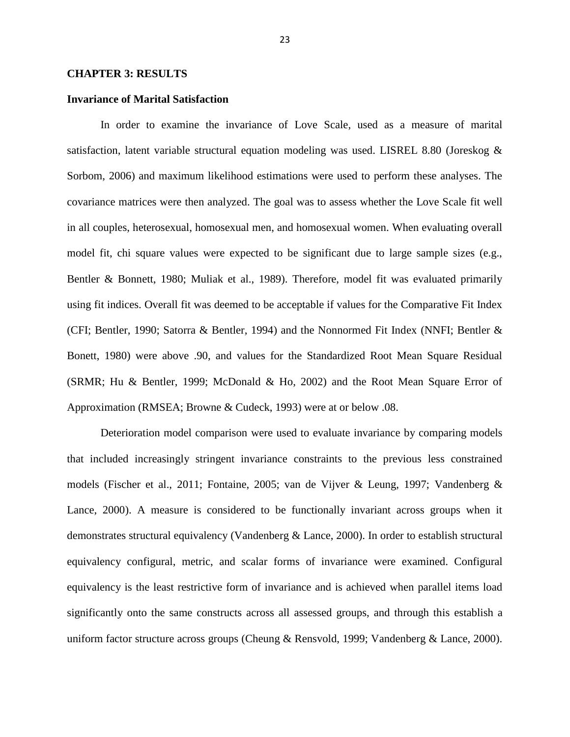# CHAPTER 3: RESULTS

## Invariance of Marital Satisfaction

In order to examine the invariance of Love Scale, used as a measure of marital satisfaction, latent variable structural equation modeling was used. LISREL 8.80 (Joreskog & Sorbom, 2006) and maximum likelihood estimations were used to perform these analyses. The covariance matrices were then analyzed. The goal was to assess whether the Love Scale fit well in all couples, heterosexual, homosexual men, and homosexual women. When evaluating overall model fit, chi square values were expected to be significant due to large sample sizes (e.g., Bentler & Bonnett, 1980; Muliak et al., 1989). Therefore, model fit was evaluated primarily using fit indices. Overall fit was deemed to be acceptable if values for the Comparative Fit Index (CFI; Bentler, 1990; Satorra & Bentler, 1994) and the Nonnormed Fit Index (NNFI; Bentler & Bonett, 1980) were above .90, and values for the Standardized Root Mean Square Residual (SRMR; Hu & Bentler, 1999; McDonald & Ho, 2002) and the Root Mean Square Error of Approximation (RMSEA; Browne & Cudeck, 1993) were at or below .08.

Deterioration model comparison were used to evaluate invariance by comparing models that included increasingly stringent invariance constraints to the previous less constrained models (Fischer et al., 2011; Fontaine, 2005; van de Vijver & Leung, 1997; Vandenberg & Lance, 2000). A measure is considered to be functionally invariant across groups when it demonstrates structural equivalency (Vandenberg & Lance, 2000). In order to establish structural equivalency configural, metric, and scalar forms of invariance were examined. Configural equivalency is the least restrictive form of invariance and is achieved when parallel items load significantly onto the same constructs across all assessed groups, and through this establish a uniform factor structure across groups (Cheung & Rensvold, 1999; Vandenberg & Lance, 2000).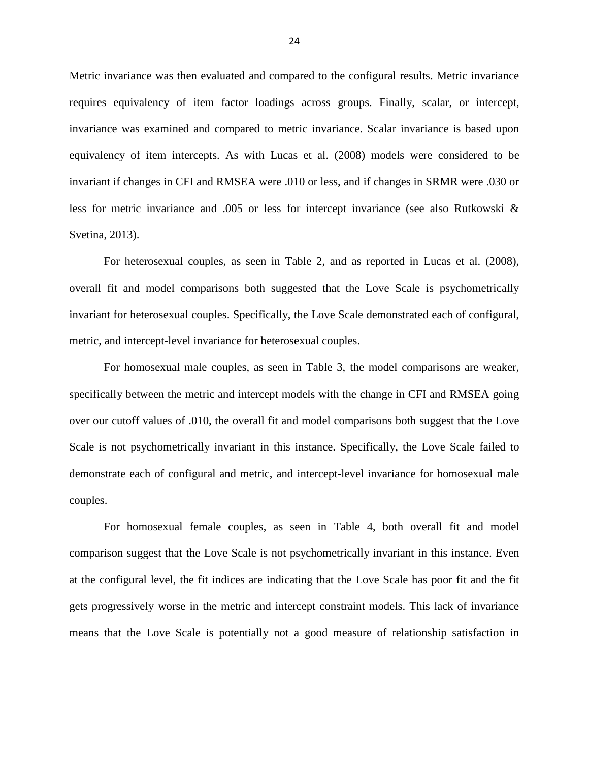Metric invariance was then evaluated and compared to the configural results. Metric invariance requires equivalency of item factor loadings across groups. Finally, scalar, or intercept, invariance was examined and compared to metric invariance. Scalar invariance is based upon equivalency of item intercepts. As with Lucas et al. (2008) models were considered to be invariant if changes in CFI and RMSEA were .010 or less, and if changes in SRMR were .030 or less for metric invariance and .005 or less for intercept invariance (see also Rutkowski & Svetina, 2013).

For heterosexual couples, as seen in Table 2, and as reported in Lucas et al. (2008), overall fit and model comparisons both suggested that the Love Scale is psychometrically invariant for heterosexual couples. Specifically, the Love Scale demonstrated each of configural, metric, and intercept-level invariance for heterosexual couples.

For homosexual male couples, as seen in Table 3, the model comparisons are weaker, specifically between the metric and intercept models with the change in CFI and RMSEA going over our cutoff values of .010, the overall fit and model comparisons both suggest that the Love Scale is not psychometrically invariant in this instance. Specifically, the Love Scale failed to demonstrate each of configural and metric, and intercept-level invariance for homosexual male couples.

For homosexual female couples, as seen in Table 4, both overall fit and model comparison suggest that the Love Scale is not psychometrically invariant in this instance. Even at the configural level, the fit indices are indicating that the Love Scale has poor fit and the fit gets progressively worse in the metric and intercept constraint models. This lack of invariance means that the Love Scale is potentially not a good measure of relationship satisfaction in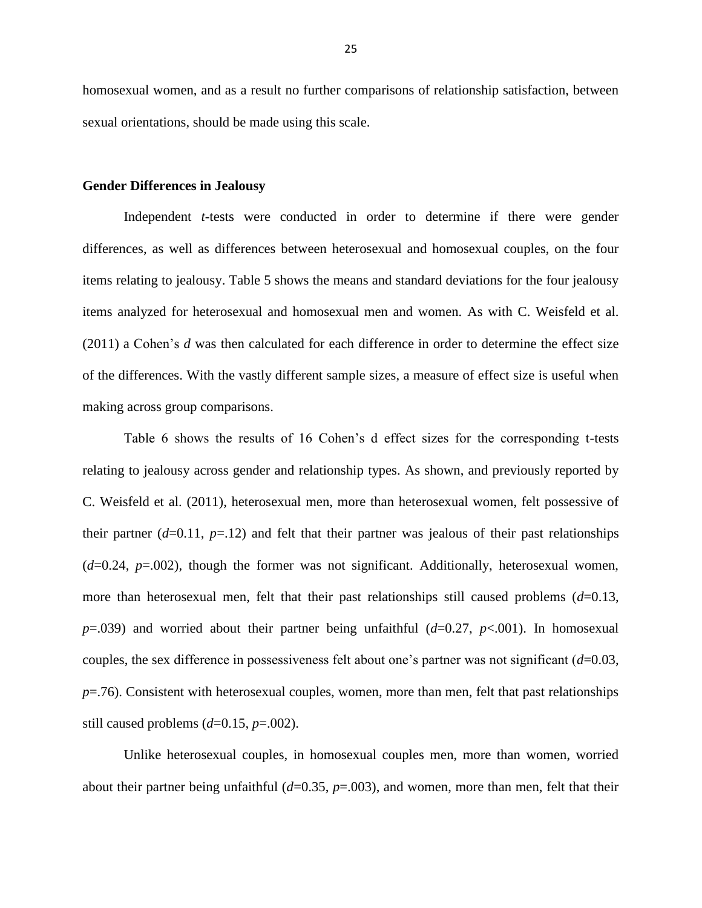homosexual women, and as a result no further comparisons of relationship satisfaction, between sexual orientations, should be made using this scale.

**Gender Differences in Jealousy**

Independent *t*-tests were conducted in order to determine if there were gender differences, as well as differences between heterosexual and homosexual couples, on the four items relating to jealousy. Table 5 shows the means and standard deviations for the four jealousy items analyzed for heterosexual and homosexual men and women. As with C. Weisfeld et al. (2011) a Cohen's *d* was then calculated for each difference in order to determine the effect size of the differences. With the vastly different sample sizes, a measure of effect size is useful when making across group comparisons.

Table 6 shows the results of 16 Cohen's d effect sizes for the corresponding t-tests relating to jealousy across gender and relationship types. As shown, and previously reported by C. Weisfeld et al. (2011), heterosexual men, more than heterosexual women, felt possessive of their partner ($d$=0.11, $p$=.12) and felt that their partner was jealous of their past relationships ($d$=0.24, $p$=.002), though the former was not significant. Additionally, heterosexual women, more than heterosexual men, felt that their past relationships still caused problems ($d$=0.13, $p$=.039) and worried about their partner being unfaithful ($d$=0.27, $p$<.001). In homosexual couples, the sex difference in possessiveness felt about one's partner was not significant ($d$=0.03, $p$=.76). Consistent with heterosexual couples, women, more than men, felt that past relationships still caused problems ($d$=0.15, $p$=.002).

Unlike heterosexual couples, in homosexual couples men, more than women, worried about their partner being unfaithful ($d$=0.35, $p$=.003), and women, more than men, felt that their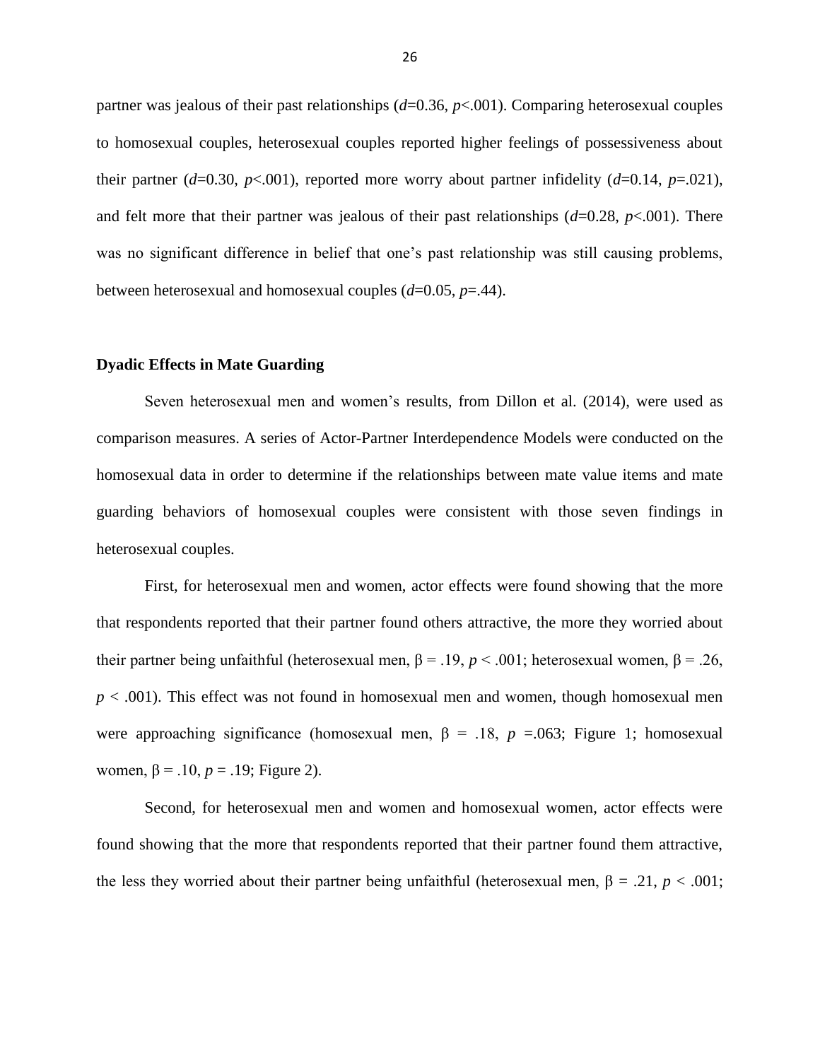partner was jealous of their past relationships (*d*=0.36, $p<.001$). Comparing heterosexual couples to homosexual couples, heterosexual couples reported higher feelings of possessiveness about their partner (*d*=0.30, $p<.001$), reported more worry about partner infidelity (*d*=0.14, $p=.021$), and felt more that their partner was jealous of their past relationships (*d*=0.28, $p<.001$). There was no significant difference in belief that one's past relationship was still causing problems, between heterosexual and homosexual couples (*d*=0.05, $p=.44$).

### Dyadic Effects in Mate Guarding

Seven heterosexual men and women's results, from Dillon et al. (2014), were used as comparison measures. A series of Actor-Partner Interdependence Models were conducted on the homosexual data in order to determine if the relationships between mate value items and mate guarding behaviors of homosexual couples were consistent with those seven findings in heterosexual couples.

First, for heterosexual men and women, actor effects were found showing that the more that respondents reported that their partner found others attractive, the more they worried about their partner being unfaithful (heterosexual men, $\beta = .19$, $p < .001$; heterosexual women, $\beta = .26$, $p < .001$). This effect was not found in homosexual men and women, though homosexual men were approaching significance (homosexual men, $\beta = .18$, $p = .063$; Figure 1; homosexual women, $\beta = .10$, $p = .19$; Figure 2).

Second, for heterosexual men and women and homosexual women, actor effects were found showing that the more that respondents reported that their partner found them attractive, the less they worried about their partner being unfaithful (heterosexual men, $\beta = .21$, $p < .001$;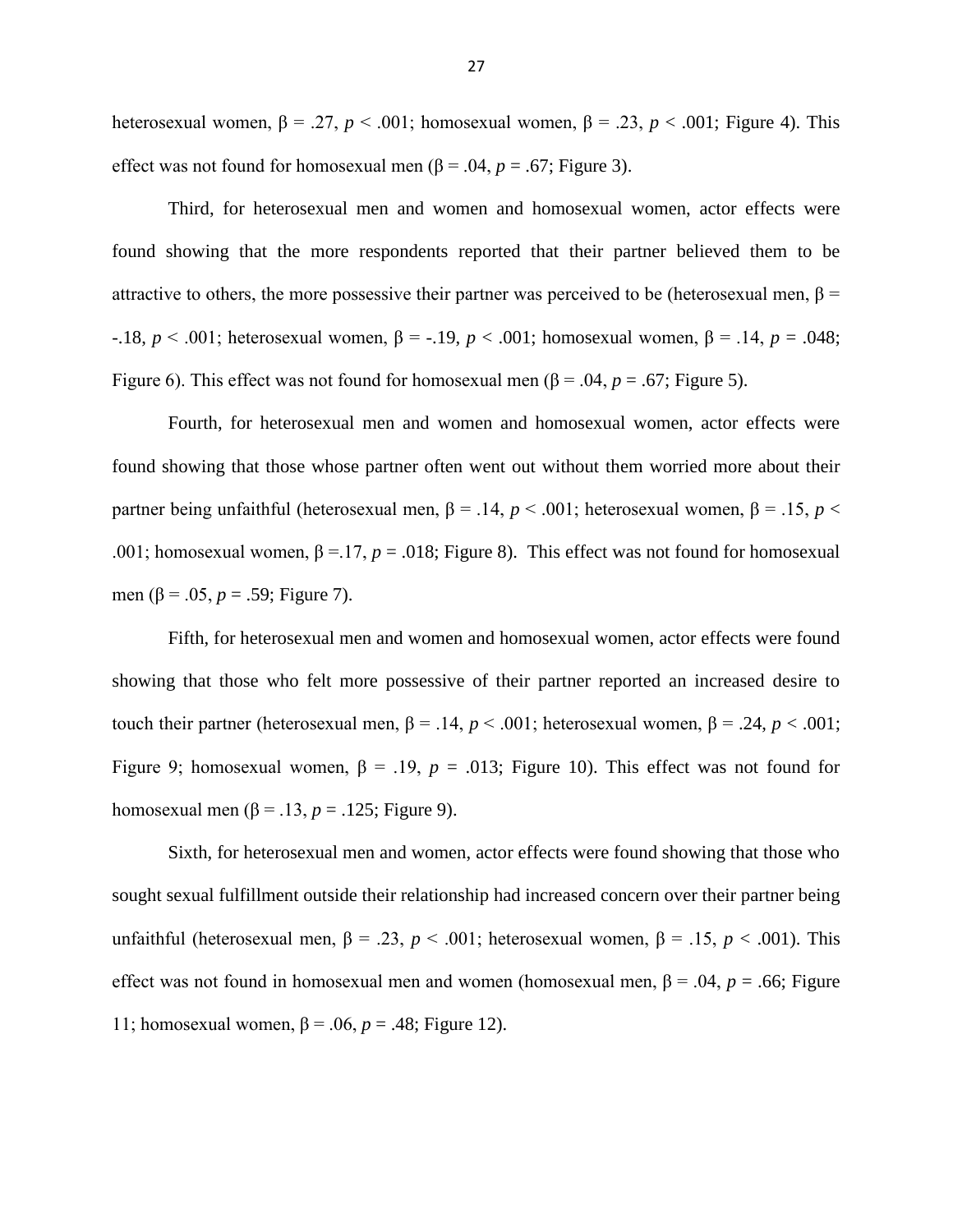heterosexual women, $\beta = .27$, $p < .001$; homosexual women, $\beta = .23$, $p < .001$; Figure 4). This effect was not found for homosexual men ($\beta = .04$, $p = .67$; Figure 3).

Third, for heterosexual men and women and homosexual women, actor effects were found showing that the more respondents reported that their partner believed them to be attractive to others, the more possessive their partner was perceived to be (heterosexual men, $\beta = -.18$, $p < .001$; heterosexual women, $\beta = -.19$, $p < .001$; homosexual women, $\beta = .14$, $p = .048$; Figure 6). This effect was not found for homosexual men ($\beta = .04$, $p = .67$; Figure 5).

Fourth, for heterosexual men and women and homosexual women, actor effects were found showing that those whose partner often went out without them worried more about their partner being unfaithful (heterosexual men, $\beta = .14$, $p < .001$; heterosexual women, $\beta = .15$, $p < .001$; homosexual women, $\beta = .17$, $p = .018$; Figure 8). This effect was not found for homosexual men ($\beta = .05$, $p = .59$; Figure 7).

Fifth, for heterosexual men and women and homosexual women, actor effects were found showing that those who felt more possessive of their partner reported an increased desire to touch their partner (heterosexual men, $\beta = .14$, $p < .001$; heterosexual women, $\beta = .24$, $p < .001$; Figure 9; homosexual women, $\beta = .19$, $p = .013$; Figure 10). This effect was not found for homosexual men ($\beta = .13$, $p = .125$; Figure 9).

Sixth, for heterosexual men and women, actor effects were found showing that those who sought sexual fulfillment outside their relationship had increased concern over their partner being unfaithful (heterosexual men, $\beta = .23$, $p < .001$; heterosexual women, $\beta = .15$, $p < .001$). This effect was not found in homosexual men and women (homosexual men, $\beta = .04$, $p = .66$; Figure 11; homosexual women, $\beta = .06$, $p = .48$; Figure 12).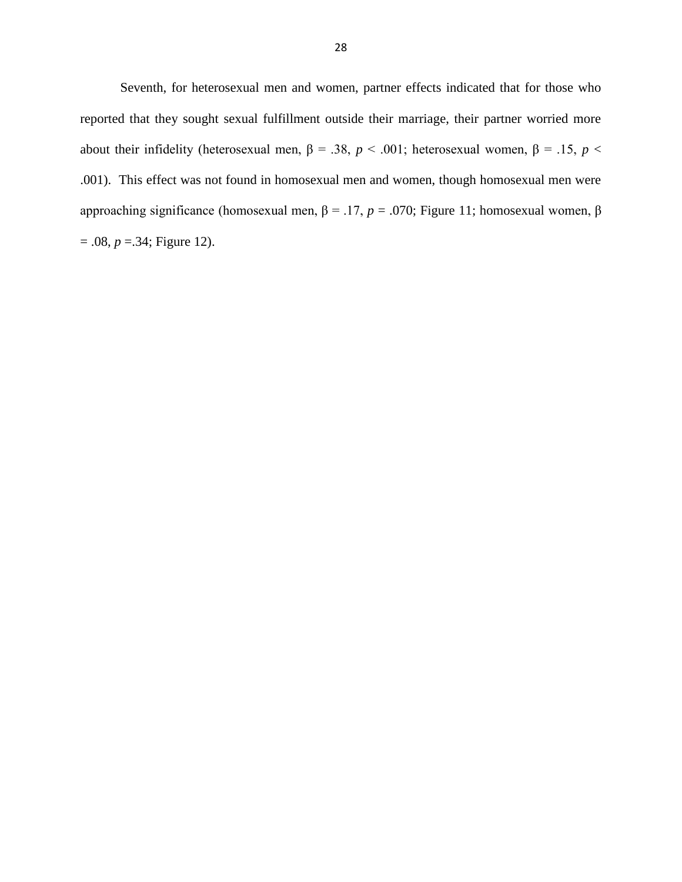Seventh, for heterosexual men and women, partner effects indicated that for those who reported that they sought sexual fulfillment outside their marriage, their partner worried more about their infidelity (heterosexual men, $\beta = .38$, $p < .001$; heterosexual women, $\beta = .15$, $p < .001$). This effect was not found in homosexual men and women, though homosexual men were approaching significance (homosexual men, $\beta = .17$, $p = .070$; Figure 11; homosexual women, $\beta = .08$, $p = .34$; Figure 12).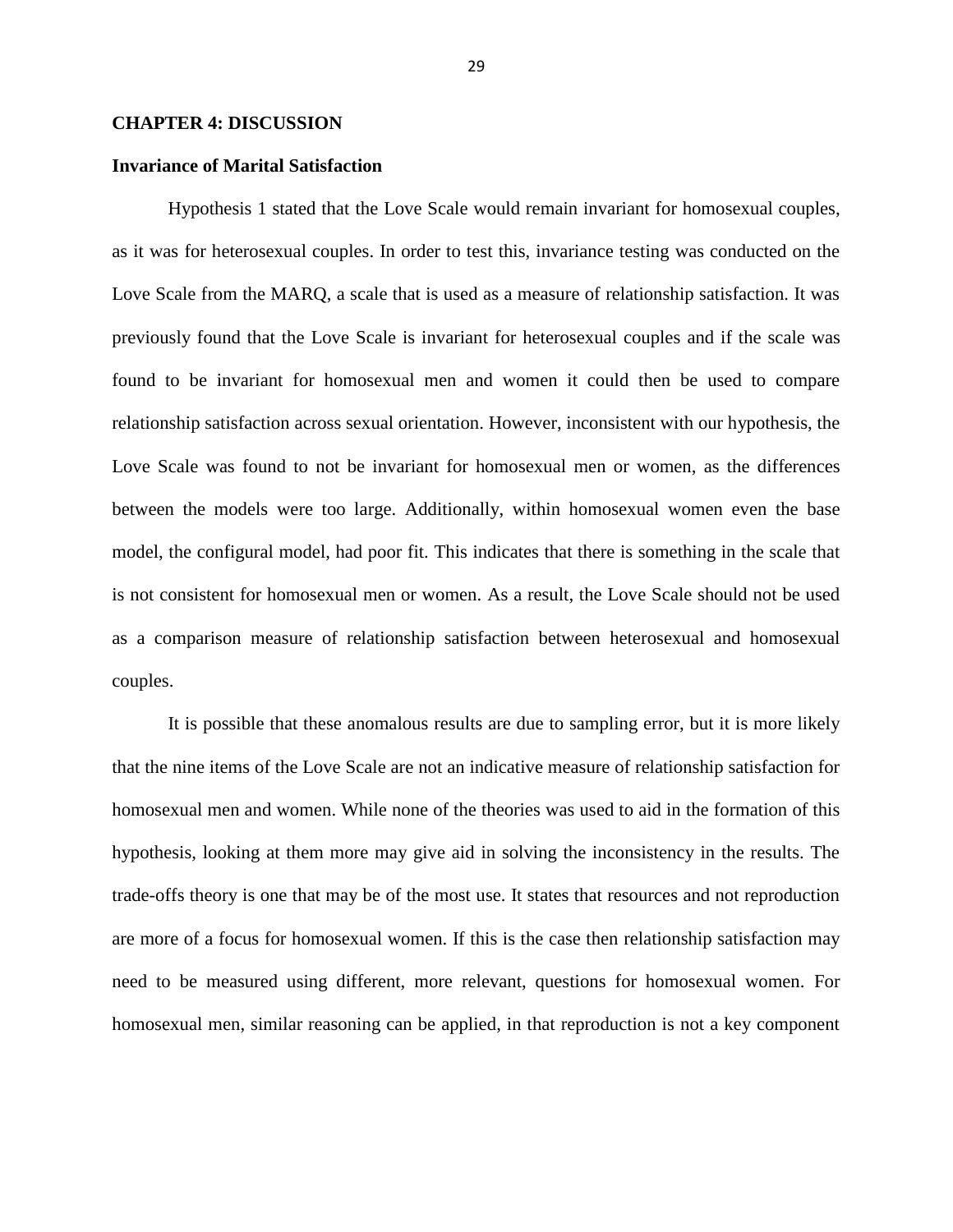# CHAPTER 4: DISCUSSION

## Invariance of Marital Satisfaction

Hypothesis 1 stated that the Love Scale would remain invariant for homosexual couples, as it was for heterosexual couples. In order to test this, invariance testing was conducted on the Love Scale from the MARQ, a scale that is used as a measure of relationship satisfaction. It was previously found that the Love Scale is invariant for heterosexual couples and if the scale was found to be invariant for homosexual men and women it could then be used to compare relationship satisfaction across sexual orientation. However, inconsistent with our hypothesis, the Love Scale was found to not be invariant for homosexual men or women, as the differences between the models were too large. Additionally, within homosexual women even the base model, the configural model, had poor fit. This indicates that there is something in the scale that is not consistent for homosexual men or women. As a result, the Love Scale should not be used as a comparison measure of relationship satisfaction between heterosexual and homosexual couples.

It is possible that these anomalous results are due to sampling error, but it is more likely that the nine items of the Love Scale are not an indicative measure of relationship satisfaction for homosexual men and women. While none of the theories was used to aid in the formation of this hypothesis, looking at them more may give aid in solving the inconsistency in the results. The trade-offs theory is one that may be of the most use. It states that resources and not reproduction are more of a focus for homosexual women. If this is the case then relationship satisfaction may need to be measured using different, more relevant, questions for homosexual women. For homosexual men, similar reasoning can be applied, in that reproduction is not a key component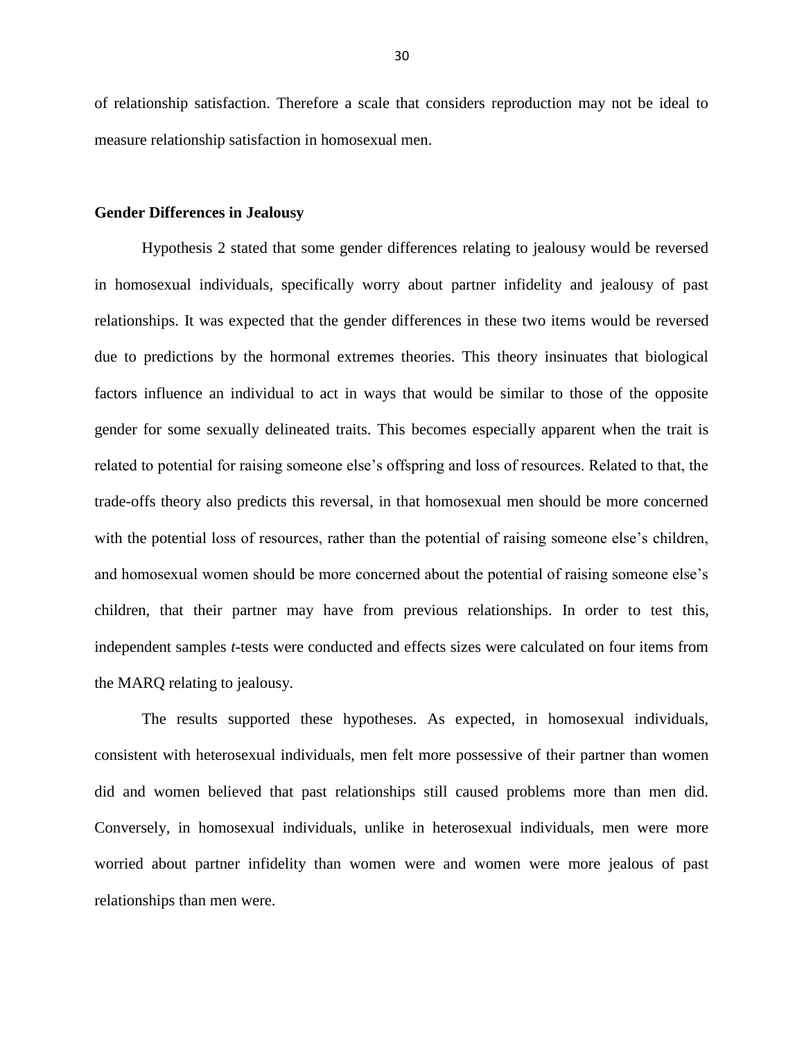of relationship satisfaction. Therefore a scale that considers reproduction may not be ideal to measure relationship satisfaction in homosexual men.

### Gender Differences in Jealousy

Hypothesis 2 stated that some gender differences relating to jealousy would be reversed in homosexual individuals, specifically worry about partner infidelity and jealousy of past relationships. It was expected that the gender differences in these two items would be reversed due to predictions by the hormonal extremes theories. This theory insinuates that biological factors influence an individual to act in ways that would be similar to those of the opposite gender for some sexually delineated traits. This becomes especially apparent when the trait is related to potential for raising someone else's offspring and loss of resources. Related to that, the trade-offs theory also predicts this reversal, in that homosexual men should be more concerned with the potential loss of resources, rather than the potential of raising someone else's children, and homosexual women should be more concerned about the potential of raising someone else's children, that their partner may have from previous relationships. In order to test this, independent samples *t*-tests were conducted and effects sizes were calculated on four items from the MARQ relating to jealousy.

The results supported these hypotheses. As expected, in homosexual individuals, consistent with heterosexual individuals, men felt more possessive of their partner than women did and women believed that past relationships still caused problems more than men did. Conversely, in homosexual individuals, unlike in heterosexual individuals, men were more worried about partner infidelity than women were and women were more jealous of past relationships than men were.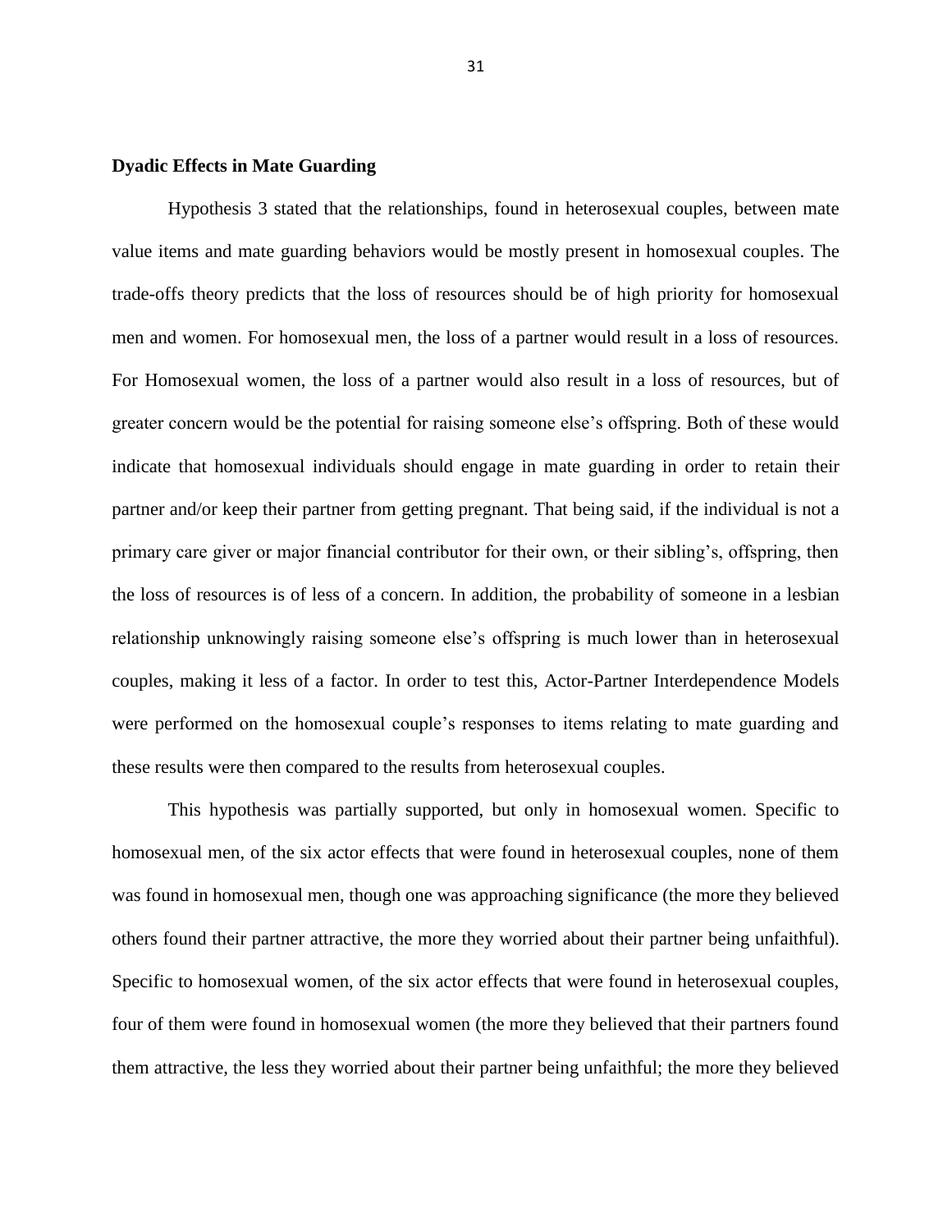**Dyadic Effects in Mate Guarding**

Hypothesis 3 stated that the relationships, found in heterosexual couples, between mate value items and mate guarding behaviors would be mostly present in homosexual couples. The trade-offs theory predicts that the loss of resources should be of high priority for homosexual men and women. For homosexual men, the loss of a partner would result in a loss of resources. For Homosexual women, the loss of a partner would also result in a loss of resources, but of greater concern would be the potential for raising someone else's offspring. Both of these would indicate that homosexual individuals should engage in mate guarding in order to retain their partner and/or keep their partner from getting pregnant. That being said, if the individual is not a primary care giver or major financial contributor for their own, or their sibling's, offspring, then the loss of resources is of less of a concern. In addition, the probability of someone in a lesbian relationship unknowingly raising someone else's offspring is much lower than in heterosexual couples, making it less of a factor. In order to test this, Actor-Partner Interdependence Models were performed on the homosexual couple's responses to items relating to mate guarding and these results were then compared to the results from heterosexual couples.

This hypothesis was partially supported, but only in homosexual women. Specific to homosexual men, of the six actor effects that were found in heterosexual couples, none of them was found in homosexual men, though one was approaching significance (the more they believed others found their partner attractive, the more they worried about their partner being unfaithful). Specific to homosexual women, of the six actor effects that were found in heterosexual couples, four of them were found in homosexual women (the more they believed that their partners found them attractive, the less they worried about their partner being unfaithful; the more they believed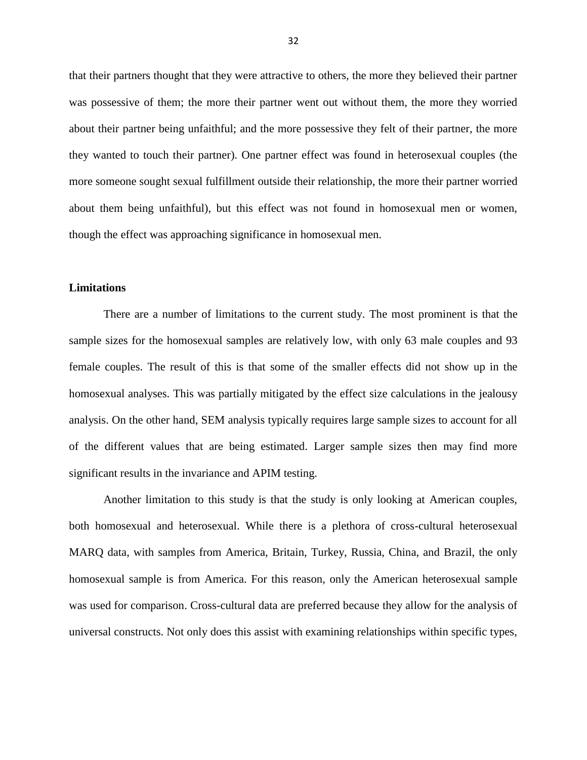that their partners thought that they were attractive to others, the more they believed their partner was possessive of them; the more their partner went out without them, the more they worried about their partner being unfaithful; and the more possessive they felt of their partner, the more they wanted to touch their partner). One partner effect was found in heterosexual couples (the more someone sought sexual fulfillment outside their relationship, the more their partner worried about them being unfaithful), but this effect was not found in homosexual men or women, though the effect was approaching significance in homosexual men.

### Limitations

There are a number of limitations to the current study. The most prominent is that the sample sizes for the homosexual samples are relatively low, with only 63 male couples and 93 female couples. The result of this is that some of the smaller effects did not show up in the homosexual analyses. This was partially mitigated by the effect size calculations in the jealousy analysis. On the other hand, SEM analysis typically requires large sample sizes to account for all of the different values that are being estimated. Larger sample sizes then may find more significant results in the invariance and APIM testing.

Another limitation to this study is that the study is only looking at American couples, both homosexual and heterosexual. While there is a plethora of cross-cultural heterosexual MARQ data, with samples from America, Britain, Turkey, Russia, China, and Brazil, the only homosexual sample is from America. For this reason, only the American heterosexual sample was used for comparison. Cross-cultural data are preferred because they allow for the analysis of universal constructs. Not only does this assist with examining relationships within specific types,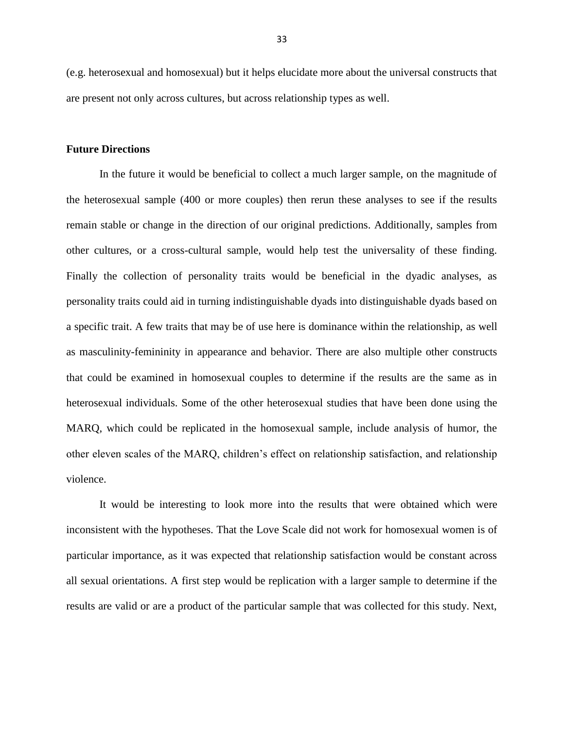(e.g. heterosexual and homosexual) but it helps elucidate more about the universal constructs that are present not only across cultures, but across relationship types as well.

**Future Directions**

In the future it would be beneficial to collect a much larger sample, on the magnitude of the heterosexual sample (400 or more couples) then rerun these analyses to see if the results remain stable or change in the direction of our original predictions. Additionally, samples from other cultures, or a cross-cultural sample, would help test the universality of these finding. Finally the collection of personality traits would be beneficial in the dyadic analyses, as personality traits could aid in turning indistinguishable dyads into distinguishable dyads based on a specific trait. A few traits that may be of use here is dominance within the relationship, as well as masculinity-femininity in appearance and behavior. There are also multiple other constructs that could be examined in homosexual couples to determine if the results are the same as in heterosexual individuals. Some of the other heterosexual studies that have been done using the MARQ, which could be replicated in the homosexual sample, include analysis of humor, the other eleven scales of the MARQ, children's effect on relationship satisfaction, and relationship violence.

It would be interesting to look more into the results that were obtained which were inconsistent with the hypotheses. That the Love Scale did not work for homosexual women is of particular importance, as it was expected that relationship satisfaction would be constant across all sexual orientations. A first step would be replication with a larger sample to determine if the results are valid or are a product of the particular sample that was collected for this study. Next,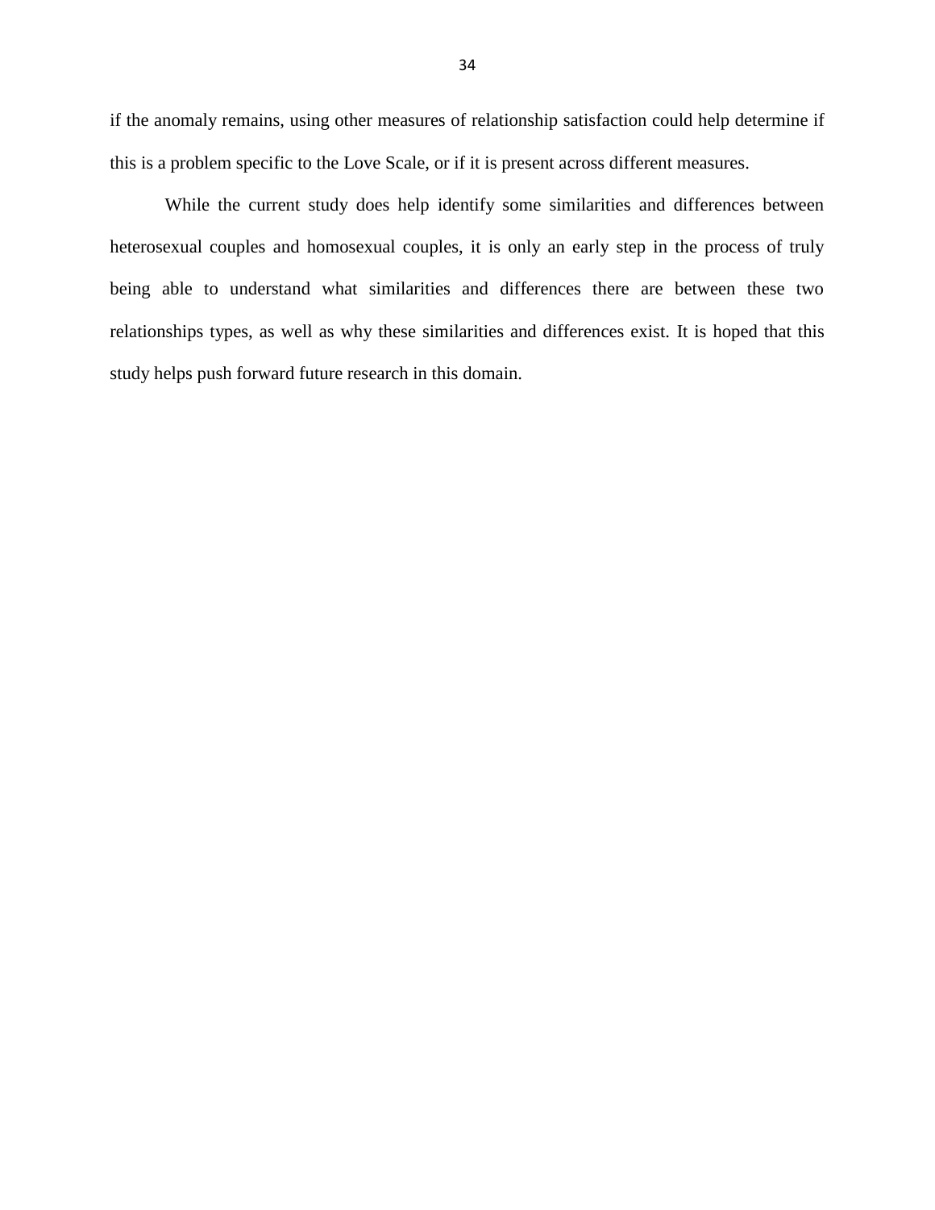if the anomaly remains, using other measures of relationship satisfaction could help determine if this is a problem specific to the Love Scale, or if it is present across different measures.

While the current study does help identify some similarities and differences between heterosexual couples and homosexual couples, it is only an early step in the process of truly being able to understand what similarities and differences there are between these two relationships types, as well as why these similarities and differences exist. It is hoped that this study helps push forward future research in this domain.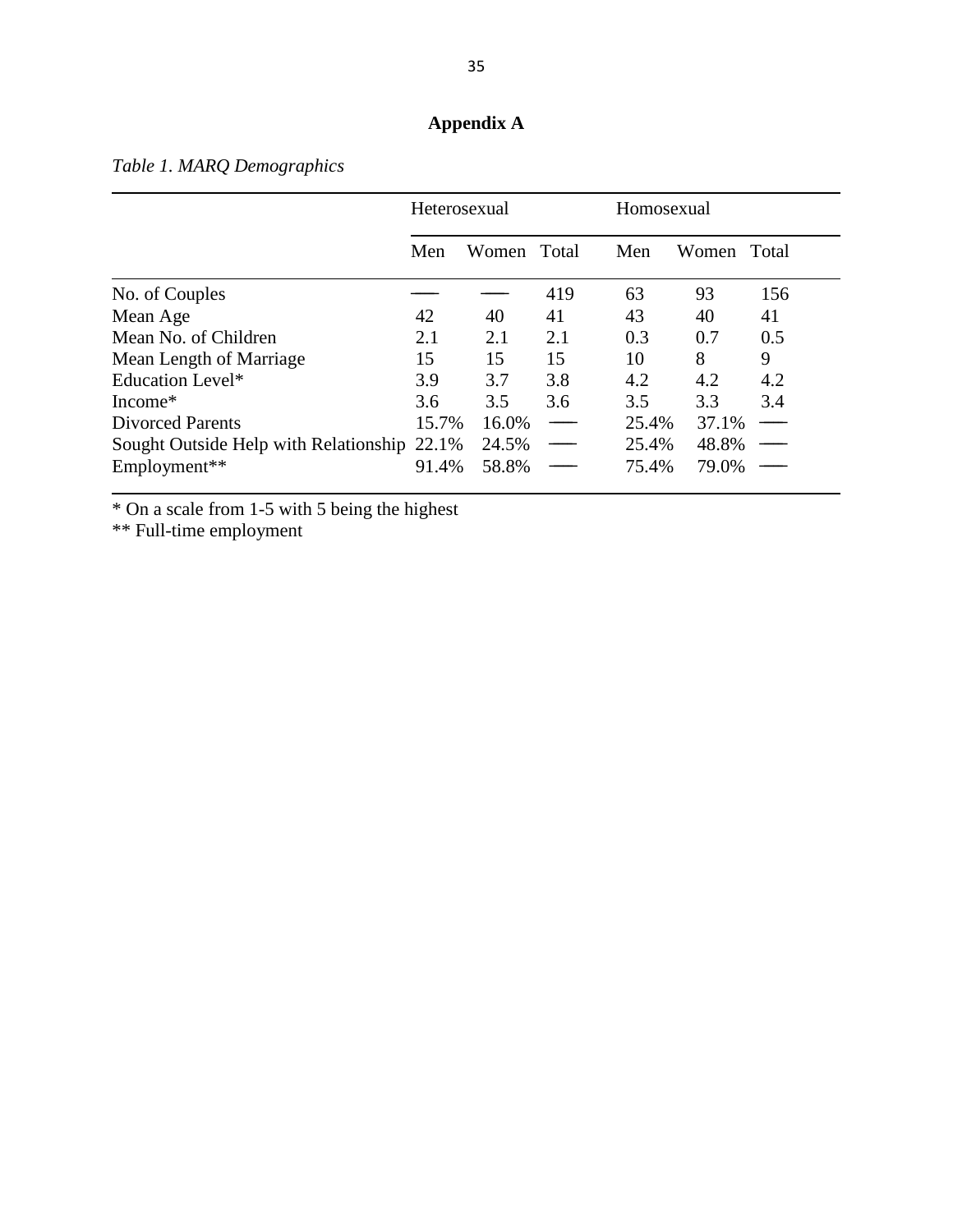# Appendix A

*Table 1. MARQ Demographics*

| | Heterosexual | | | Homosexual | | |
|---|---|---|---|---|---|---|
| | Men | Women | Total | Men | Women | Total |
| No. of Couples | —— | —— | 419 | 63 | 93 | 156 |
| Mean Age | 42 | 40 | 41 | 43 | 40 | 41 |
| Mean No. of Children | 2.1 | 2.1 | 2.1 | 0.3 | 0.7 | 0.5 |
| Mean Length of Marriage | 15 | 15 | 15 | 10 | 8 | 9 |
| Education Level* | 3.9 | 3.7 | 3.8 | 4.2 | 4.2 | 4.2 |
| Income* | 3.6 | 3.5 | 3.6 | 3.5 | 3.3 | 3.4 |
| Divorced Parents | 15.7% | 16.0% | —— | 25.4% | 37.1% | —— |
| Sought Outside Help with Relationship | 22.1% | 24.5% | —— | 25.4% | 48.8% | —— |
| Employment** | 91.4% | 58.8% | —— | 75.4% | 79.0% | —— |

* On a scale from 1-5 with 5 being the highest

** Full-time employment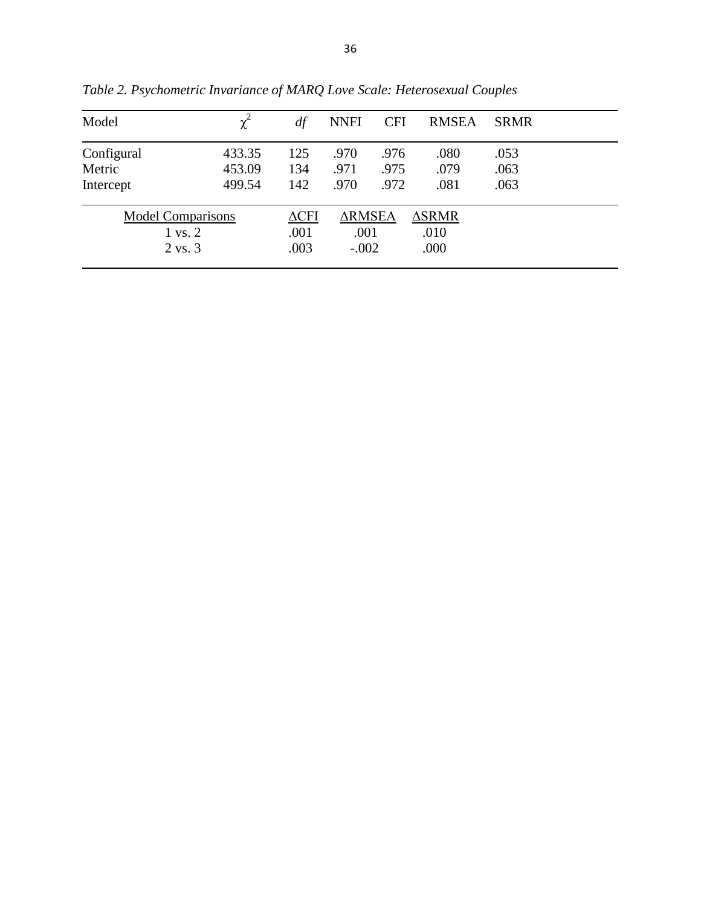*Table 2. Psychometric Invariance of MARQ Love Scale: Heterosexual Couples*

| Model | $\chi^2$ | *df* | NNFI | CFI | RMSEA | SRMR |
|---|---|---|---|---|---|---|
| Configural | 433.35 | 125 | .970 | .976 | .080 | .053 |
| Metric | 453.09 | 134 | .971 | .975 | .079 | .063 |
| Intercept | 499.54 | 142 | .970 | .972 | .081 | .063 |

| Model Comparisons | $\Delta$CFI | $\Delta$RMSEA | $\Delta$SRMR |
|---|---|---|---|
| 1 vs. 2 | .001 | .001 | .010 |
| 2 vs. 3 | .003 | -.002 | .000 |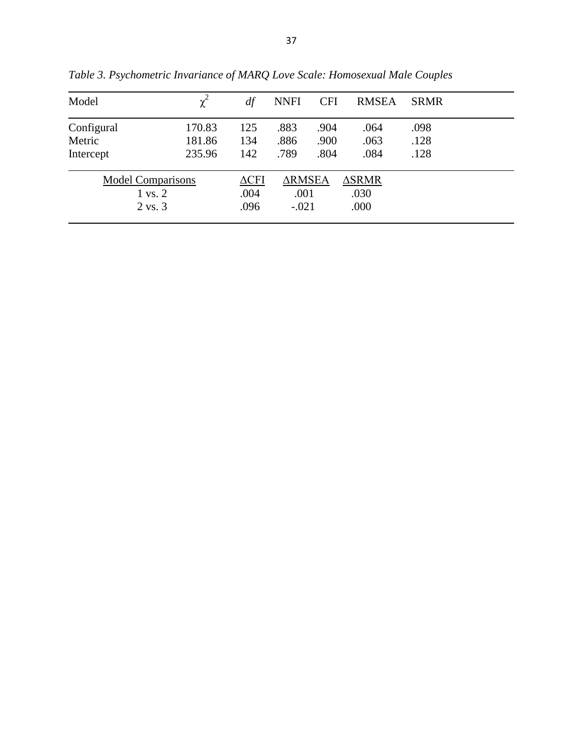*Table 3. Psychometric Invariance of MARQ Love Scale: Homosexual Male Couples*

| Model | $\chi^2$ | *df* | NNFI | CFI | RMSEA | SRMR |
|---|---|---|---|---|---|---|
| Configural | 170.83 | 125 | .883 | .904 | .064 | .098 |
| Metric | 181.86 | 134 | .886 | .900 | .063 | .128 |
| Intercept | 235.96 | 142 | .789 | .804 | .084 | .128 |

| Model Comparisons | $\Delta$CFI | $\Delta$RMSEA | $\Delta$SRMR |
|---|---|---|---|
| 1 vs. 2 | .004 | .001 | .030 |
| 2 vs. 3 | .096 | -.021 | .000 |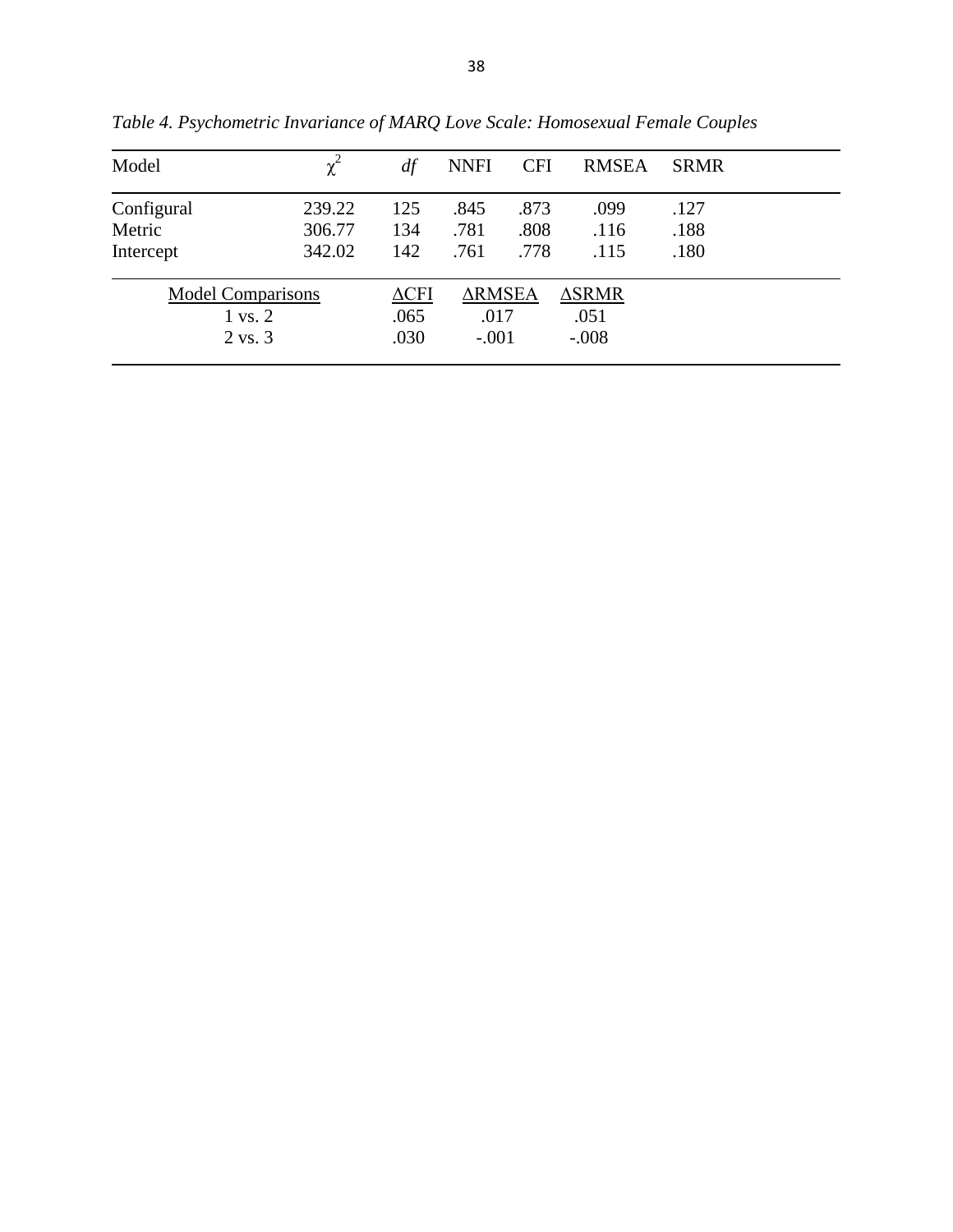*Table 4. Psychometric Invariance of MARQ Love Scale: Homosexual Female Couples*

| Model | $\chi^2$ | *df* | NNFI | CFI | RMSEA | SRMR |
|---|---|---|---|---|---|---|
| Configural | 239.22 | 125 | .845 | .873 | .099 | .127 |
| Metric | 306.77 | 134 | .781 | .808 | .116 | .188 |
| Intercept | 342.02 | 142 | .761 | .778 | .115 | .180 |

| Model Comparisons | ΔCFI | ΔRMSEA | ΔSRMR |
|---|---|---|---|
| 1 vs. 2 | .065 | .017 | .051 |
| 2 vs. 3 | .030 | -.001 | -.008 |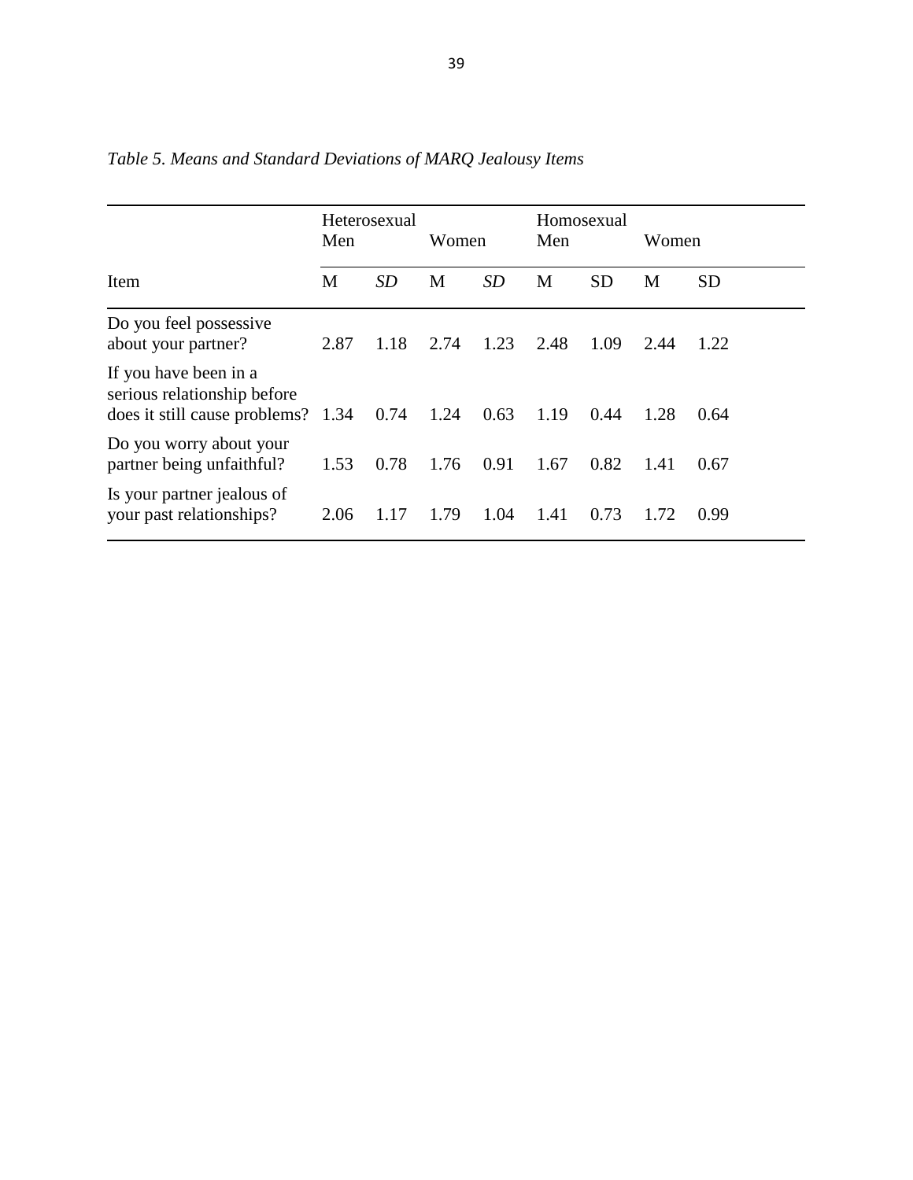*Table 5. Means and Standard Deviations of MARQ Jealousy Items*

| | Heterosexual Men | | Women | | Homosexual Men | | Women | |
|---|---|---|---|---|---|---|---|---|
| Item | M | *SD* | M | *SD* | M | SD | M | SD |
| Do you feel possessive about your partner? | 2.87 | 1.18 | 2.74 | 1.23 | 2.48 | 1.09 | 2.44 | 1.22 |
| If you have been in a serious relationship before does it still cause problems? | 1.34 | 0.74 | 1.24 | 0.63 | 1.19 | 0.44 | 1.28 | 0.64 |
| Do you worry about your partner being unfaithful? | 1.53 | 0.78 | 1.76 | 0.91 | 1.67 | 0.82 | 1.41 | 0.67 |
| Is your partner jealous of your past relationships? | 2.06 | 1.17 | 1.79 | 1.04 | 1.41 | 0.73 | 1.72 | 0.99 |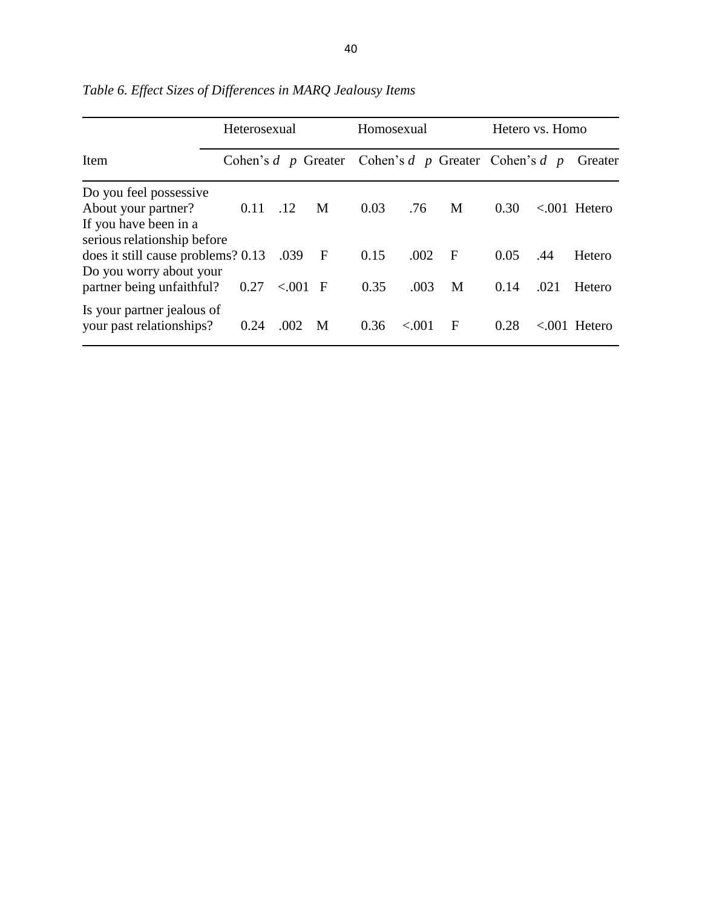*Table 6. Effect Sizes of Differences in MARQ Jealousy Items*

| | Heterosexual | | | Homosexual | | | Hetero vs. Homo | | |
|---|---|---|---|---|---|---|---|---|---|
| Item | Cohen's *d* | *p* | Greater | Cohen's *d* | *p* | Greater | Cohen's *d* | *p* | Greater |
| Do you feel possessive About your partner? | 0.11 | .12 | M | 0.03 | .76 | M | 0.30 | <.001 | Hetero |
| If you have been in a serious relationship before does it still cause problems? | 0.13 | .039 | F | 0.15 | .002 | F | 0.05 | .44 | Hetero |
| Do you worry about your partner being unfaithful? | 0.27 | <.001 | F | 0.35 | .003 | M | 0.14 | .021 | Hetero |
| Is your partner jealous of your past relationships? | 0.24 | .002 | M | 0.36 | <.001 | F | 0.28 | <.001 | Hetero |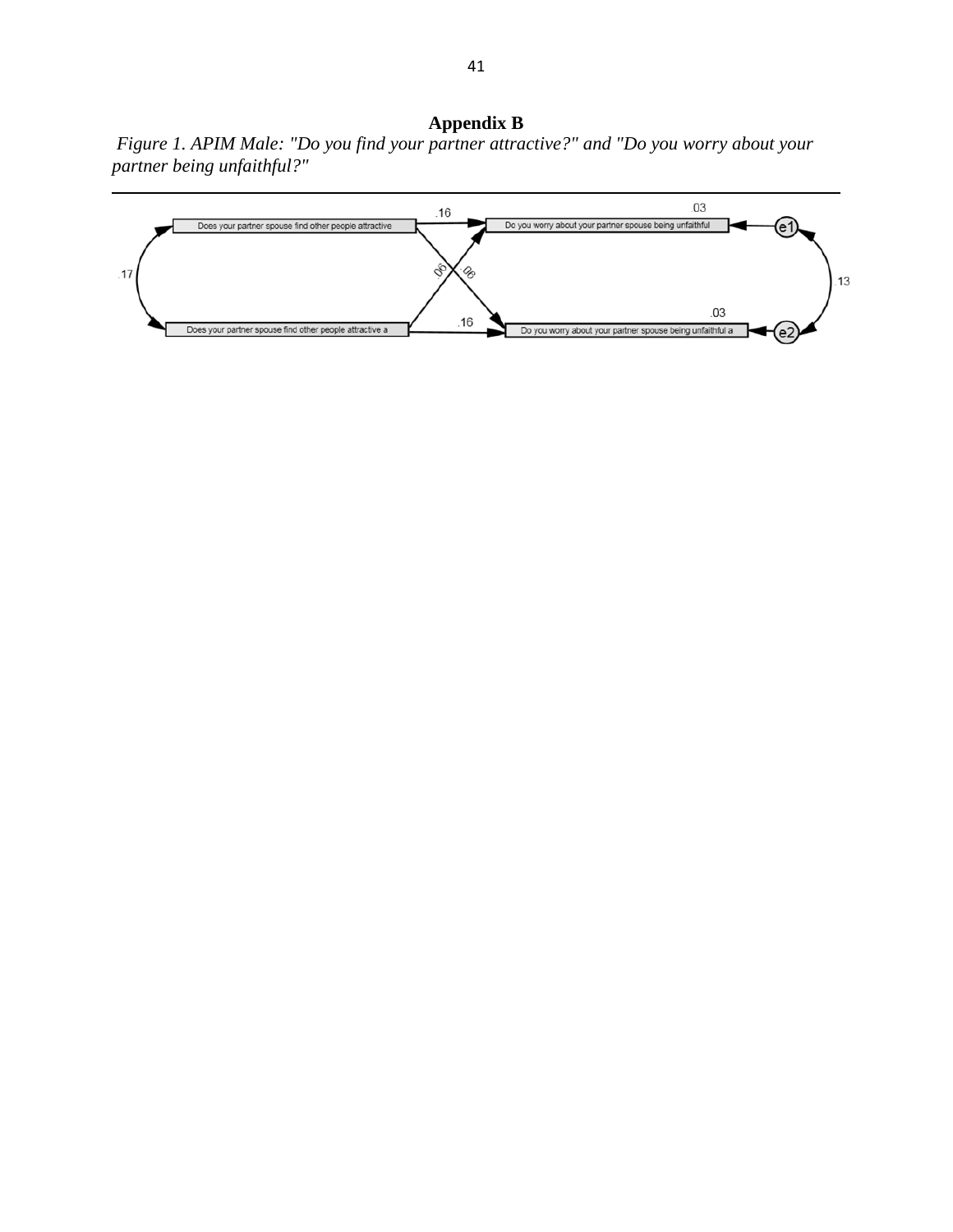## Appendix B

*Figure 1. APIM Male: "Do you find your partner attractive?" and "Do you worry about your partner being unfaithful?"*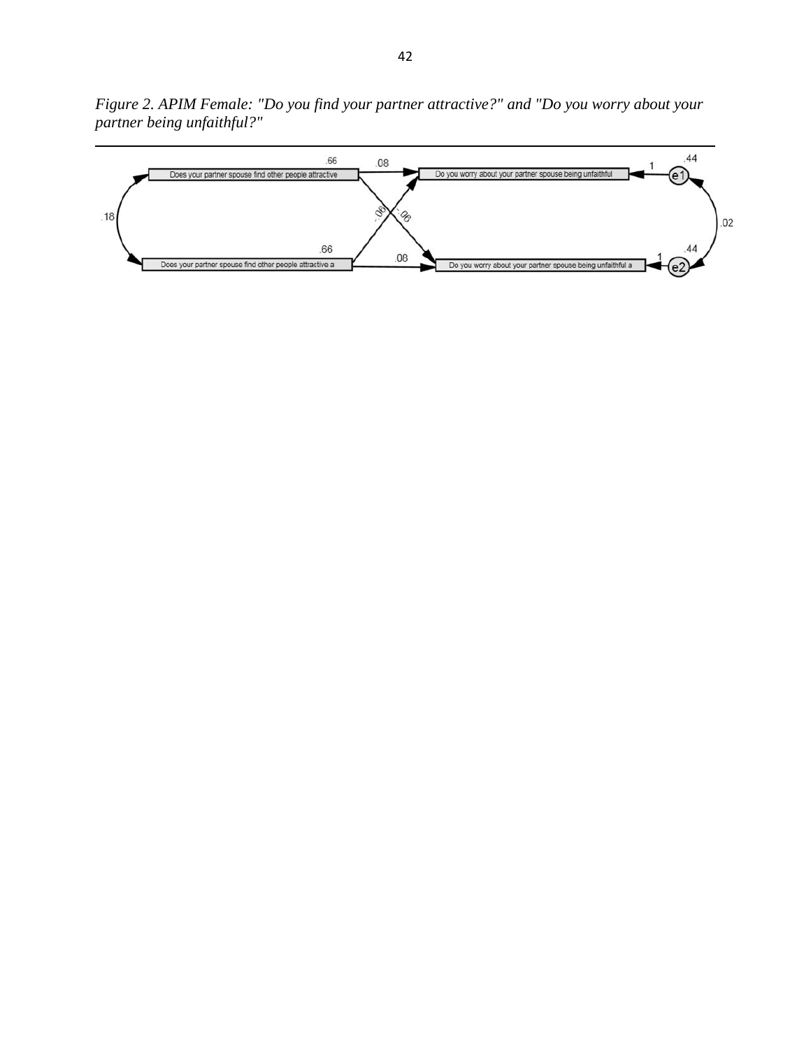*Figure 2. APIM Female: "Do you find your partner attractive?" and "Do you worry about your partner being unfaithful?"*

.66 | Does your partner spouse find other people attractive | .08 | Do you worry about your partner spouse being unfaithful | 1 | e1 | .44

.18 | -.06 | -.06 | .02

.66 | Does your partner spouse find other people attractive a | .08 | Do you worry about your partner spouse being unfaithful a | 1 | e2 | .44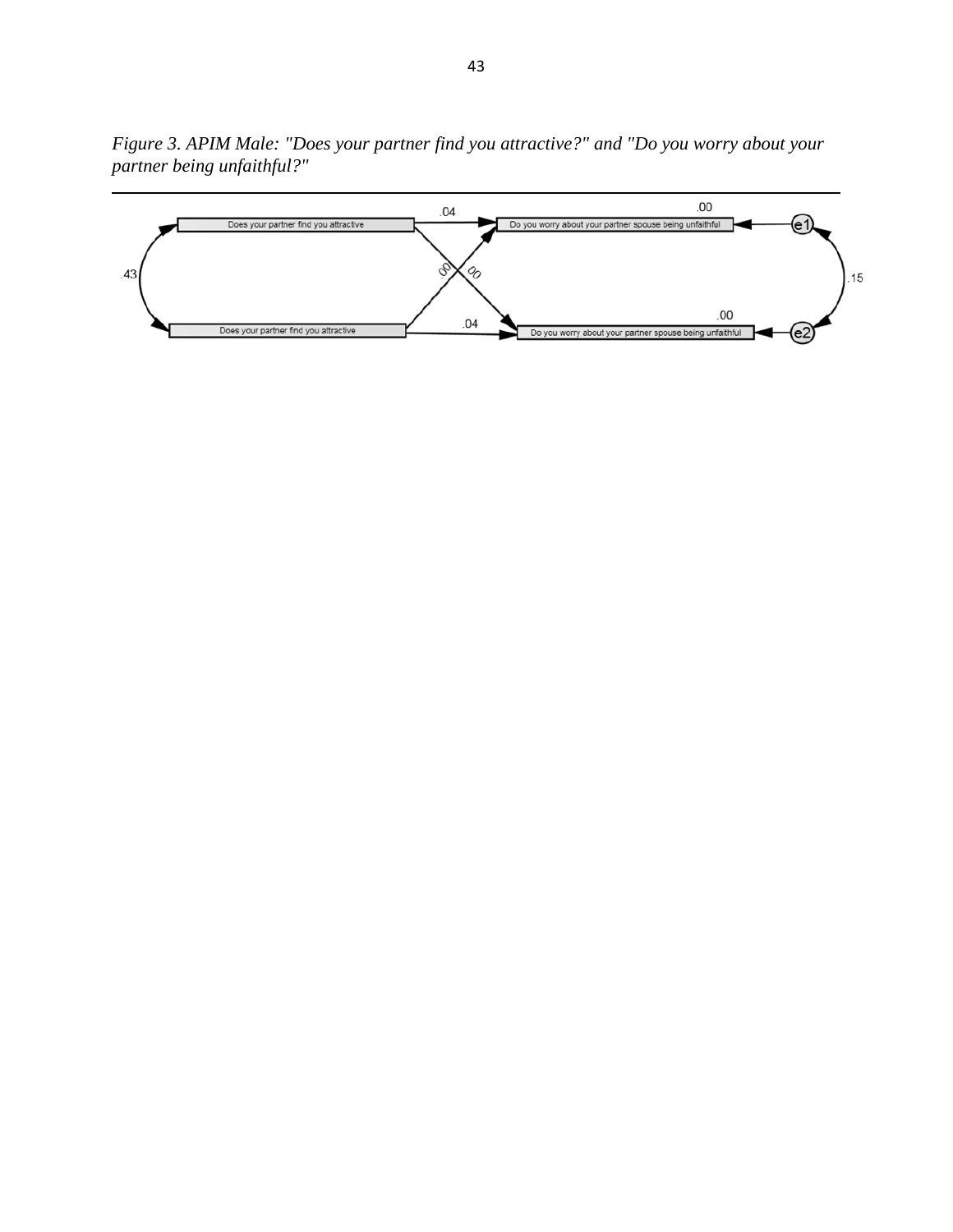*Figure 3. APIM Male: "Does your partner find you attractive?" and "Do you worry about your partner being unfaithful?"*

---

Does your partner find you attractive

Does your partner find you attractive

Do you worry about your partner spouse being unfaithful

Do you worry about your partner spouse being unfaithful

.43 .04 .00 .00 .04 .00 .00 .15 e1 e2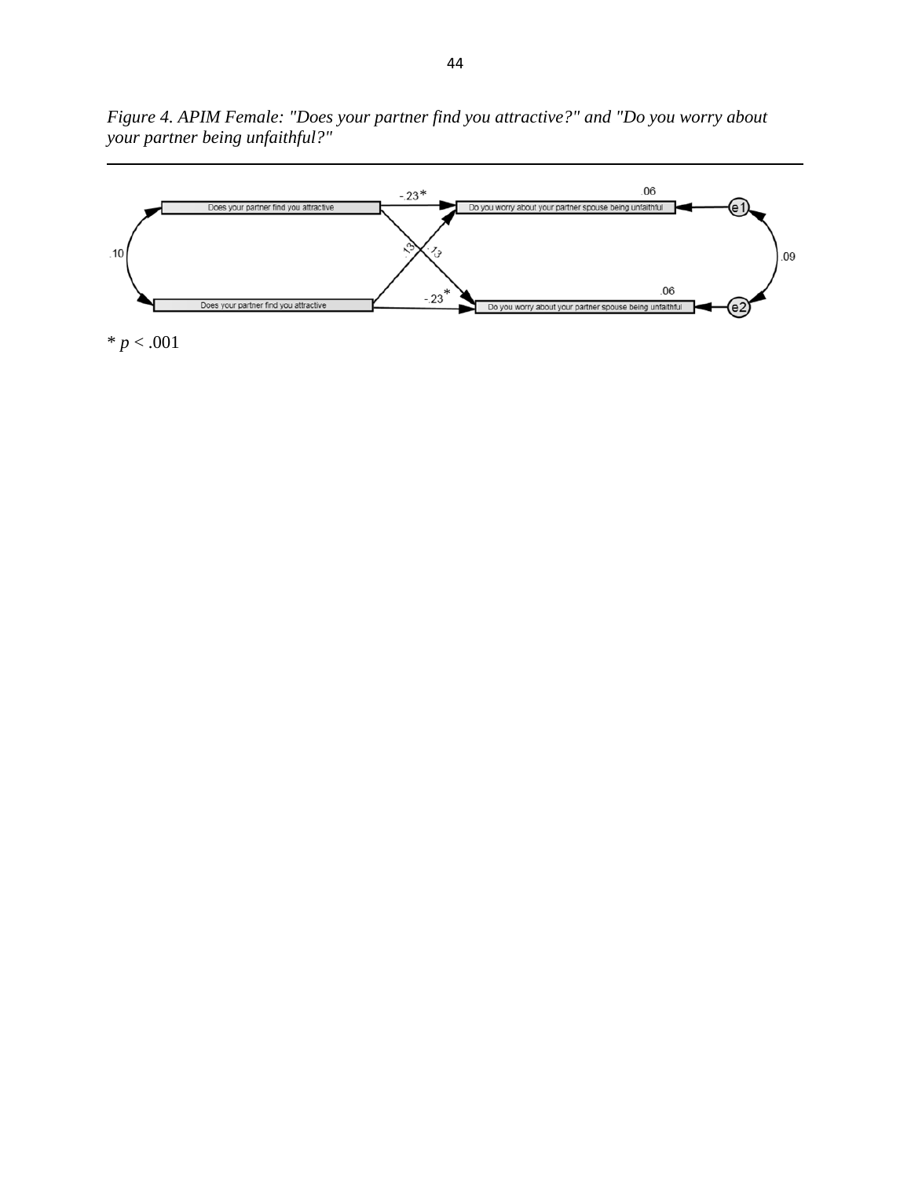*Figure 4. APIM Female: "Does your partner find you attractive?" and "Do you worry about your partner being unfaithful?"*

Does your partner find you attractive

Does your partner find you attractive

Do you worry about your partner spouse being unfaithful

Do you worry about your partner spouse being unfaithful

-.23*

-.23*

.13

.13

.10

.09

.06

.06

e1

e2

* $p < .001$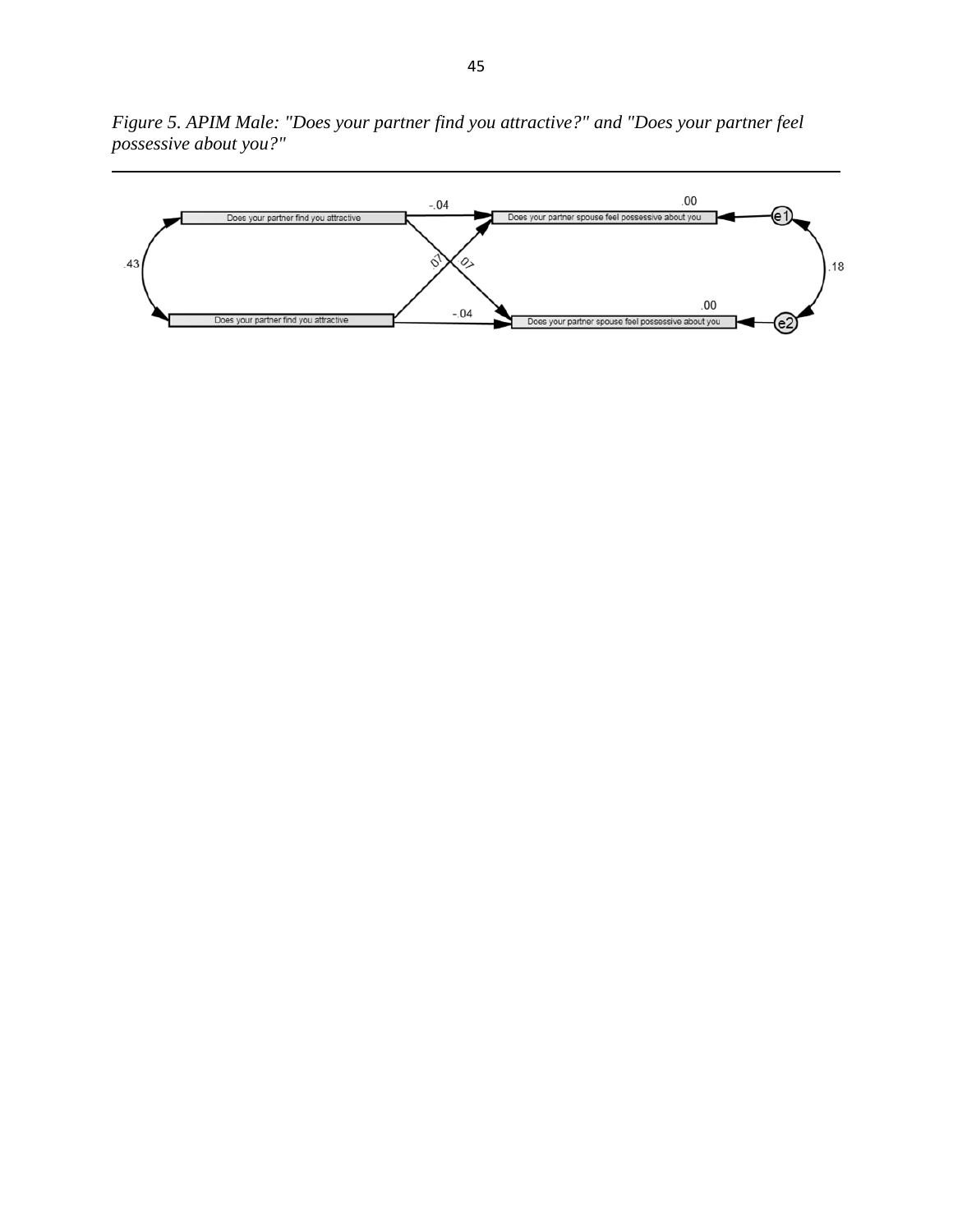*Figure 5. APIM Male: "Does your partner find you attractive?" and "Does your partner feel possessive about you?"*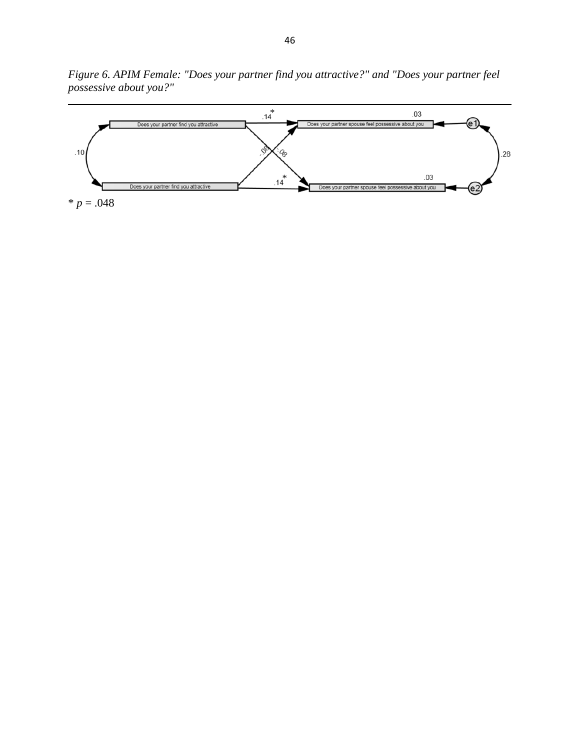*Figure 6. APIM Female: "Does your partner find you attractive?" and "Does your partner feel possessive about you?"*

| Path | Estimate |
| --- | --- |
| Does your partner find you attractive → Does your partner spouse feel possessive about you (top) | .14* |
| Does your partner find you attractive (top) → Does your partner spouse feel possessive about you (bottom) | -.08 |
| Does your partner find you attractive (bottom) → Does your partner spouse feel possessive about you (top) | -.08 |
| Does your partner find you attractive → Does your partner spouse feel possessive about you (bottom) | .14* |
| Does your partner find you attractive (top) ↔ Does your partner find you attractive (bottom) | .10 |
| e1 ↔ e2 | .28 |
| Does your partner spouse feel possessive about you (top), $R^2$ | .03 |
| Does your partner spouse feel possessive about you (bottom), $R^2$ | .03 |

\* $p$ = .048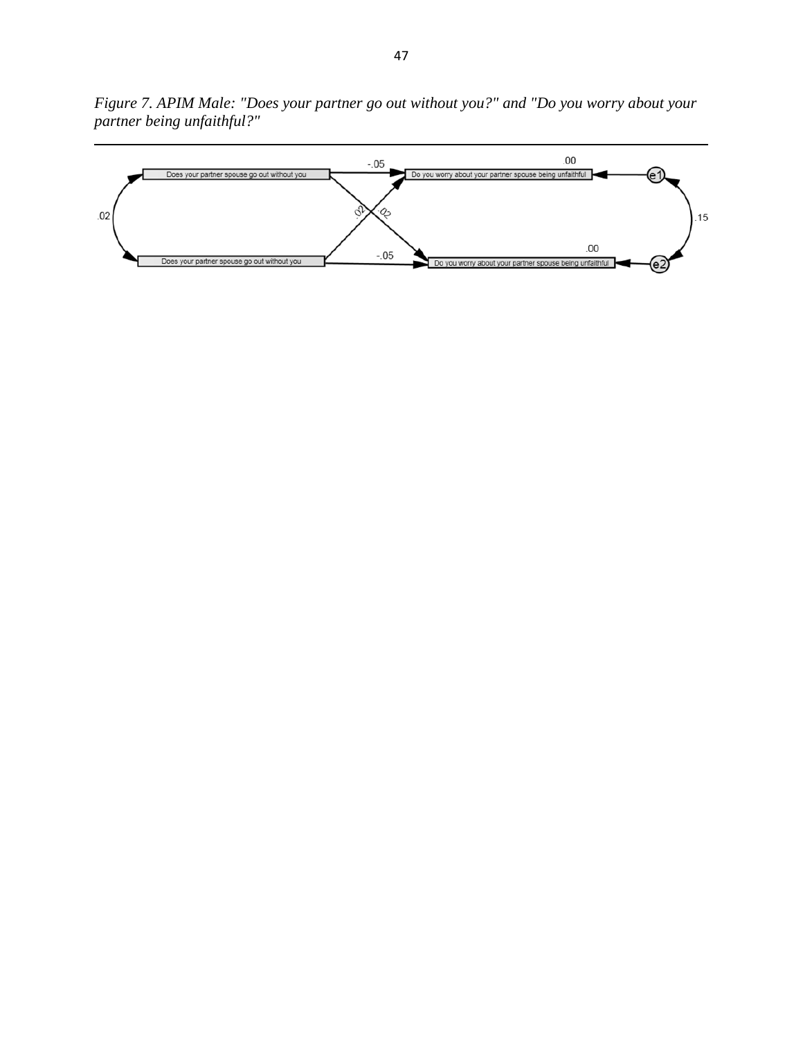*Figure 7. APIM Male: "Does your partner go out without you?" and "Do you worry about your partner being unfaithful?"*

Does your partner spouse go out without you

Does your partner spouse go out without you

Do you worry about your partner spouse being unfaithful

Do you worry about your partner spouse being unfaithful

.02

-.05

.02

.02

-.05

.00

.00

e1

e2

.15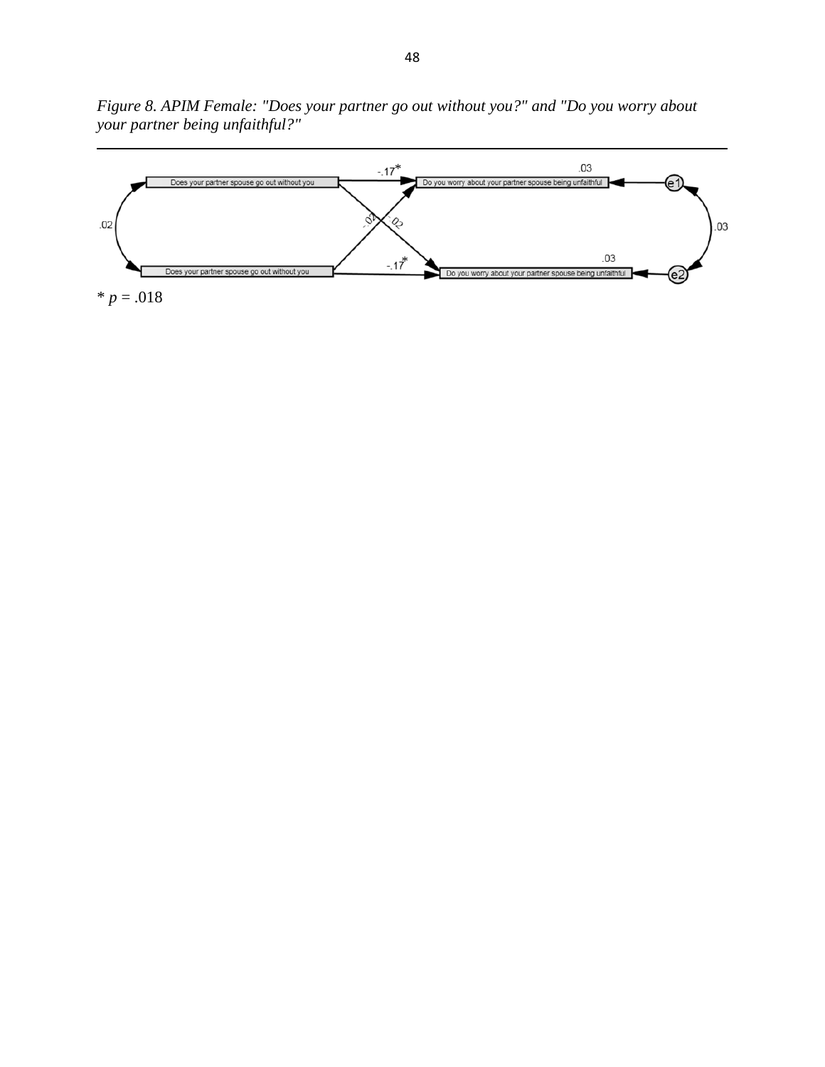*Figure 8. APIM Female: "Does your partner go out without you?" and "Do you worry about your partner being unfaithful?"*

Does your partner spouse go out without you

Does your partner spouse go out without you

Do you worry about your partner spouse being unfaithful

Do you worry about your partner spouse being unfaithful

-.17*

-.17*

-.02

-.02

.02

.03

.03

.03

e1

e2

\* $p = .018$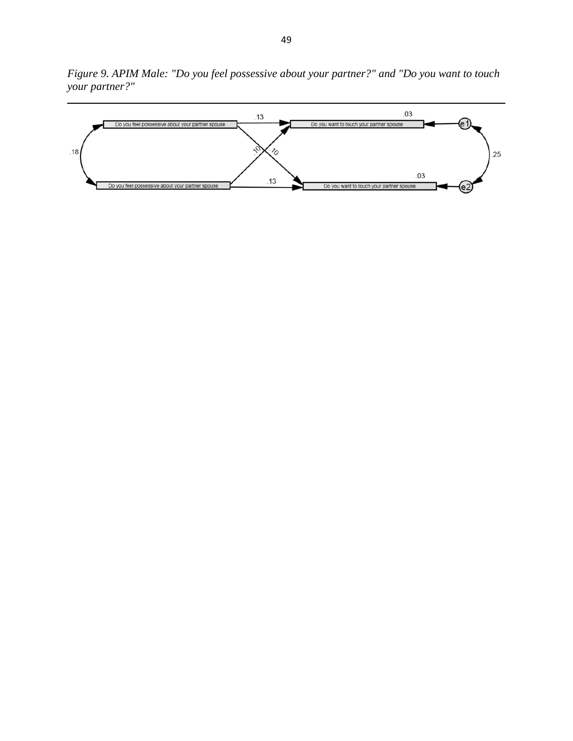*Figure 9. APIM Male: "Do you feel possessive about your partner?" and "Do you want to touch your partner?"*

---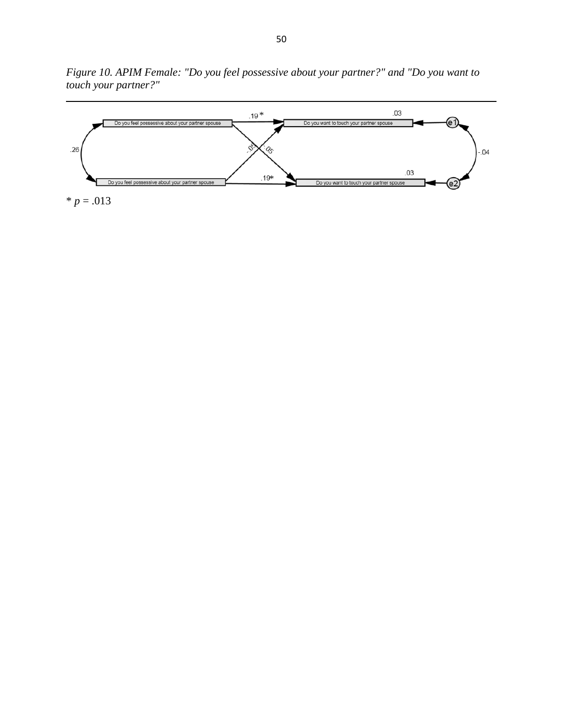*Figure 10. APIM Female: "Do you feel possessive about your partner?" and "Do you want to touch your partner?"*

Do you feel possessive about your partner spouse

Do you want to touch your partner spouse

Do you feel possessive about your partner spouse

Do you want to touch your partner spouse

.19 *

.03

.26

-.03

-.05

-.04

.03

.19*

e1

e2

\* *p* = .013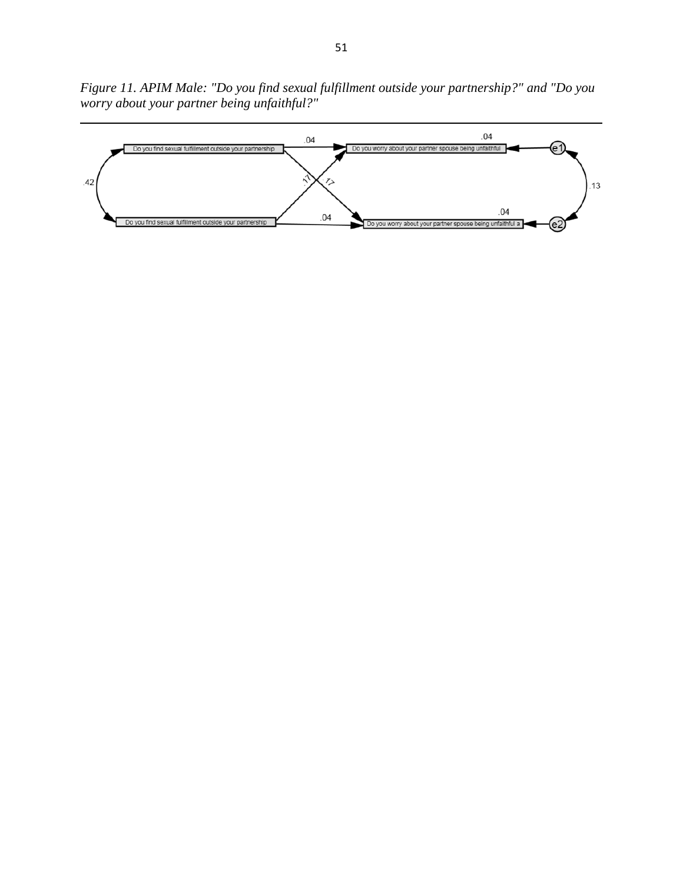*Figure 11. APIM Male: "Do you find sexual fulfillment outside your partnership?" and "Do you worry about your partner being unfaithful?"*

---

Do you find sexual fulfillment outside your partnership

Do you find sexual fulfillment outside your partnership

Do you worry about your partner spouse being unfaithful

Do you worry about your partner spouse being unfaithful a

e1

e2

.42

.04

.17

.17

.04

.04

.04

.13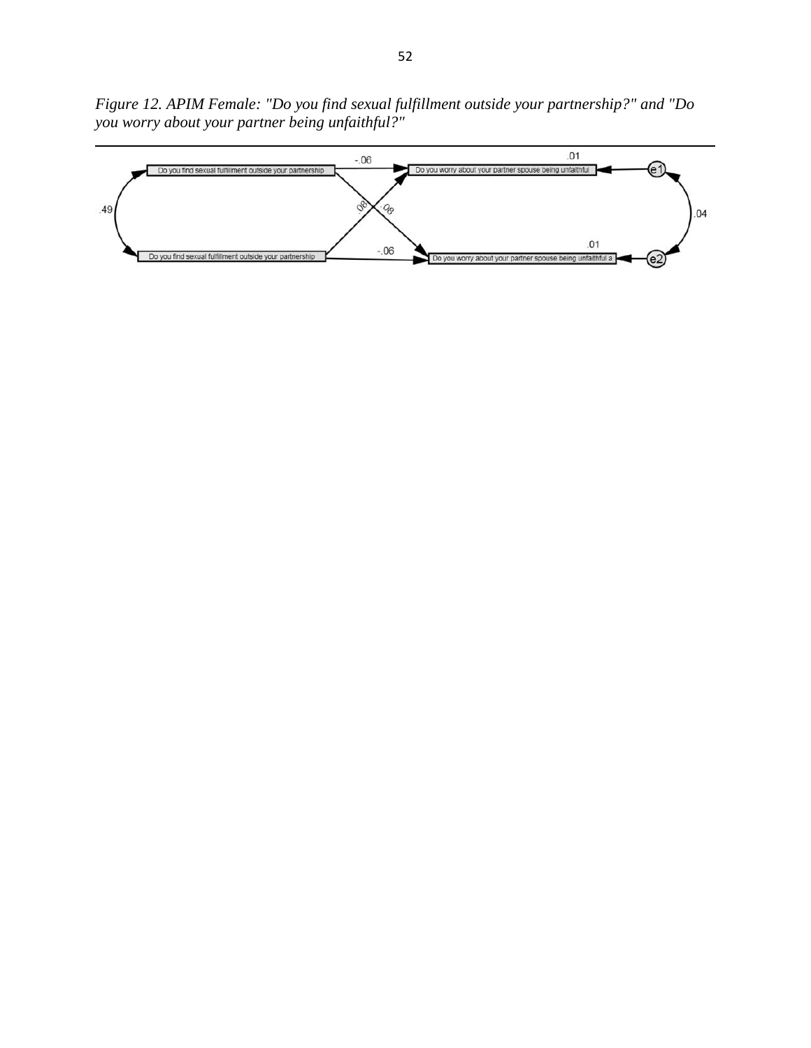*Figure 12. APIM Female: "Do you find sexual fulfillment outside your partnership?" and "Do you worry about your partner being unfaithful?"*

---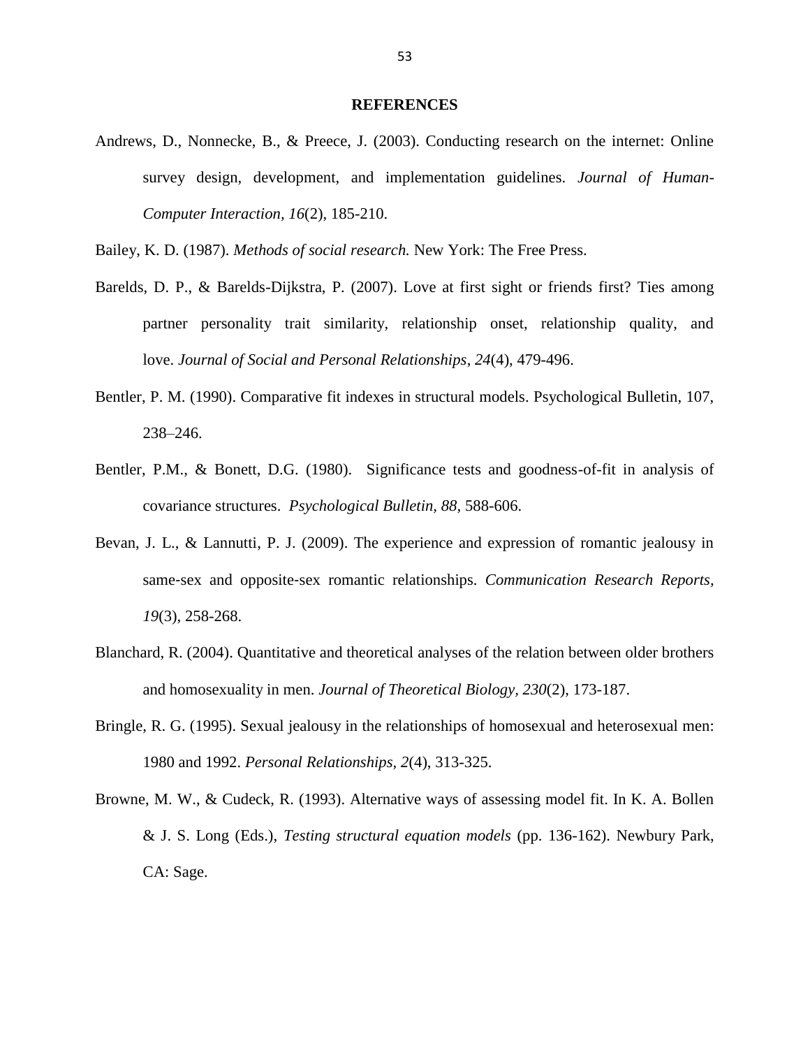# REFERENCES

Andrews, D., Nonnecke, B., & Preece, J. (2003). Conducting research on the internet: Online survey design, development, and implementation guidelines. *Journal of Human-Computer Interaction, 16*(2), 185-210.

Bailey, K. D. (1987). *Methods of social research.* New York: The Free Press.

Barelds, D. P., & Barelds-Dijkstra, P. (2007). Love at first sight or friends first? Ties among partner personality trait similarity, relationship onset, relationship quality, and love. *Journal of Social and Personal Relationships*, *24*(4), 479-496.

Bentler, P. M. (1990). Comparative fit indexes in structural models. Psychological Bulletin, 107, 238–246.

Bentler, P.M., & Bonett, D.G. (1980). Significance tests and goodness-of-fit in analysis of covariance structures. *Psychological Bulletin, 88,* 588-606.

Bevan, J. L., & Lannutti, P. J. (2009). The experience and expression of romantic jealousy in same-sex and opposite-sex romantic relationships. *Communication Research Reports, 19*(3), 258-268.

Blanchard, R. (2004). Quantitative and theoretical analyses of the relation between older brothers and homosexuality in men. *Journal of Theoretical Biology, 230*(2), 173-187.

Bringle, R. G. (1995). Sexual jealousy in the relationships of homosexual and heterosexual men: 1980 and 1992. *Personal Relationships, 2*(4), 313-325.

Browne, M. W., & Cudeck, R. (1993). Alternative ways of assessing model fit. In K. A. Bollen & J. S. Long (Eds.), *Testing structural equation models* (pp. 136-162). Newbury Park, CA: Sage.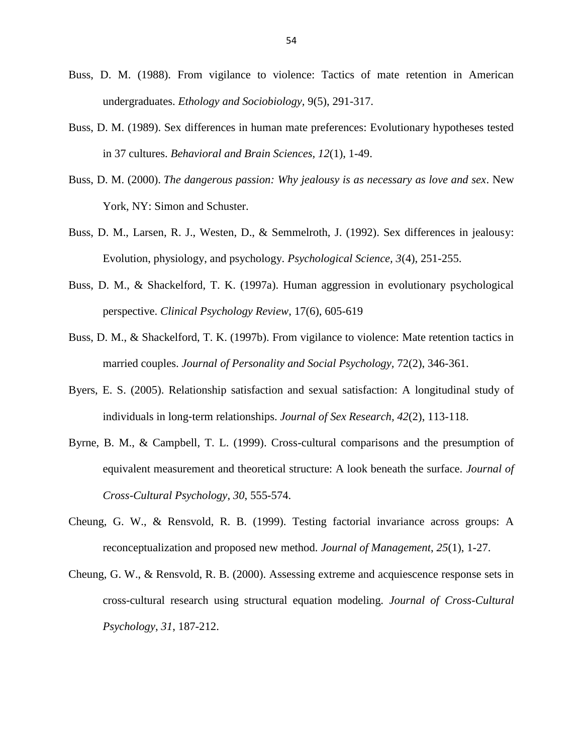Buss, D. M. (1988). From vigilance to violence: Tactics of mate retention in American undergraduates. *Ethology and Sociobiology,* 9(5), 291-317.

Buss, D. M. (1989). Sex differences in human mate preferences: Evolutionary hypotheses tested in 37 cultures. *Behavioral and Brain Sciences, 12*(1), 1-49.

Buss, D. M. (2000). *The dangerous passion: Why jealousy is as necessary as love and sex*. New York, NY: Simon and Schuster.

Buss, D. M., Larsen, R. J., Westen, D., & Semmelroth, J. (1992). Sex differences in jealousy: Evolution, physiology, and psychology. *Psychological Science, 3*(4), 251-255.

Buss, D. M., & Shackelford, T. K. (1997a). Human aggression in evolutionary psychological perspective. *Clinical Psychology Review*, 17(6), 605-619

Buss, D. M., & Shackelford, T. K. (1997b). From vigilance to violence: Mate retention tactics in married couples. *Journal of Personality and Social Psychology,* 72(2), 346-361.

Byers, E. S. (2005). Relationship satisfaction and sexual satisfaction: A longitudinal study of individuals in long-term relationships. *Journal of Sex Research, 42*(2), 113-118.

Byrne, B. M., & Campbell, T. L. (1999). Cross-cultural comparisons and the presumption of equivalent measurement and theoretical structure: A look beneath the surface. *Journal of Cross-Cultural Psychology, 30*, 555-574.

Cheung, G. W., & Rensvold, R. B. (1999). Testing factorial invariance across groups: A reconceptualization and proposed new method. *Journal of Management*, *25*(1), 1-27.

Cheung, G. W., & Rensvold, R. B. (2000). Assessing extreme and acquiescence response sets in cross-cultural research using structural equation modeling. *Journal of Cross-Cultural Psychology*, *31*, 187-212.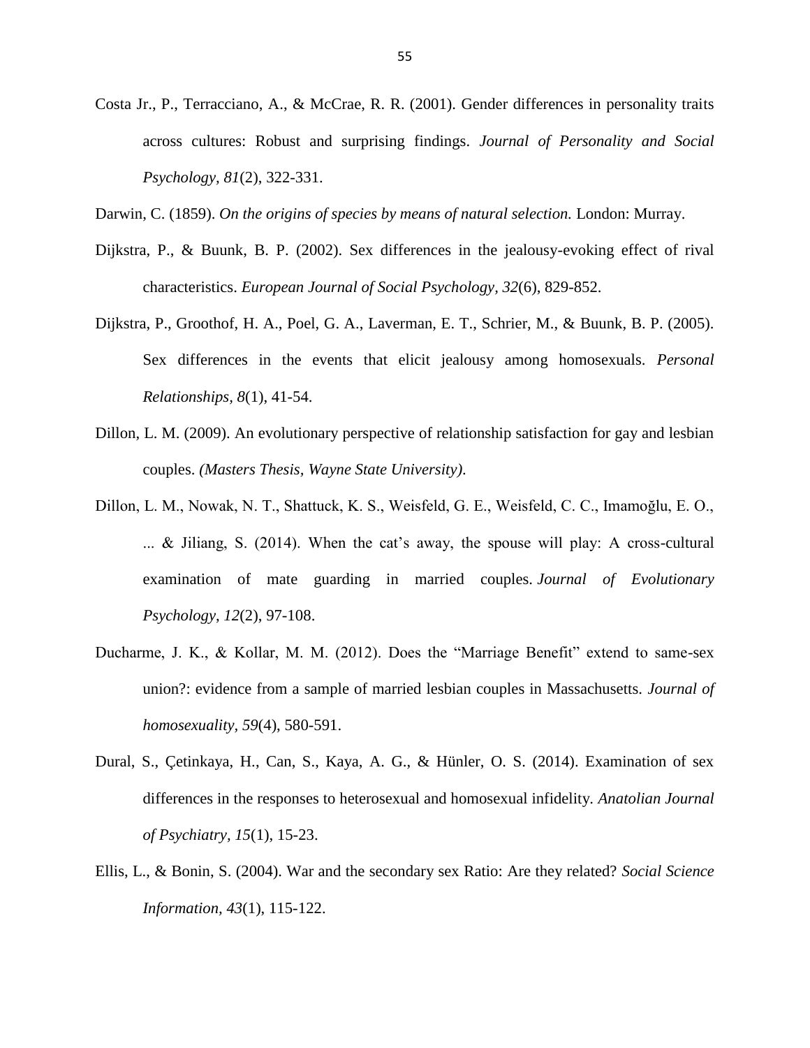Costa Jr., P., Terracciano, A., & McCrae, R. R. (2001). Gender differences in personality traits across cultures: Robust and surprising findings. *Journal of Personality and Social Psychology, 81*(2), 322-331.

Darwin, C. (1859). *On the origins of species by means of natural selection.* London: Murray.

Dijkstra, P., & Buunk, B. P. (2002). Sex differences in the jealousy-evoking effect of rival characteristics. *European Journal of Social Psychology, 32*(6), 829-852.

Dijkstra, P., Groothof, H. A., Poel, G. A., Laverman, E. T., Schrier, M., & Buunk, B. P. (2005). Sex differences in the events that elicit jealousy among homosexuals. *Personal Relationships, 8*(1), 41-54.

Dillon, L. M. (2009). An evolutionary perspective of relationship satisfaction for gay and lesbian couples. *(Masters Thesis, Wayne State University).*

Dillon, L. M., Nowak, N. T., Shattuck, K. S., Weisfeld, G. E., Weisfeld, C. C., Imamoğlu, E. O., ... & Jiliang, S. (2014). When the cat's away, the spouse will play: A cross-cultural examination of mate guarding in married couples. *Journal of Evolutionary Psychology*, *12*(2), 97-108.

Ducharme, J. K., & Kollar, M. M. (2012). Does the "Marriage Benefit" extend to same-sex union?: evidence from a sample of married lesbian couples in Massachusetts. *Journal of homosexuality*, *59*(4), 580-591.

Dural, S., Çetinkaya, H., Can, S., Kaya, A. G., & Hünler, O. S. (2014). Examination of sex differences in the responses to heterosexual and homosexual infidelity. *Anatolian Journal of Psychiatry, 15*(1), 15-23.

Ellis, L., & Bonin, S. (2004). War and the secondary sex Ratio: Are they related? *Social Science Information, 43*(1), 115-122.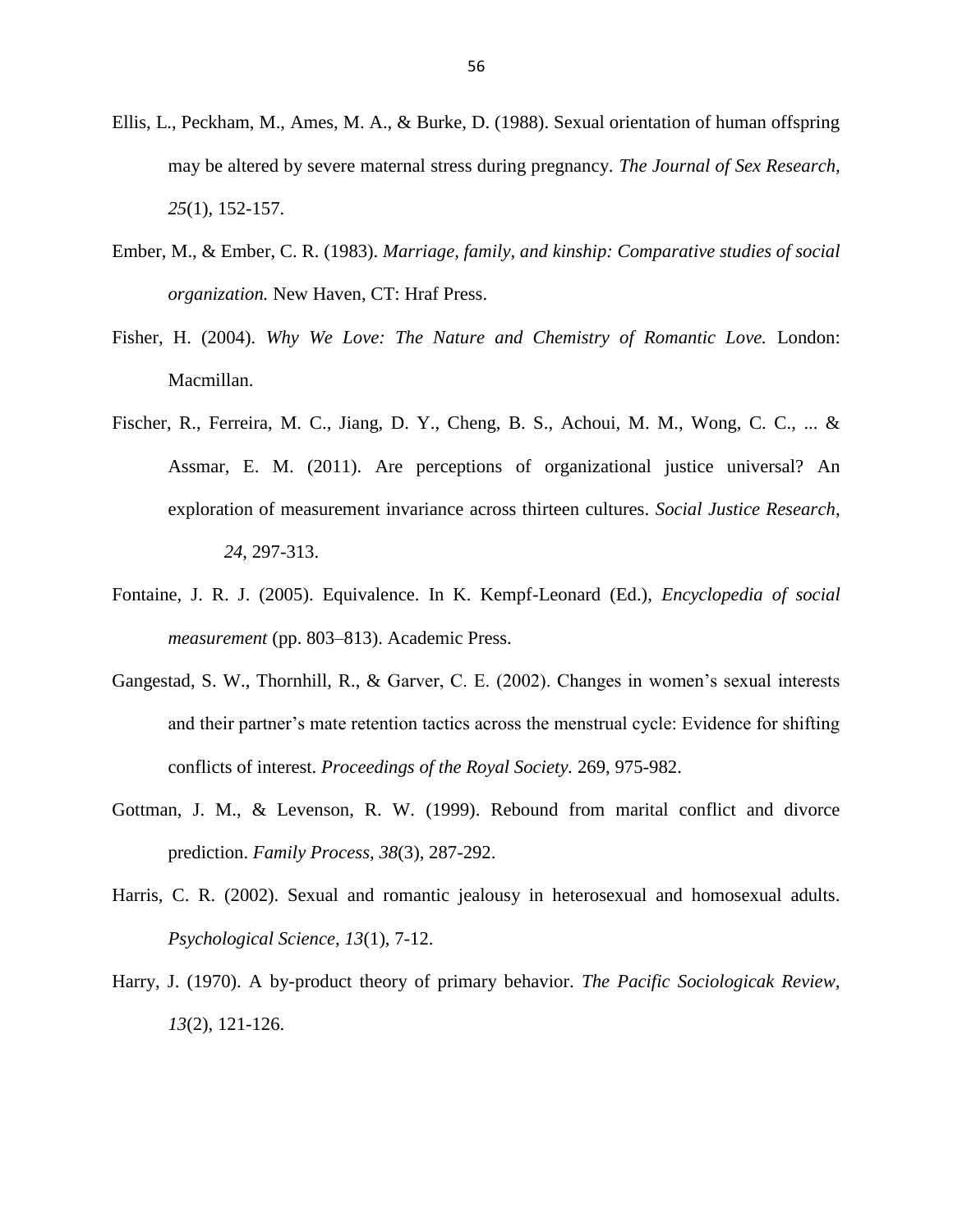Ellis, L., Peckham, M., Ames, M. A., & Burke, D. (1988). Sexual orientation of human offspring may be altered by severe maternal stress during pregnancy. *The Journal of Sex Research, 25*(1), 152-157.

Ember, M., & Ember, C. R. (1983). *Marriage, family, and kinship: Comparative studies of social organization.* New Haven, CT: Hraf Press.

Fisher, H. (2004). *Why We Love: The Nature and Chemistry of Romantic Love.* London: Macmillan.

Fischer, R., Ferreira, M. C., Jiang, D. Y., Cheng, B. S., Achoui, M. M., Wong, C. C., ... & Assmar, E. M. (2011). Are perceptions of organizational justice universal? An exploration of measurement invariance across thirteen cultures. *Social Justice Research, 24*, 297-313.

Fontaine, J. R. J. (2005). Equivalence. In K. Kempf-Leonard (Ed.), *Encyclopedia of social measurement* (pp. 803–813). Academic Press.

Gangestad, S. W., Thornhill, R., & Garver, C. E. (2002). Changes in women's sexual interests and their partner's mate retention tactics across the menstrual cycle: Evidence for shifting conflicts of interest. *Proceedings of the Royal Society.* 269, 975-982.

Gottman, J. M., & Levenson, R. W. (1999). Rebound from marital conflict and divorce prediction. *Family Process, 38*(3), 287-292.

Harris, C. R. (2002). Sexual and romantic jealousy in heterosexual and homosexual adults. *Psychological Science, 13*(1), 7-12.

Harry, J. (1970). A by-product theory of primary behavior. *The Pacific Sociologicak Review, 13*(2), 121-126.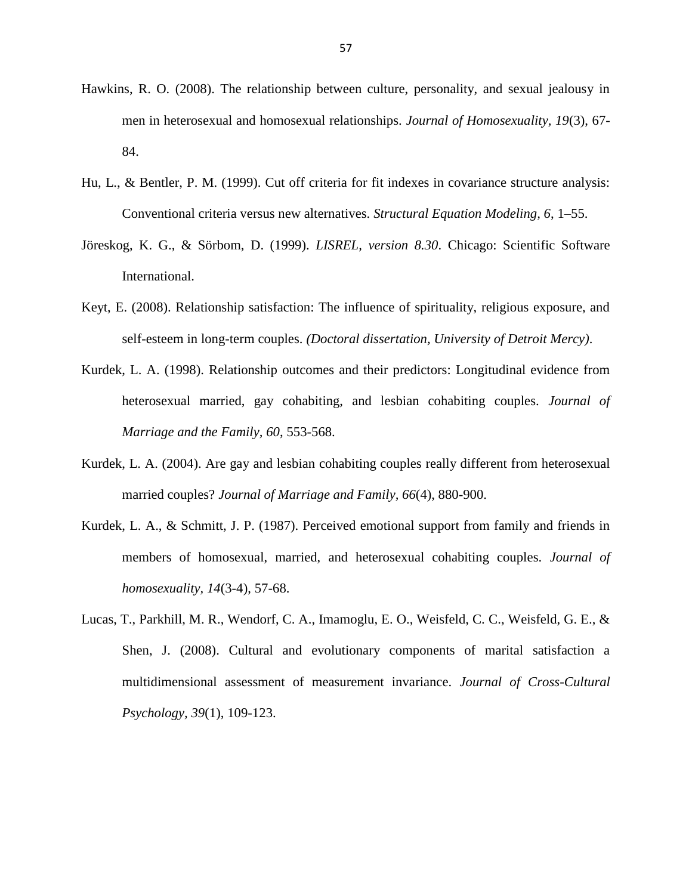Hawkins, R. O. (2008). The relationship between culture, personality, and sexual jealousy in men in heterosexual and homosexual relationships. *Journal of Homosexuality, 19*(3), 67-84.

Hu, L., & Bentler, P. M. (1999). Cut off criteria for fit indexes in covariance structure analysis: Conventional criteria versus new alternatives. *Structural Equation Modeling, 6*, 1–55.

Jöreskog, K. G., & Sörbom, D. (1999). *LISREL, version 8.30*. Chicago: Scientific Software International.

Keyt, E. (2008). Relationship satisfaction: The influence of spirituality, religious exposure, and self-esteem in long-term couples. *(Doctoral dissertation, University of Detroit Mercy)*.

Kurdek, L. A. (1998). Relationship outcomes and their predictors: Longitudinal evidence from heterosexual married, gay cohabiting, and lesbian cohabiting couples. *Journal of Marriage and the Family, 60*, 553-568.

Kurdek, L. A. (2004). Are gay and lesbian cohabiting couples really different from heterosexual married couples? *Journal of Marriage and Family, 66*(4), 880-900.

Kurdek, L. A., & Schmitt, J. P. (1987). Perceived emotional support from family and friends in members of homosexual, married, and heterosexual cohabiting couples. *Journal of homosexuality*, *14*(3-4), 57-68.

Lucas, T., Parkhill, M. R., Wendorf, C. A., Imamoglu, E. O., Weisfeld, C. C., Weisfeld, G. E., & Shen, J. (2008). Cultural and evolutionary components of marital satisfaction a multidimensional assessment of measurement invariance. *Journal of Cross-Cultural Psychology, 39*(1), 109-123.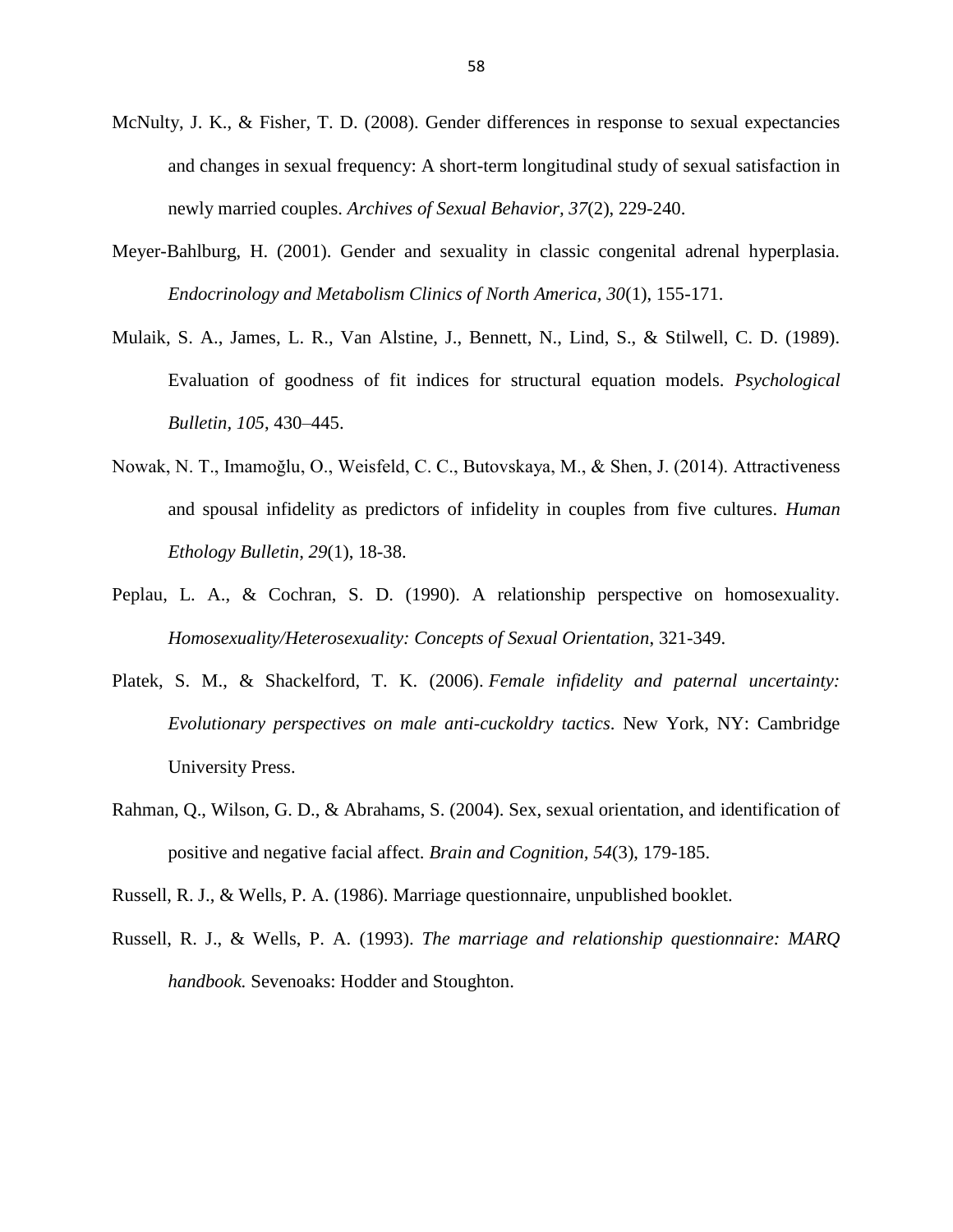McNulty, J. K., & Fisher, T. D. (2008). Gender differences in response to sexual expectancies and changes in sexual frequency: A short-term longitudinal study of sexual satisfaction in newly married couples. *Archives of Sexual Behavior, 37*(2), 229-240.

Meyer-Bahlburg, H. (2001). Gender and sexuality in classic congenital adrenal hyperplasia. *Endocrinology and Metabolism Clinics of North America, 30*(1), 155-171.

Mulaik, S. A., James, L. R., Van Alstine, J., Bennett, N., Lind, S., & Stilwell, C. D. (1989). Evaluation of goodness of fit indices for structural equation models. *Psychological Bulletin, 105*, 430–445.

Nowak, N. T., Imamoğlu, O., Weisfeld, C. C., Butovskaya, M., & Shen, J. (2014). Attractiveness and spousal infidelity as predictors of infidelity in couples from five cultures. *Human Ethology Bulletin, 29*(1), 18-38.

Peplau, L. A., & Cochran, S. D. (1990). A relationship perspective on homosexuality. *Homosexuality/Heterosexuality: Concepts of Sexual Orientation*, 321-349.

Platek, S. M., & Shackelford, T. K. (2006). *Female infidelity and paternal uncertainty: Evolutionary perspectives on male anti-cuckoldry tactics*. New York, NY: Cambridge University Press.

Rahman, Q., Wilson, G. D., & Abrahams, S. (2004). Sex, sexual orientation, and identification of positive and negative facial affect. *Brain and Cognition, 54*(3), 179-185.

Russell, R. J., & Wells, P. A. (1986). Marriage questionnaire, unpublished booklet.

Russell, R. J., & Wells, P. A. (1993). *The marriage and relationship questionnaire: MARQ handbook.* Sevenoaks: Hodder and Stoughton.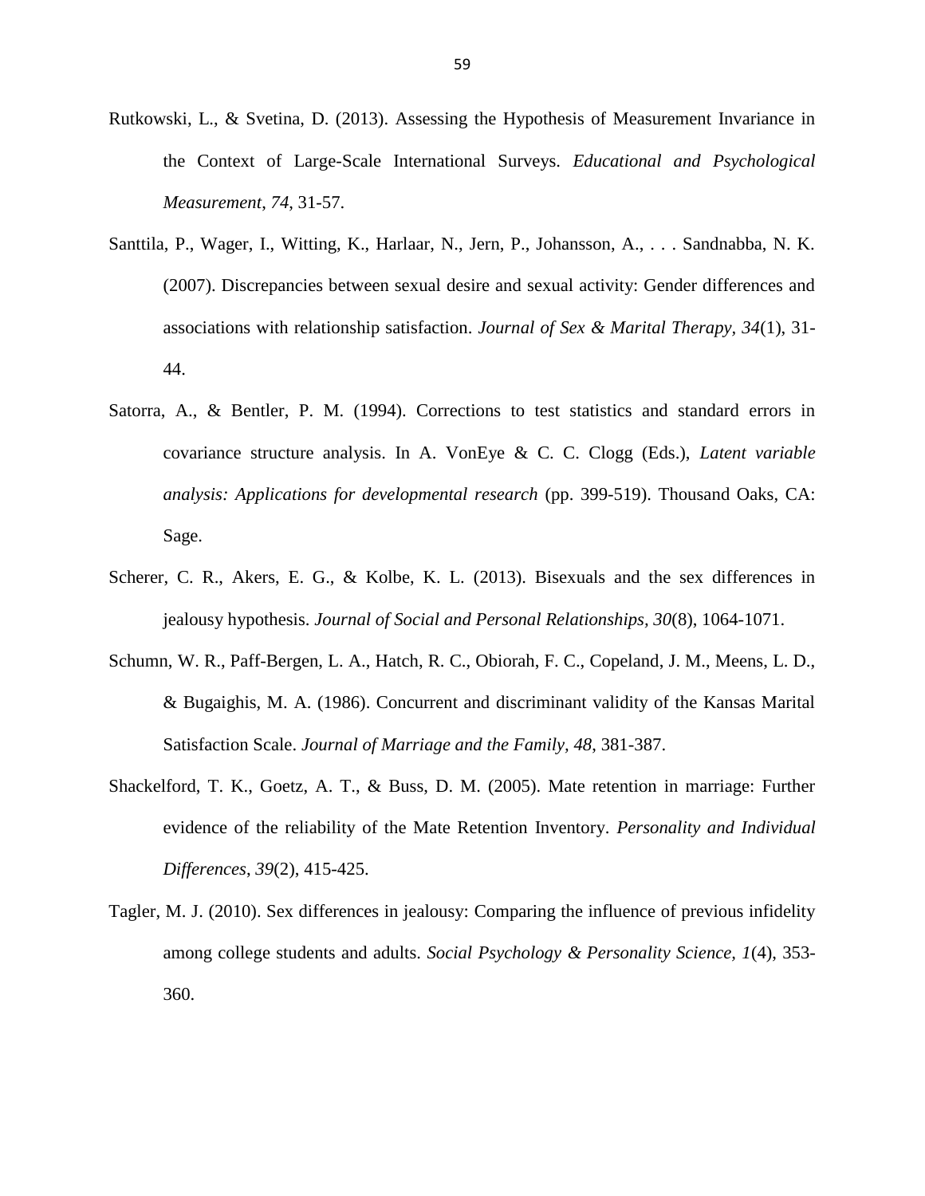Rutkowski, L., & Svetina, D. (2013). Assessing the Hypothesis of Measurement Invariance in the Context of Large-Scale International Surveys. *Educational and Psychological Measurement*, *74*, 31-57.

Santtila, P., Wager, I., Witting, K., Harlaar, N., Jern, P., Johansson, A., . . . Sandnabba, N. K. (2007). Discrepancies between sexual desire and sexual activity: Gender differences and associations with relationship satisfaction. *Journal of Sex & Marital Therapy*, *34*(1), 31-44.

Satorra, A., & Bentler, P. M. (1994). Corrections to test statistics and standard errors in covariance structure analysis. In A. VonEye & C. C. Clogg (Eds.), *Latent variable analysis: Applications for developmental research* (pp. 399-519). Thousand Oaks, CA: Sage.

Scherer, C. R., Akers, E. G., & Kolbe, K. L. (2013). Bisexuals and the sex differences in jealousy hypothesis. *Journal of Social and Personal Relationships*, *30*(8), 1064-1071.

Schumn, W. R., Paff-Bergen, L. A., Hatch, R. C., Obiorah, F. C., Copeland, J. M., Meens, L. D., & Bugaighis, M. A. (1986). Concurrent and discriminant validity of the Kansas Marital Satisfaction Scale. *Journal of Marriage and the Family*, *48*, 381-387.

Shackelford, T. K., Goetz, A. T., & Buss, D. M. (2005). Mate retention in marriage: Further evidence of the reliability of the Mate Retention Inventory. *Personality and Individual Differences*, *39*(2), 415-425.

Tagler, M. J. (2010). Sex differences in jealousy: Comparing the influence of previous infidelity among college students and adults. *Social Psychology & Personality Science*, *1*(4), 353-360.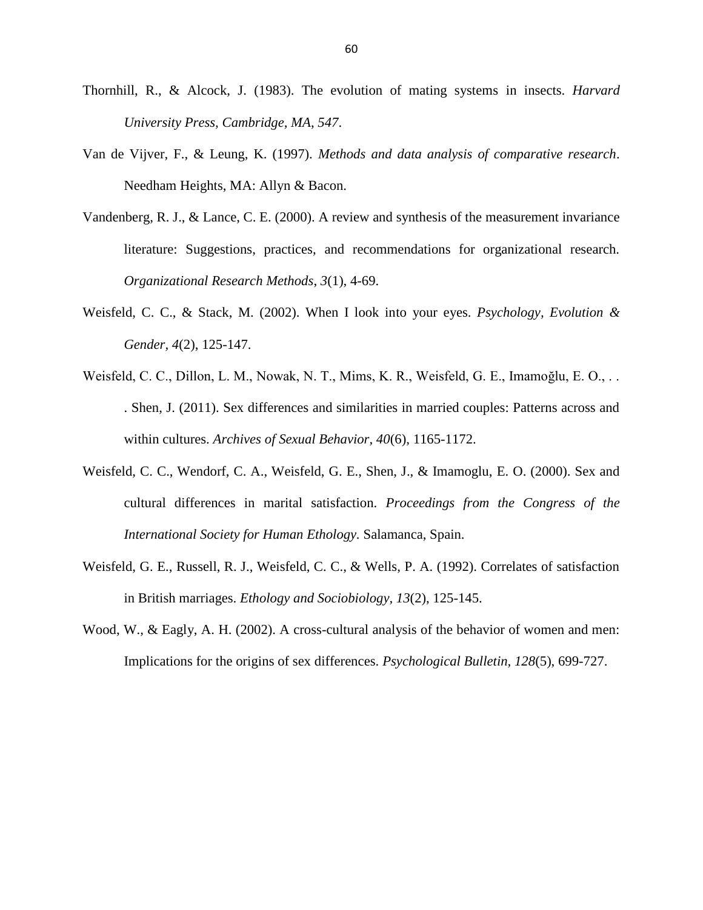Thornhill, R., & Alcock, J. (1983). The evolution of mating systems in insects. *Harvard University Press, Cambridge, MA*, *547*.

Van de Vijver, F., & Leung, K. (1997). *Methods and data analysis of comparative research*. Needham Heights, MA: Allyn & Bacon.

Vandenberg, R. J., & Lance, C. E. (2000). A review and synthesis of the measurement invariance literature: Suggestions, practices, and recommendations for organizational research. *Organizational Research Methods*, *3*(1), 4-69.

Weisfeld, C. C., & Stack, M. (2002). When I look into your eyes. *Psychology, Evolution & Gender, 4*(2), 125-147.

Weisfeld, C. C., Dillon, L. M., Nowak, N. T., Mims, K. R., Weisfeld, G. E., Imamoğlu, E. O., . . . Shen, J. (2011). Sex differences and similarities in married couples: Patterns across and within cultures. *Archives of Sexual Behavior, 40*(6), 1165-1172.

Weisfeld, C. C., Wendorf, C. A., Weisfeld, G. E., Shen, J., & Imamoglu, E. O. (2000). Sex and cultural differences in marital satisfaction. *Proceedings from the Congress of the International Society for Human Ethology*. Salamanca, Spain.

Weisfeld, G. E., Russell, R. J., Weisfeld, C. C., & Wells, P. A. (1992). Correlates of satisfaction in British marriages. *Ethology and Sociobiology*, *13*(2), 125-145.

Wood, W., & Eagly, A. H. (2002). A cross-cultural analysis of the behavior of women and men: Implications for the origins of sex differences. *Psychological Bulletin, 128*(5), 699-727.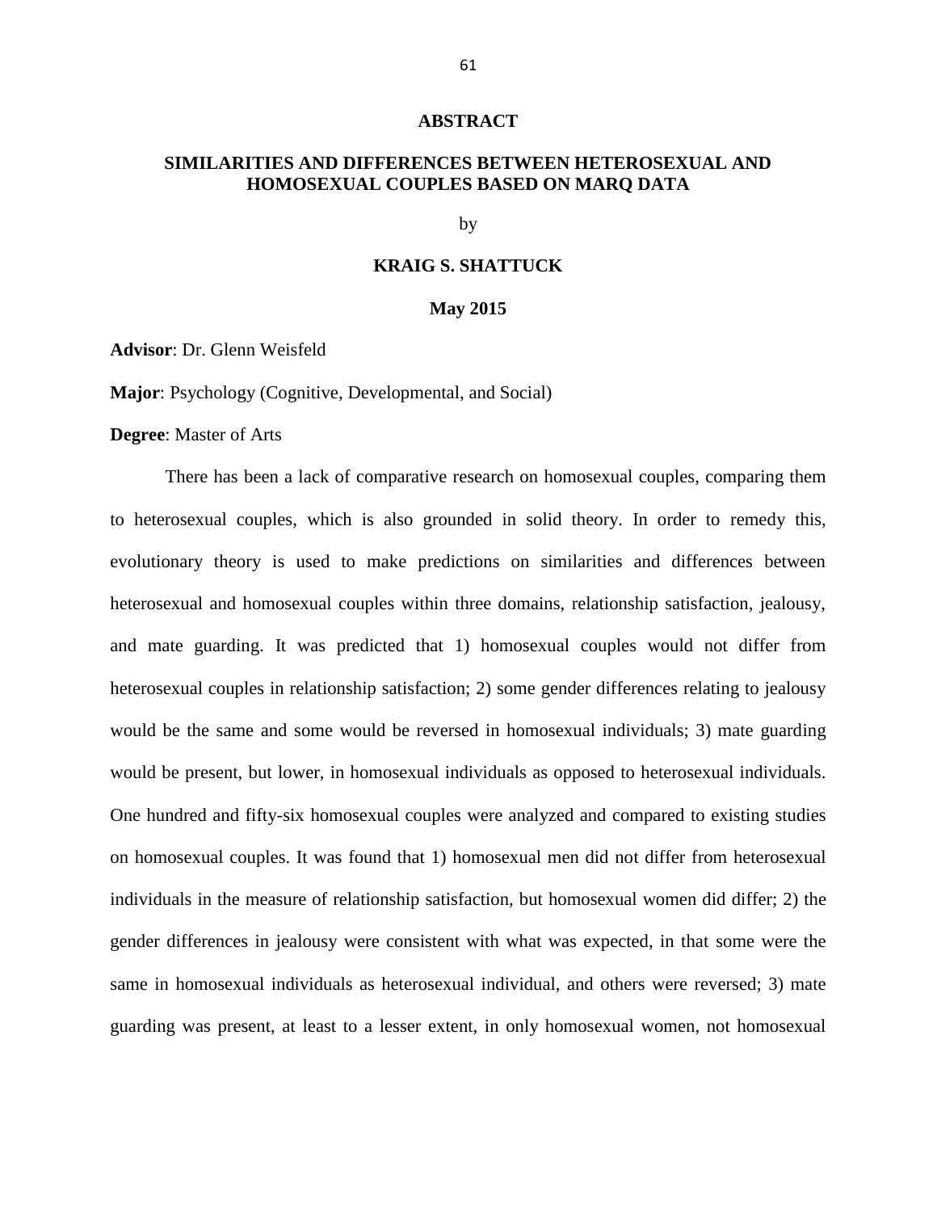# ABSTRACT

## SIMILARITIES AND DIFFERENCES BETWEEN HETEROSEXUAL AND HOMOSEXUAL COUPLES BASED ON MARQ DATA

by

**KRAIG S. SHATTUCK**

**May 2015**

**Advisor**: Dr. Glenn Weisfeld

**Major**: Psychology (Cognitive, Developmental, and Social)

**Degree**: Master of Arts

There has been a lack of comparative research on homosexual couples, comparing them to heterosexual couples, which is also grounded in solid theory. In order to remedy this, evolutionary theory is used to make predictions on similarities and differences between heterosexual and homosexual couples within three domains, relationship satisfaction, jealousy, and mate guarding. It was predicted that 1) homosexual couples would not differ from heterosexual couples in relationship satisfaction; 2) some gender differences relating to jealousy would be the same and some would be reversed in homosexual individuals; 3) mate guarding would be present, but lower, in homosexual individuals as opposed to heterosexual individuals. One hundred and fifty-six homosexual couples were analyzed and compared to existing studies on homosexual couples. It was found that 1) homosexual men did not differ from heterosexual individuals in the measure of relationship satisfaction, but homosexual women did differ; 2) the gender differences in jealousy were consistent with what was expected, in that some were the same in homosexual individuals as heterosexual individual, and others were reversed; 3) mate guarding was present, at least to a lesser extent, in only homosexual women, not homosexual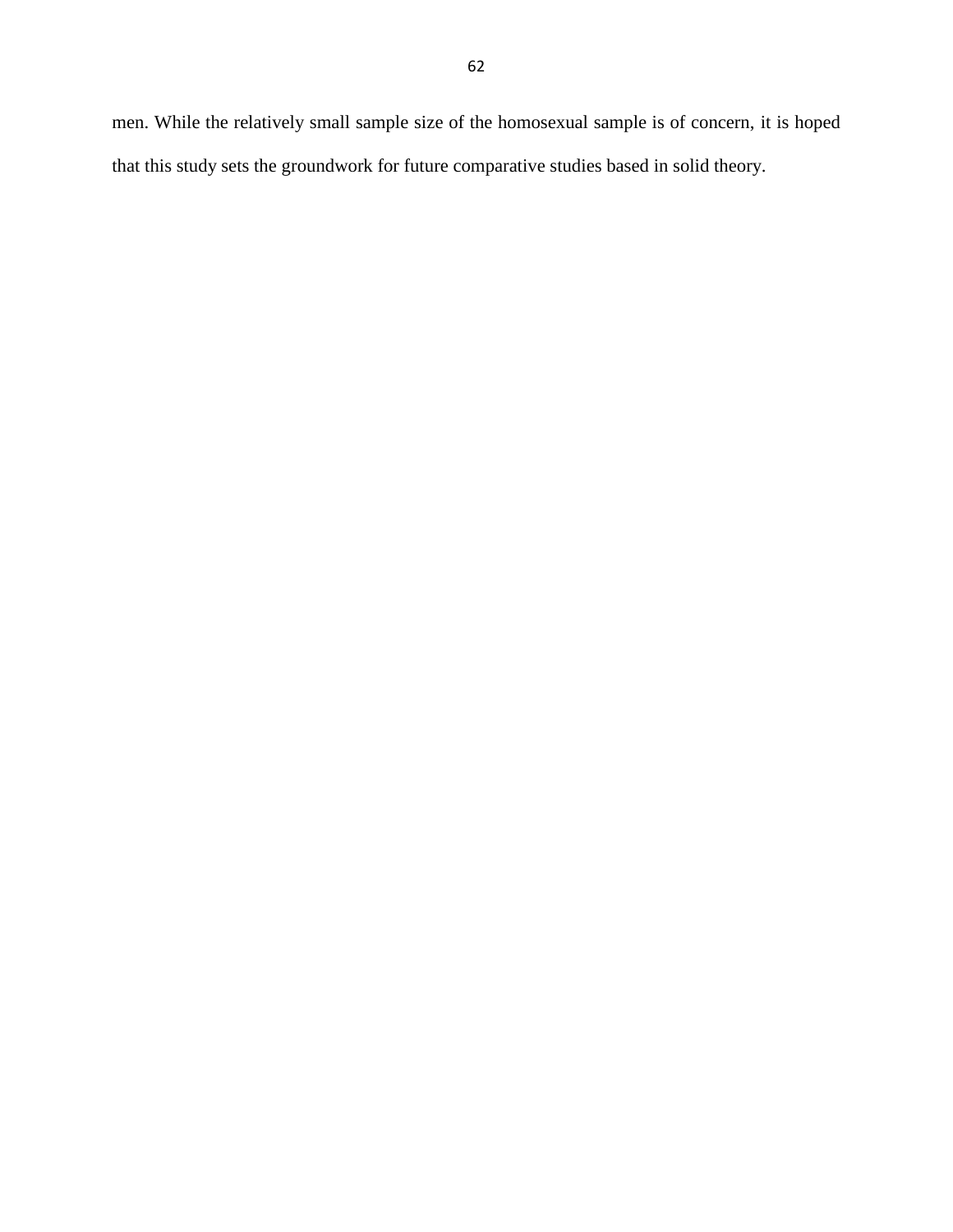men. While the relatively small sample size of the homosexual sample is of concern, it is hoped that this study sets the groundwork for future comparative studies based in solid theory.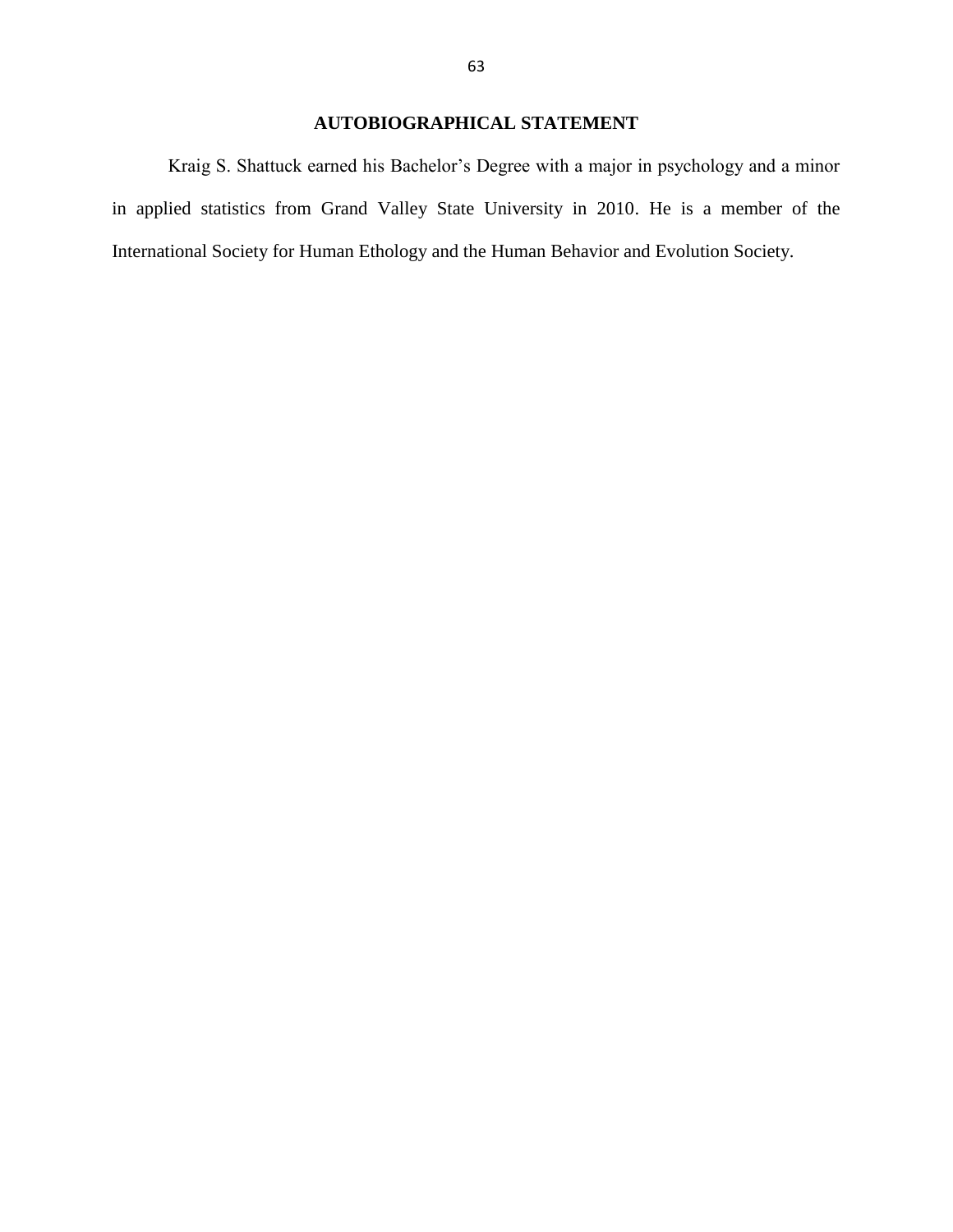## AUTOBIOGRAPHICAL STATEMENT

Kraig S. Shattuck earned his Bachelor's Degree with a major in psychology and a minor in applied statistics from Grand Valley State University in 2010. He is a member of the International Society for Human Ethology and the Human Behavior and Evolution Society.